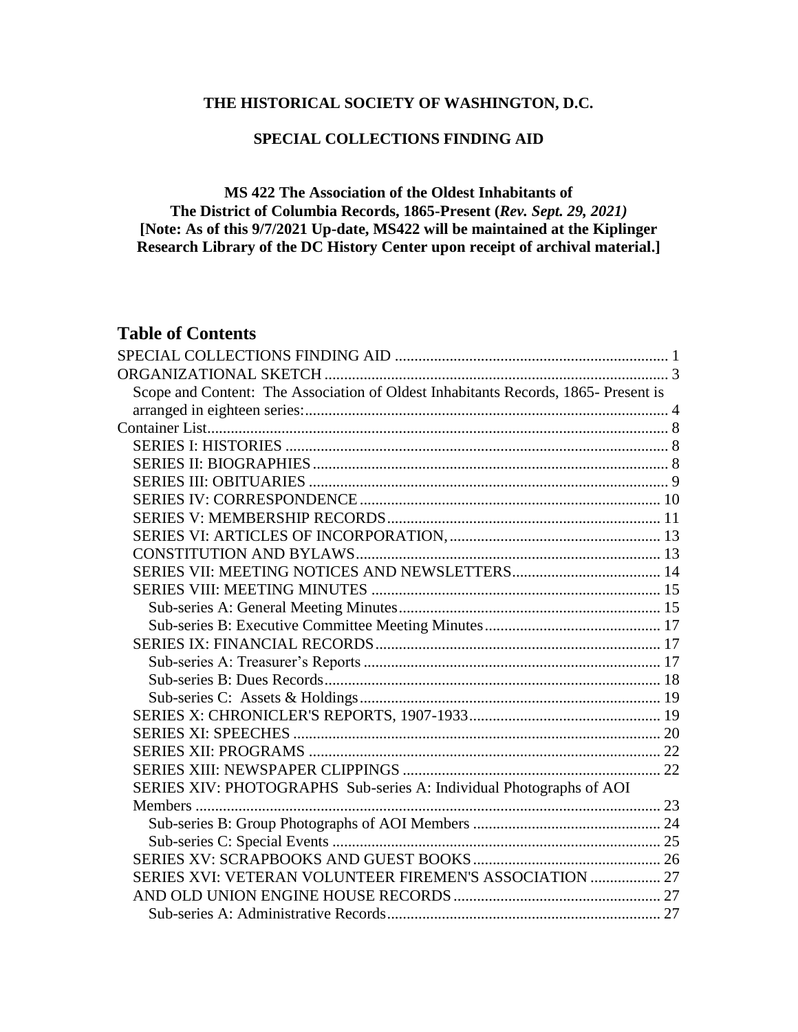**THE HISTORICAL SOCIETY OF WASHINGTON, D.C.**

**SPECIAL COLLECTIONS FINDING AID**

**MS 422 The Association of the Oldest Inhabitants of**
**The District of Columbia Records, 1865-Present (*Rev. Sept. 29, 2021)***
**[Note: As of this 9/7/2021 Up-date, MS422 will be maintained at the Kiplinger Research Library of the DC History Center upon receipt of archival material.]**

## Table of Contents

SPECIAL COLLECTIONS FINDING AID ..................... 1
ORGANIZATIONAL SKETCH ..................... 3
  Scope and Content: The Association of Oldest Inhabitants Records, 1865- Present is arranged in eighteen series: ..................... 4
Container List ..................... 8
  SERIES I: HISTORIES ..................... 8
  SERIES II: BIOGRAPHIES ..................... 8
  SERIES III: OBITUARIES ..................... 9
  SERIES IV: CORRESPONDENCE ..................... 10
  SERIES V: MEMBERSHIP RECORDS ..................... 11
  SERIES VI: ARTICLES OF INCORPORATION, ..................... 13
  CONSTITUTION AND BYLAWS ..................... 13
  SERIES VII: MEETING NOTICES AND NEWSLETTERS ..................... 14
  SERIES VIII: MEETING MINUTES ..................... 15
    Sub-series A: General Meeting Minutes ..................... 15
    Sub-series B: Executive Committee Meeting Minutes ..................... 17
  SERIES IX: FINANCIAL RECORDS ..................... 17
    Sub-series A: Treasurer's Reports ..................... 17
    Sub-series B: Dues Records ..................... 18
    Sub-series C: Assets & Holdings ..................... 19
  SERIES X: CHRONICLER'S REPORTS, 1907-1933 ..................... 19
  SERIES XI: SPEECHES ..................... 20
  SERIES XII: PROGRAMS ..................... 22
  SERIES XIII: NEWSPAPER CLIPPINGS ..................... 22
  SERIES XIV: PHOTOGRAPHS Sub-series A: Individual Photographs of AOI Members ..................... 23
    Sub-series B: Group Photographs of AOI Members ..................... 24
    Sub-series C: Special Events ..................... 25
  SERIES XV: SCRAPBOOKS AND GUEST BOOKS ..................... 26
  SERIES XVI: VETERAN VOLUNTEER FIREMEN'S ASSOCIATION ..................... 27
  AND OLD UNION ENGINE HOUSE RECORDS ..................... 27
    Sub-series A: Administrative Records ..................... 27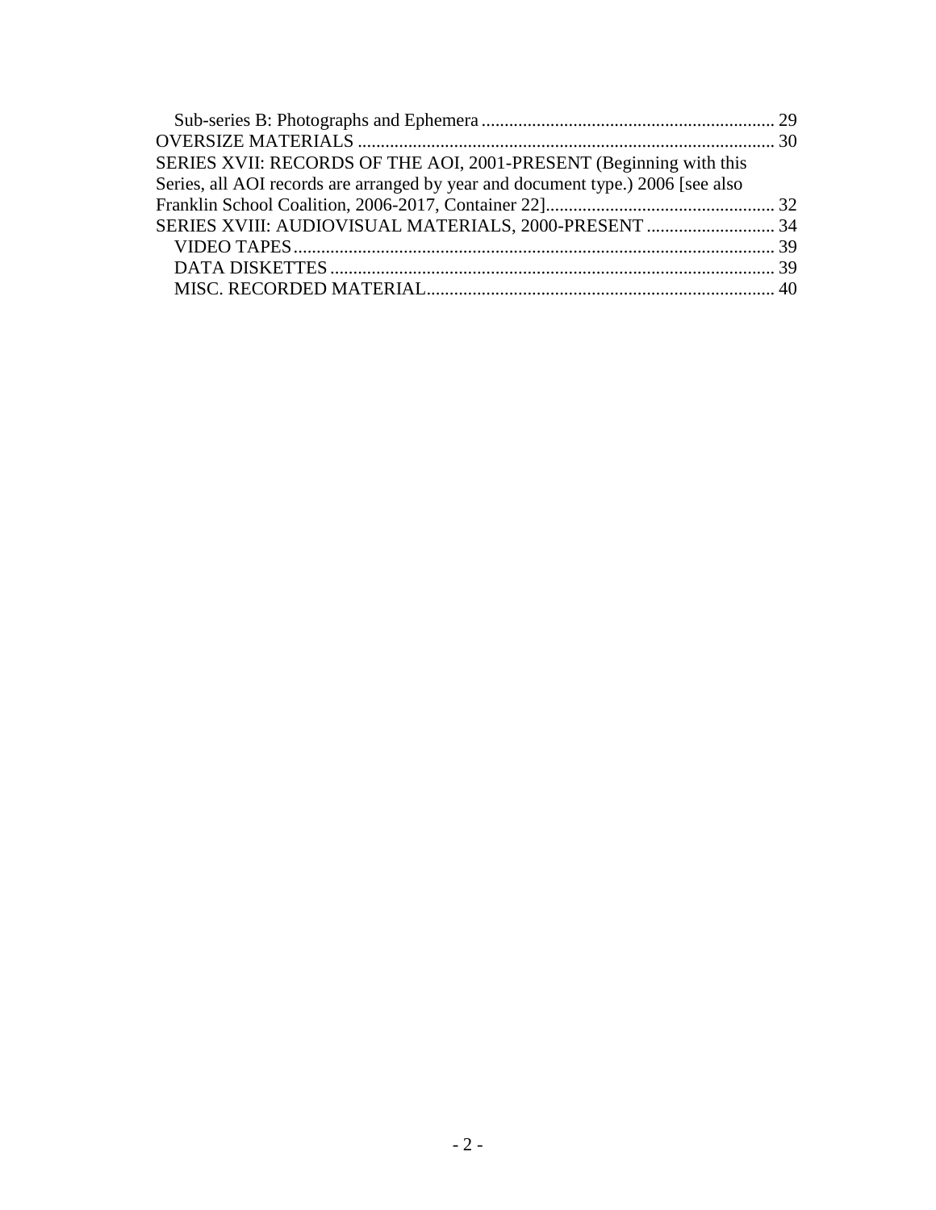Sub-series B: Photographs and Ephemera ................................................................ 29
OVERSIZE MATERIALS ........................................................................................... 30
SERIES XVII: RECORDS OF THE AOI, 2001-PRESENT (Beginning with this Series, all AOI records are arranged by year and document type.) 2006 [see also Franklin School Coalition, 2006-2017, Container 22]................................................. 32
SERIES XVIII: AUDIOVISUAL MATERIALS, 2000-PRESENT ............................ 34
VIDEO TAPES......................................................................................................... 39
DATA DISKETTES ................................................................................................. 39
MISC. RECORDED MATERIAL............................................................................ 40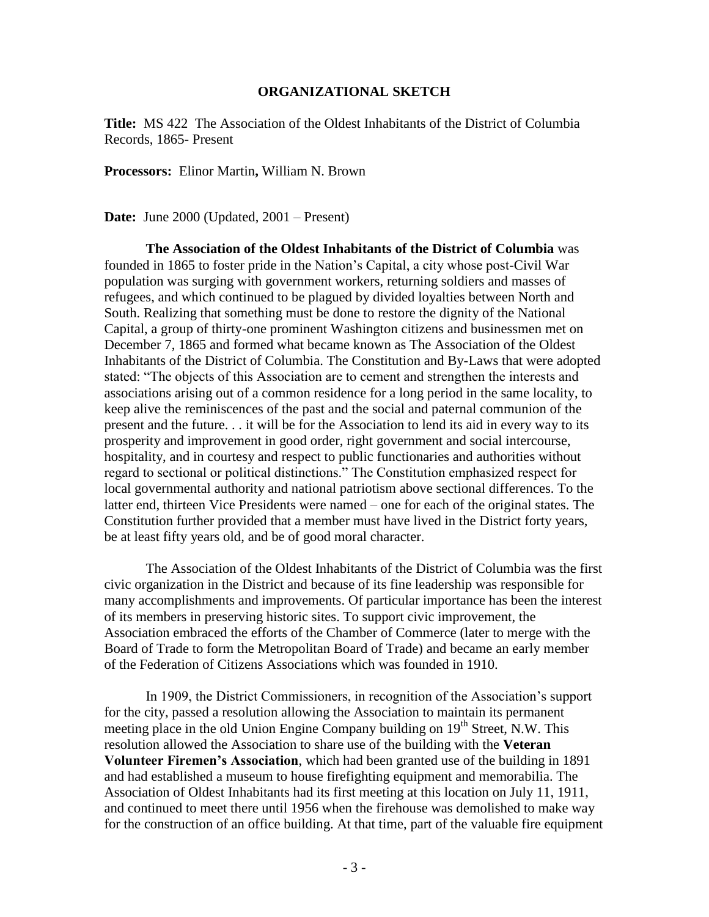## ORGANIZATIONAL SKETCH

**Title:** MS 422 The Association of the Oldest Inhabitants of the District of Columbia Records, 1865- Present

**Processors:** Elinor Martin**,** William N. Brown

**Date:** June 2000 (Updated, 2001 – Present)

**The Association of the Oldest Inhabitants of the District of Columbia** was founded in 1865 to foster pride in the Nation's Capital, a city whose post-Civil War population was surging with government workers, returning soldiers and masses of refugees, and which continued to be plagued by divided loyalties between North and South. Realizing that something must be done to restore the dignity of the National Capital, a group of thirty-one prominent Washington citizens and businessmen met on December 7, 1865 and formed what became known as The Association of the Oldest Inhabitants of the District of Columbia. The Constitution and By-Laws that were adopted stated: "The objects of this Association are to cement and strengthen the interests and associations arising out of a common residence for a long period in the same locality, to keep alive the reminiscences of the past and the social and paternal communion of the present and the future. . . it will be for the Association to lend its aid in every way to its prosperity and improvement in good order, right government and social intercourse, hospitality, and in courtesy and respect to public functionaries and authorities without regard to sectional or political distinctions." The Constitution emphasized respect for local governmental authority and national patriotism above sectional differences. To the latter end, thirteen Vice Presidents were named – one for each of the original states. The Constitution further provided that a member must have lived in the District forty years, be at least fifty years old, and be of good moral character.

The Association of the Oldest Inhabitants of the District of Columbia was the first civic organization in the District and because of its fine leadership was responsible for many accomplishments and improvements. Of particular importance has been the interest of its members in preserving historic sites. To support civic improvement, the Association embraced the efforts of the Chamber of Commerce (later to merge with the Board of Trade to form the Metropolitan Board of Trade) and became an early member of the Federation of Citizens Associations which was founded in 1910.

In 1909, the District Commissioners, in recognition of the Association's support for the city, passed a resolution allowing the Association to maintain its permanent meeting place in the old Union Engine Company building on 19th Street, N.W. This resolution allowed the Association to share use of the building with the **Veteran Volunteer Firemen's Association**, which had been granted use of the building in 1891 and had established a museum to house firefighting equipment and memorabilia. The Association of Oldest Inhabitants had its first meeting at this location on July 11, 1911, and continued to meet there until 1956 when the firehouse was demolished to make way for the construction of an office building. At that time, part of the valuable fire equipment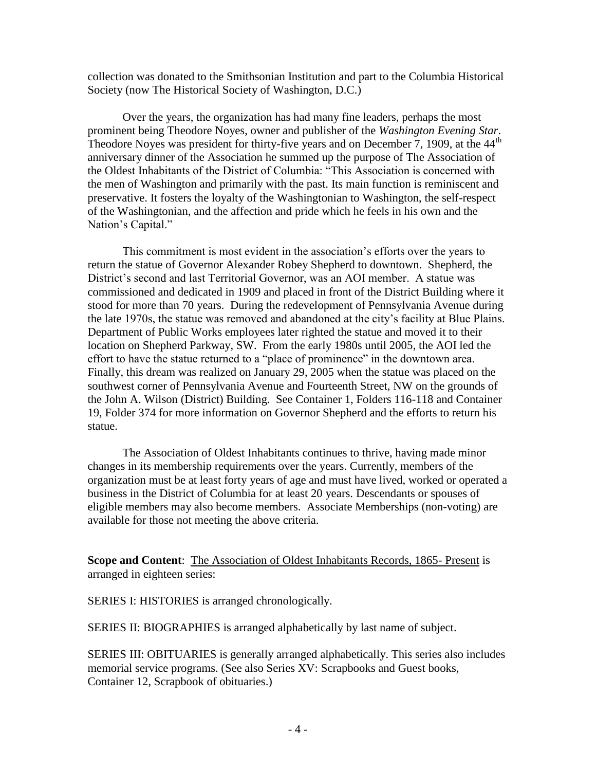collection was donated to the Smithsonian Institution and part to the Columbia Historical Society (now The Historical Society of Washington, D.C.)

Over the years, the organization has had many fine leaders, perhaps the most prominent being Theodore Noyes, owner and publisher of the *Washington Evening Star*. Theodore Noyes was president for thirty-five years and on December 7, 1909, at the 44th anniversary dinner of the Association he summed up the purpose of The Association of the Oldest Inhabitants of the District of Columbia: "This Association is concerned with the men of Washington and primarily with the past. Its main function is reminiscent and preservative. It fosters the loyalty of the Washingtonian to Washington, the self-respect of the Washingtonian, and the affection and pride which he feels in his own and the Nation's Capital."

This commitment is most evident in the association's efforts over the years to return the statue of Governor Alexander Robey Shepherd to downtown. Shepherd, the District's second and last Territorial Governor, was an AOI member. A statue was commissioned and dedicated in 1909 and placed in front of the District Building where it stood for more than 70 years. During the redevelopment of Pennsylvania Avenue during the late 1970s, the statue was removed and abandoned at the city's facility at Blue Plains. Department of Public Works employees later righted the statue and moved it to their location on Shepherd Parkway, SW. From the early 1980s until 2005, the AOI led the effort to have the statue returned to a "place of prominence" in the downtown area. Finally, this dream was realized on January 29, 2005 when the statue was placed on the southwest corner of Pennsylvania Avenue and Fourteenth Street, NW on the grounds of the John A. Wilson (District) Building. See Container 1, Folders 116-118 and Container 19, Folder 374 for more information on Governor Shepherd and the efforts to return his statue.

The Association of Oldest Inhabitants continues to thrive, having made minor changes in its membership requirements over the years. Currently, members of the organization must be at least forty years of age and must have lived, worked or operated a business in the District of Columbia for at least 20 years. Descendants or spouses of eligible members may also become members. Associate Memberships (non-voting) are available for those not meeting the above criteria.

**Scope and Content**: The Association of Oldest Inhabitants Records, 1865- Present is arranged in eighteen series:

SERIES I: HISTORIES is arranged chronologically.

SERIES II: BIOGRAPHIES is arranged alphabetically by last name of subject.

SERIES III: OBITUARIES is generally arranged alphabetically. This series also includes memorial service programs. (See also Series XV: Scrapbooks and Guest books, Container 12, Scrapbook of obituaries.)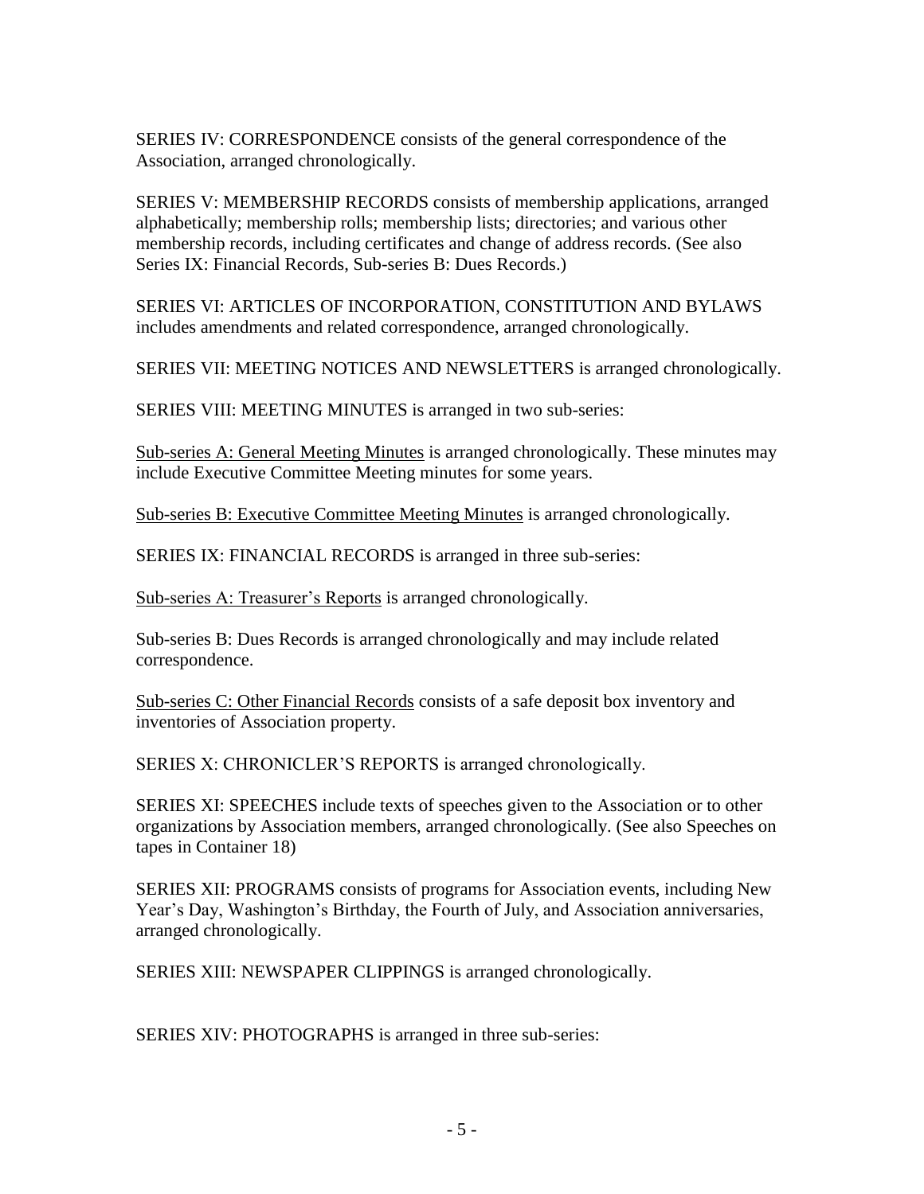SERIES IV: CORRESPONDENCE consists of the general correspondence of the Association, arranged chronologically.

SERIES V: MEMBERSHIP RECORDS consists of membership applications, arranged alphabetically; membership rolls; membership lists; directories; and various other membership records, including certificates and change of address records. (See also Series IX: Financial Records, Sub-series B: Dues Records.)

SERIES VI: ARTICLES OF INCORPORATION, CONSTITUTION AND BYLAWS includes amendments and related correspondence, arranged chronologically.

SERIES VII: MEETING NOTICES AND NEWSLETTERS is arranged chronologically.

SERIES VIII: MEETING MINUTES is arranged in two sub-series:

<u>Sub-series A: General Meeting Minutes</u> is arranged chronologically. These minutes may include Executive Committee Meeting minutes for some years.

<u>Sub-series B: Executive Committee Meeting Minutes</u> is arranged chronologically.

SERIES IX: FINANCIAL RECORDS is arranged in three sub-series:

<u>Sub-series A: Treasurer's Reports</u> is arranged chronologically.

Sub-series B: Dues Records is arranged chronologically and may include related correspondence.

<u>Sub-series C: Other Financial Records</u> consists of a safe deposit box inventory and inventories of Association property.

SERIES X: CHRONICLER'S REPORTS is arranged chronologically.

SERIES XI: SPEECHES include texts of speeches given to the Association or to other organizations by Association members, arranged chronologically. (See also Speeches on tapes in Container 18)

SERIES XII: PROGRAMS consists of programs for Association events, including New Year's Day, Washington's Birthday, the Fourth of July, and Association anniversaries, arranged chronologically.

SERIES XIII: NEWSPAPER CLIPPINGS is arranged chronologically.

SERIES XIV: PHOTOGRAPHS is arranged in three sub-series: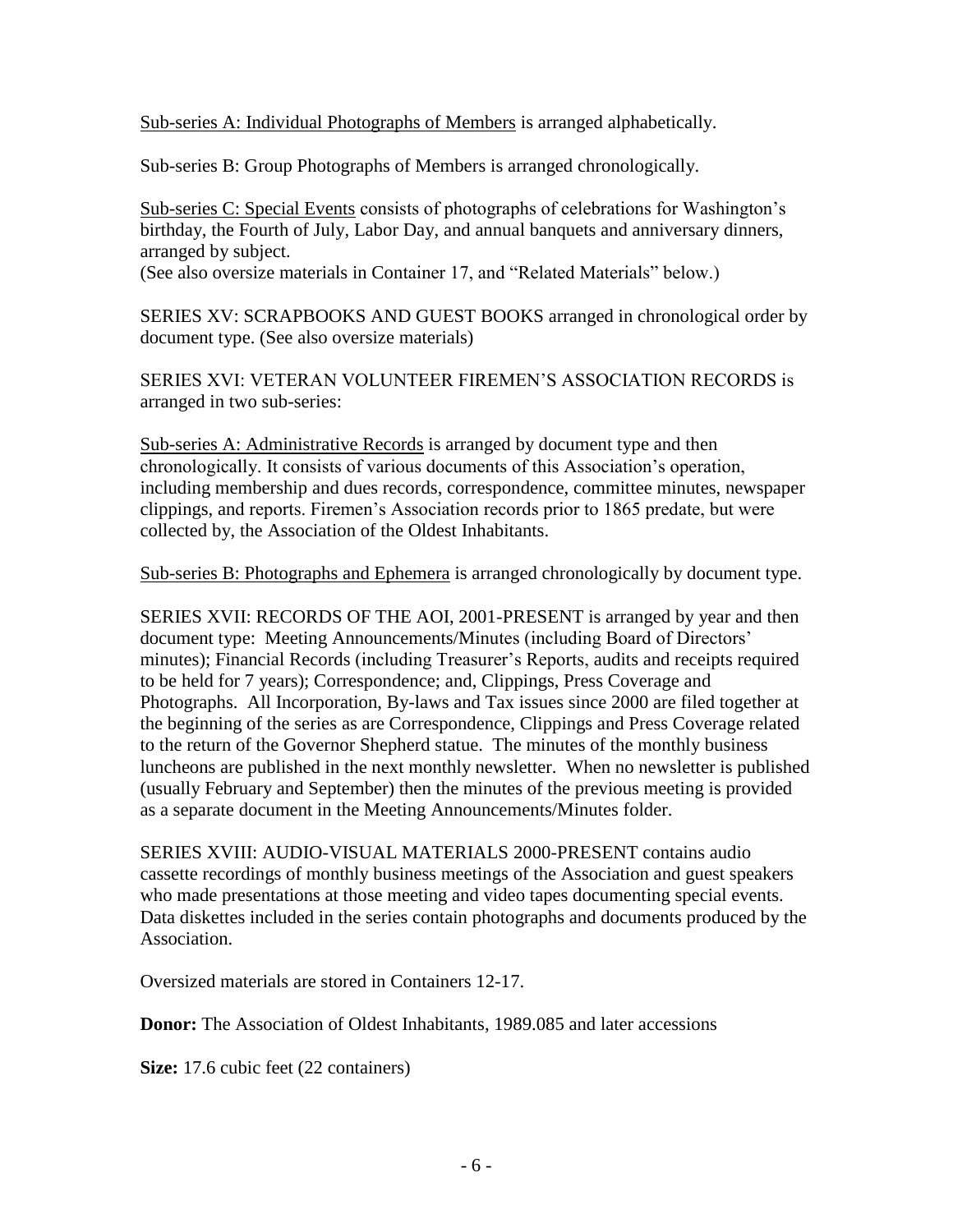Sub-series A: Individual Photographs of Members is arranged alphabetically.

Sub-series B: Group Photographs of Members is arranged chronologically.

Sub-series C: Special Events consists of photographs of celebrations for Washington's birthday, the Fourth of July, Labor Day, and annual banquets and anniversary dinners, arranged by subject.
(See also oversize materials in Container 17, and "Related Materials" below.)

SERIES XV: SCRAPBOOKS AND GUEST BOOKS arranged in chronological order by document type. (See also oversize materials)

SERIES XVI: VETERAN VOLUNTEER FIREMEN'S ASSOCIATION RECORDS is arranged in two sub-series:

Sub-series A: Administrative Records is arranged by document type and then chronologically. It consists of various documents of this Association's operation, including membership and dues records, correspondence, committee minutes, newspaper clippings, and reports. Firemen's Association records prior to 1865 predate, but were collected by, the Association of the Oldest Inhabitants.

Sub-series B: Photographs and Ephemera is arranged chronologically by document type.

SERIES XVII: RECORDS OF THE AOI, 2001-PRESENT is arranged by year and then document type: Meeting Announcements/Minutes (including Board of Directors' minutes); Financial Records (including Treasurer's Reports, audits and receipts required to be held for 7 years); Correspondence; and, Clippings, Press Coverage and Photographs. All Incorporation, By-laws and Tax issues since 2000 are filed together at the beginning of the series as are Correspondence, Clippings and Press Coverage related to the return of the Governor Shepherd statue. The minutes of the monthly business luncheons are published in the next monthly newsletter. When no newsletter is published (usually February and September) then the minutes of the previous meeting is provided as a separate document in the Meeting Announcements/Minutes folder.

SERIES XVIII: AUDIO-VISUAL MATERIALS 2000-PRESENT contains audio cassette recordings of monthly business meetings of the Association and guest speakers who made presentations at those meeting and video tapes documenting special events. Data diskettes included in the series contain photographs and documents produced by the Association.

Oversized materials are stored in Containers 12-17.

**Donor:** The Association of Oldest Inhabitants, 1989.085 and later accessions

**Size:** 17.6 cubic feet (22 containers)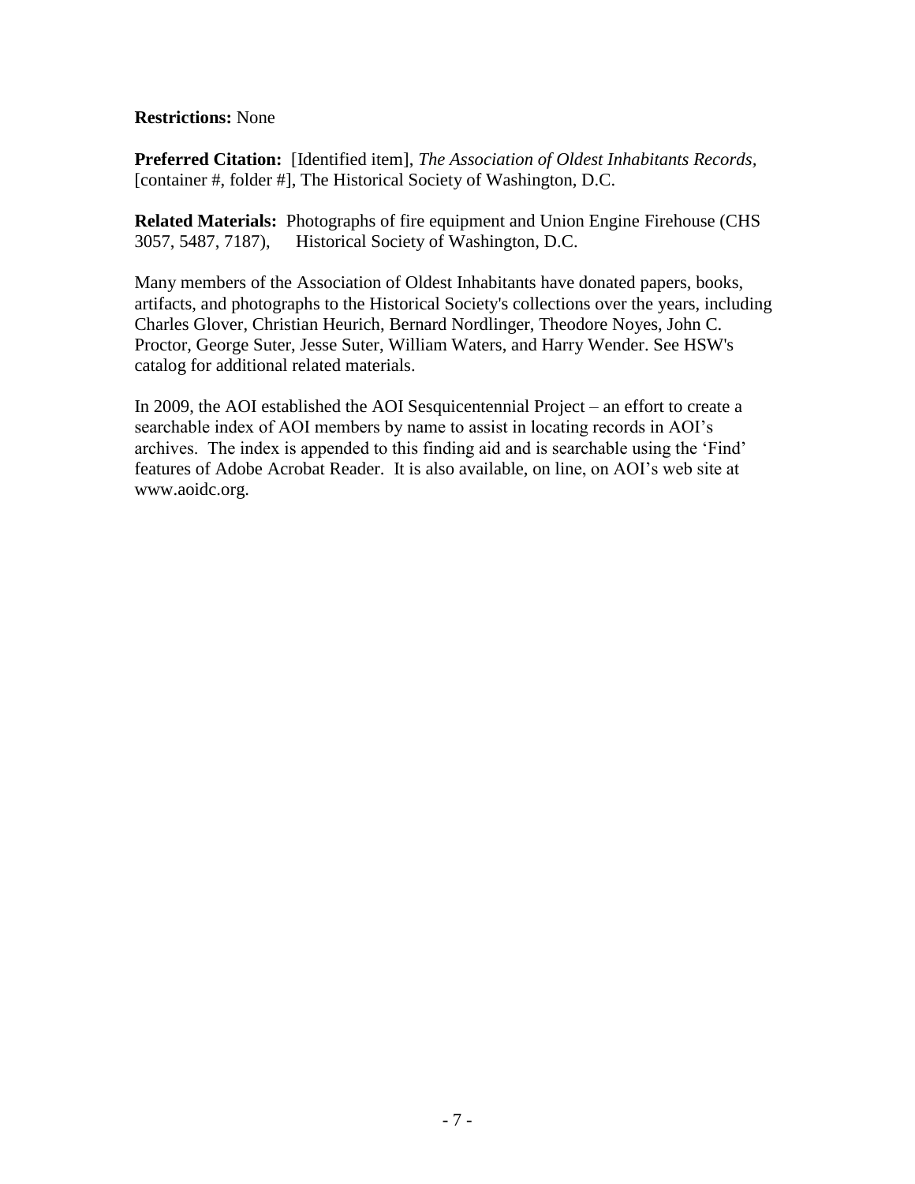**Restrictions:** None

**Preferred Citation:** [Identified item], *The Association of Oldest Inhabitants Records*, [container #, folder #], The Historical Society of Washington, D.C.

**Related Materials:** Photographs of fire equipment and Union Engine Firehouse (CHS 3057, 5487, 7187), Historical Society of Washington, D.C.

Many members of the Association of Oldest Inhabitants have donated papers, books, artifacts, and photographs to the Historical Society's collections over the years, including Charles Glover, Christian Heurich, Bernard Nordlinger, Theodore Noyes, John C. Proctor, George Suter, Jesse Suter, William Waters, and Harry Wender. See HSW's catalog for additional related materials.

In 2009, the AOI established the AOI Sesquicentennial Project – an effort to create a searchable index of AOI members by name to assist in locating records in AOI's archives. The index is appended to this finding aid and is searchable using the 'Find' features of Adobe Acrobat Reader. It is also available, on line, on AOI's web site at www.aoidc.org.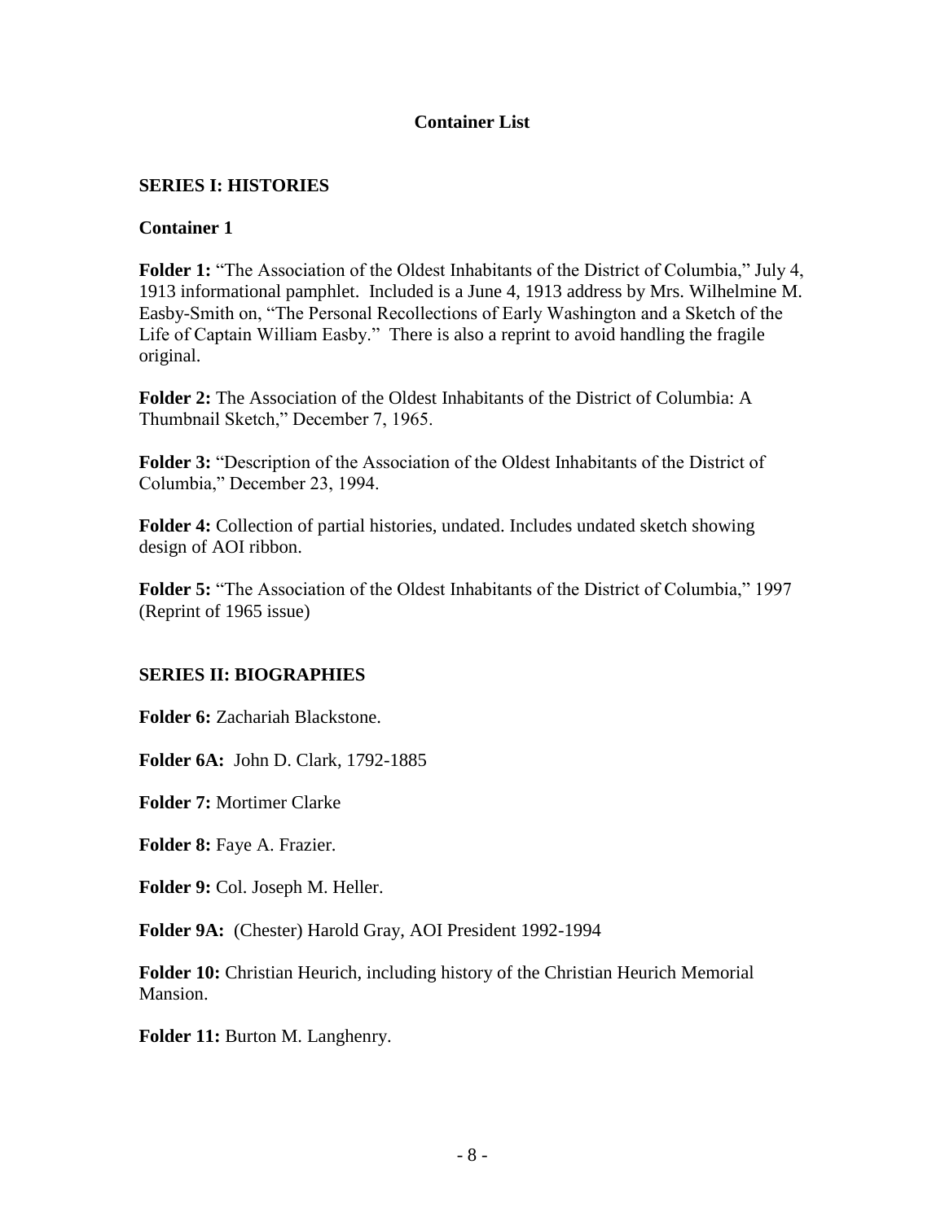## Container List

### SERIES I: HISTORIES

**Container 1**

**Folder 1:** "The Association of the Oldest Inhabitants of the District of Columbia," July 4, 1913 informational pamphlet. Included is a June 4, 1913 address by Mrs. Wilhelmine M. Easby-Smith on, "The Personal Recollections of Early Washington and a Sketch of the Life of Captain William Easby." There is also a reprint to avoid handling the fragile original.

**Folder 2:** The Association of the Oldest Inhabitants of the District of Columbia: A Thumbnail Sketch," December 7, 1965.

**Folder 3:** "Description of the Association of the Oldest Inhabitants of the District of Columbia," December 23, 1994.

**Folder 4:** Collection of partial histories, undated. Includes undated sketch showing design of AOI ribbon.

**Folder 5:** "The Association of the Oldest Inhabitants of the District of Columbia," 1997 (Reprint of 1965 issue)

### SERIES II: BIOGRAPHIES

**Folder 6:** Zachariah Blackstone.

**Folder 6A:** John D. Clark, 1792-1885

**Folder 7:** Mortimer Clarke

**Folder 8:** Faye A. Frazier.

**Folder 9:** Col. Joseph M. Heller.

**Folder 9A:** (Chester) Harold Gray, AOI President 1992-1994

**Folder 10:** Christian Heurich, including history of the Christian Heurich Memorial Mansion.

**Folder 11:** Burton M. Langhenry.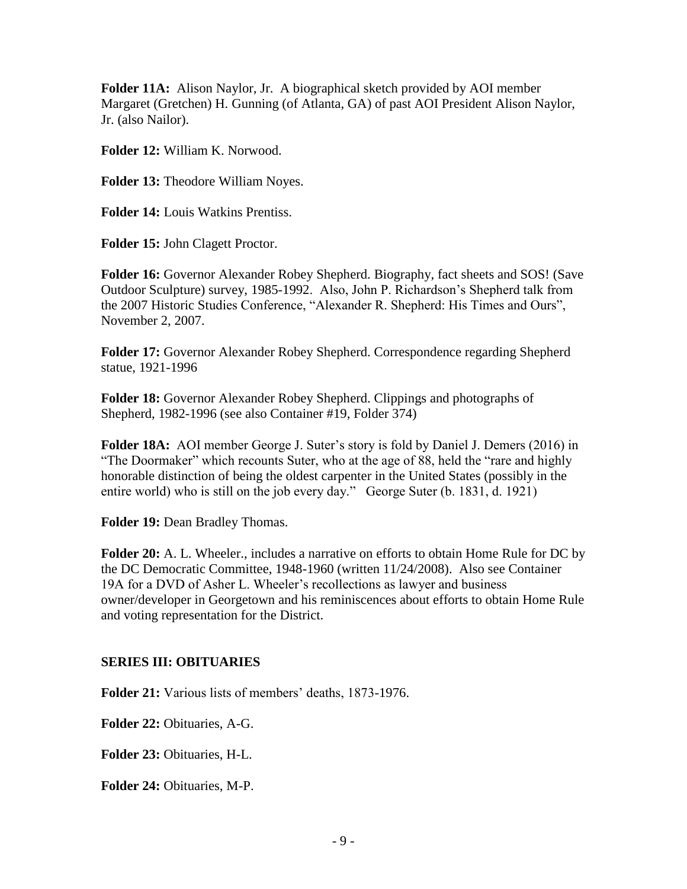**Folder 11A:** Alison Naylor, Jr. A biographical sketch provided by AOI member Margaret (Gretchen) H. Gunning (of Atlanta, GA) of past AOI President Alison Naylor, Jr. (also Nailor).

**Folder 12:** William K. Norwood.

**Folder 13:** Theodore William Noyes.

**Folder 14:** Louis Watkins Prentiss.

**Folder 15:** John Clagett Proctor.

**Folder 16:** Governor Alexander Robey Shepherd. Biography, fact sheets and SOS! (Save Outdoor Sculpture) survey, 1985-1992. Also, John P. Richardson's Shepherd talk from the 2007 Historic Studies Conference, "Alexander R. Shepherd: His Times and Ours", November 2, 2007.

**Folder 17:** Governor Alexander Robey Shepherd. Correspondence regarding Shepherd statue, 1921-1996

**Folder 18:** Governor Alexander Robey Shepherd. Clippings and photographs of Shepherd, 1982-1996 (see also Container #19, Folder 374)

**Folder 18A:** AOI member George J. Suter's story is fold by Daniel J. Demers (2016) in "The Doormaker" which recounts Suter, who at the age of 88, held the "rare and highly honorable distinction of being the oldest carpenter in the United States (possibly in the entire world) who is still on the job every day." George Suter (b. 1831, d. 1921)

**Folder 19:** Dean Bradley Thomas.

**Folder 20:** A. L. Wheeler., includes a narrative on efforts to obtain Home Rule for DC by the DC Democratic Committee, 1948-1960 (written 11/24/2008). Also see Container 19A for a DVD of Asher L. Wheeler's recollections as lawyer and business owner/developer in Georgetown and his reminiscences about efforts to obtain Home Rule and voting representation for the District.

## SERIES III: OBITUARIES

**Folder 21:** Various lists of members' deaths, 1873-1976.

**Folder 22:** Obituaries, A-G.

**Folder 23:** Obituaries, H-L.

**Folder 24:** Obituaries, M-P.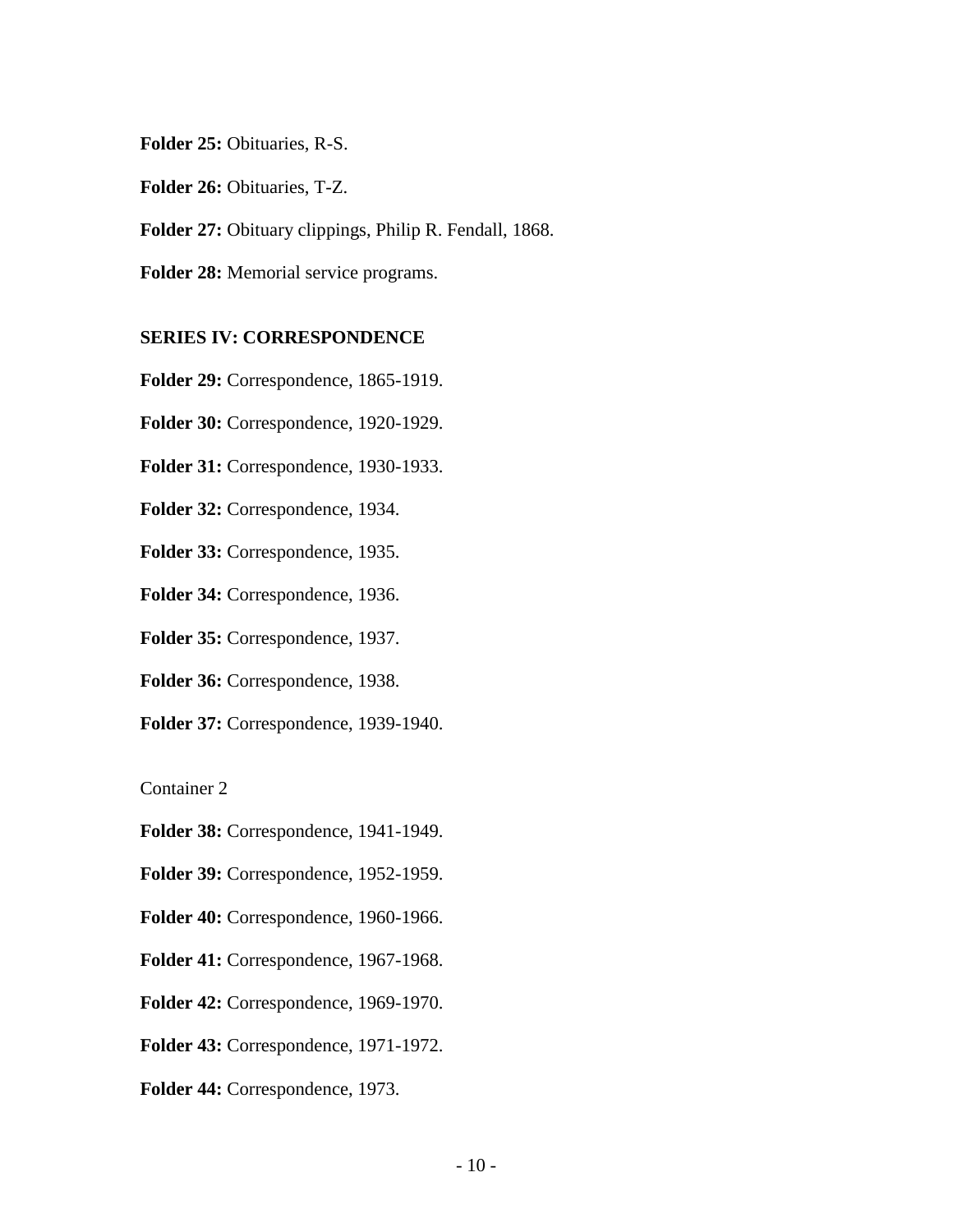**Folder 25:** Obituaries, R-S.

**Folder 26:** Obituaries, T-Z.

**Folder 27:** Obituary clippings, Philip R. Fendall, 1868.

**Folder 28:** Memorial service programs.

**SERIES IV: CORRESPONDENCE**

**Folder 29:** Correspondence, 1865-1919.

**Folder 30:** Correspondence, 1920-1929.

**Folder 31:** Correspondence, 1930-1933.

**Folder 32:** Correspondence, 1934.

**Folder 33:** Correspondence, 1935.

**Folder 34:** Correspondence, 1936.

**Folder 35:** Correspondence, 1937.

**Folder 36:** Correspondence, 1938.

**Folder 37:** Correspondence, 1939-1940.

Container 2

**Folder 38:** Correspondence, 1941-1949.

**Folder 39:** Correspondence, 1952-1959.

**Folder 40:** Correspondence, 1960-1966.

**Folder 41:** Correspondence, 1967-1968.

**Folder 42:** Correspondence, 1969-1970.

**Folder 43:** Correspondence, 1971-1972.

**Folder 44:** Correspondence, 1973.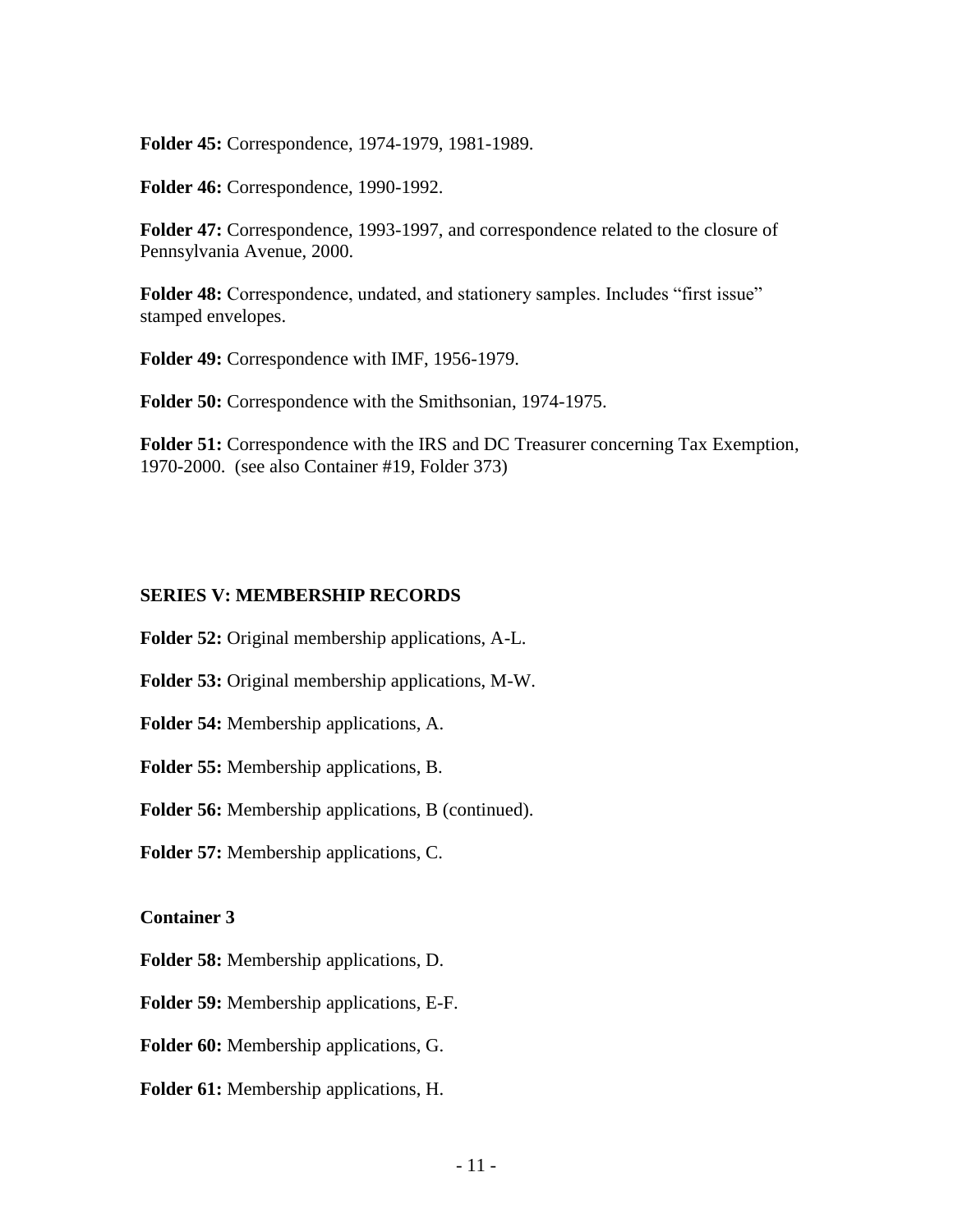**Folder 45:** Correspondence, 1974-1979, 1981-1989.

**Folder 46:** Correspondence, 1990-1992.

**Folder 47:** Correspondence, 1993-1997, and correspondence related to the closure of Pennsylvania Avenue, 2000.

**Folder 48:** Correspondence, undated, and stationery samples. Includes "first issue" stamped envelopes.

**Folder 49:** Correspondence with IMF, 1956-1979.

**Folder 50:** Correspondence with the Smithsonian, 1974-1975.

**Folder 51:** Correspondence with the IRS and DC Treasurer concerning Tax Exemption, 1970-2000. (see also Container #19, Folder 373)

## SERIES V: MEMBERSHIP RECORDS

**Folder 52:** Original membership applications, A-L.

**Folder 53:** Original membership applications, M-W.

**Folder 54:** Membership applications, A.

**Folder 55:** Membership applications, B.

**Folder 56:** Membership applications, B (continued).

**Folder 57:** Membership applications, C.

### Container 3

**Folder 58:** Membership applications, D.

**Folder 59:** Membership applications, E-F.

**Folder 60:** Membership applications, G.

**Folder 61:** Membership applications, H.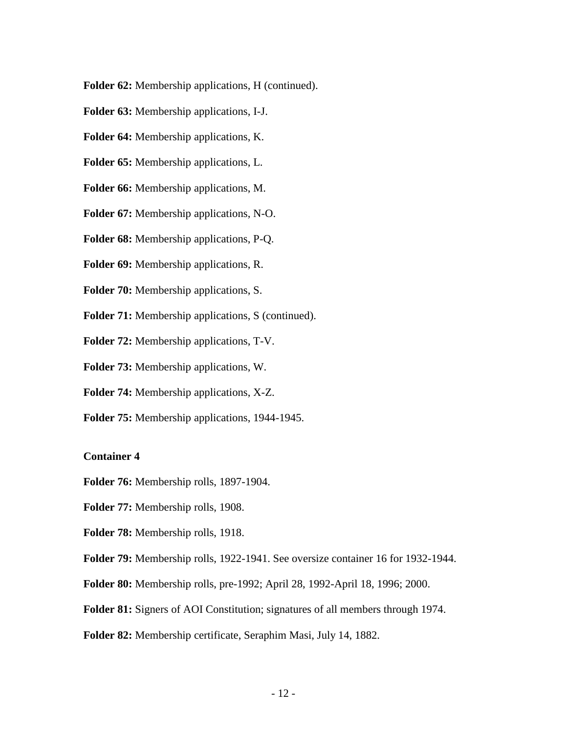**Folder 62:** Membership applications, H (continued).

**Folder 63:** Membership applications, I-J.

**Folder 64:** Membership applications, K.

**Folder 65:** Membership applications, L.

**Folder 66:** Membership applications, M.

**Folder 67:** Membership applications, N-O.

**Folder 68:** Membership applications, P-Q.

**Folder 69:** Membership applications, R.

**Folder 70:** Membership applications, S.

**Folder 71:** Membership applications, S (continued).

**Folder 72:** Membership applications, T-V.

**Folder 73:** Membership applications, W.

**Folder 74:** Membership applications, X-Z.

**Folder 75:** Membership applications, 1944-1945.

**Container 4**

**Folder 76:** Membership rolls, 1897-1904.

**Folder 77:** Membership rolls, 1908.

**Folder 78:** Membership rolls, 1918.

**Folder 79:** Membership rolls, 1922-1941. See oversize container 16 for 1932-1944.

**Folder 80:** Membership rolls, pre-1992; April 28, 1992-April 18, 1996; 2000.

**Folder 81:** Signers of AOI Constitution; signatures of all members through 1974.

**Folder 82:** Membership certificate, Seraphim Masi, July 14, 1882.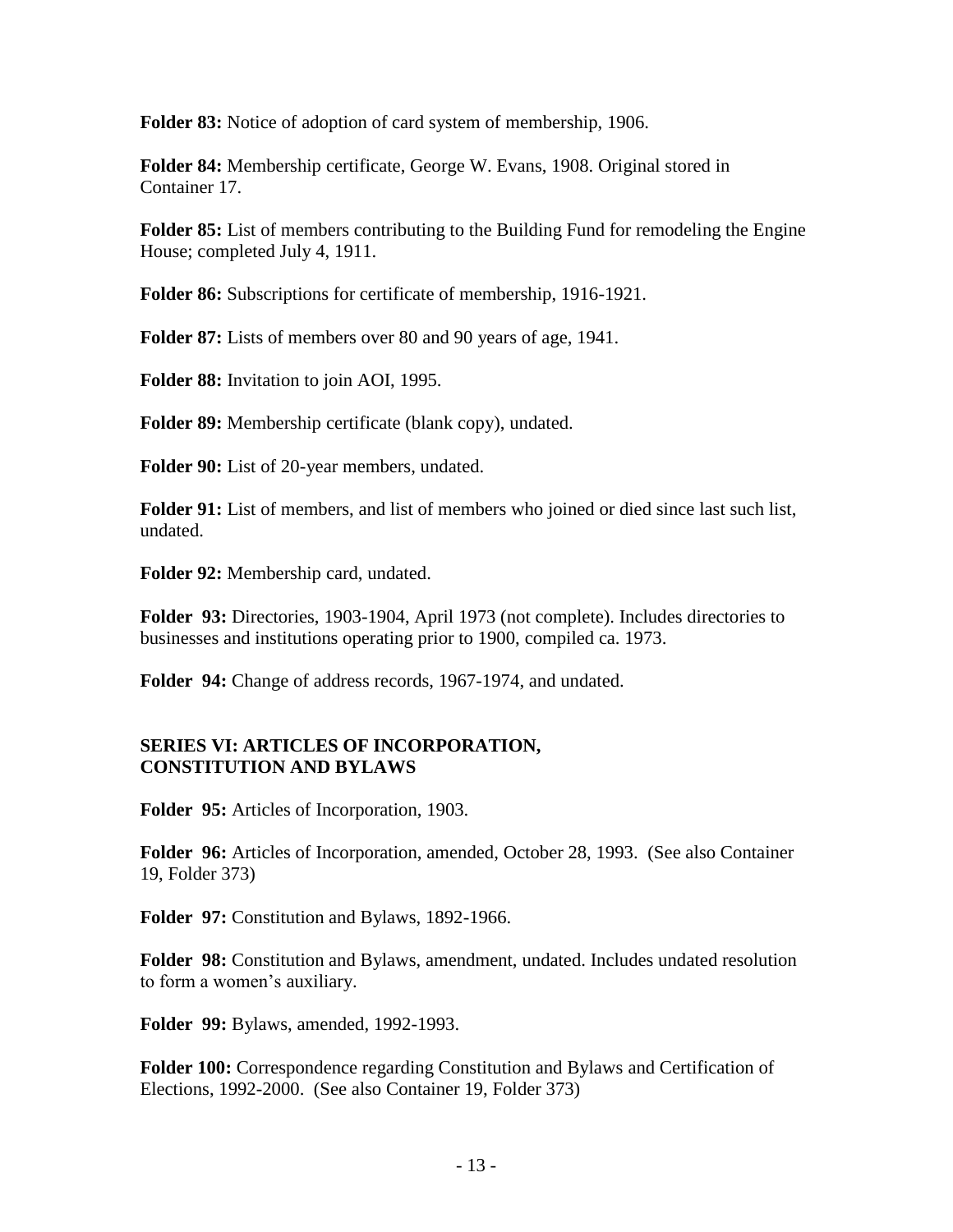**Folder 83:** Notice of adoption of card system of membership, 1906.

**Folder 84:** Membership certificate, George W. Evans, 1908. Original stored in Container 17.

**Folder 85:** List of members contributing to the Building Fund for remodeling the Engine House; completed July 4, 1911.

**Folder 86:** Subscriptions for certificate of membership, 1916-1921.

**Folder 87:** Lists of members over 80 and 90 years of age, 1941.

**Folder 88:** Invitation to join AOI, 1995.

**Folder 89:** Membership certificate (blank copy), undated.

**Folder 90:** List of 20-year members, undated.

**Folder 91:** List of members, and list of members who joined or died since last such list, undated.

**Folder 92:** Membership card, undated.

**Folder 93:** Directories, 1903-1904, April 1973 (not complete). Includes directories to businesses and institutions operating prior to 1900, compiled ca. 1973.

**Folder 94:** Change of address records, 1967-1974, and undated.

## SERIES VI: ARTICLES OF INCORPORATION, CONSTITUTION AND BYLAWS

**Folder 95:** Articles of Incorporation, 1903.

**Folder 96:** Articles of Incorporation, amended, October 28, 1993. (See also Container 19, Folder 373)

**Folder 97:** Constitution and Bylaws, 1892-1966.

**Folder 98:** Constitution and Bylaws, amendment, undated. Includes undated resolution to form a women's auxiliary.

**Folder 99:** Bylaws, amended, 1992-1993.

**Folder 100:** Correspondence regarding Constitution and Bylaws and Certification of Elections, 1992-2000. (See also Container 19, Folder 373)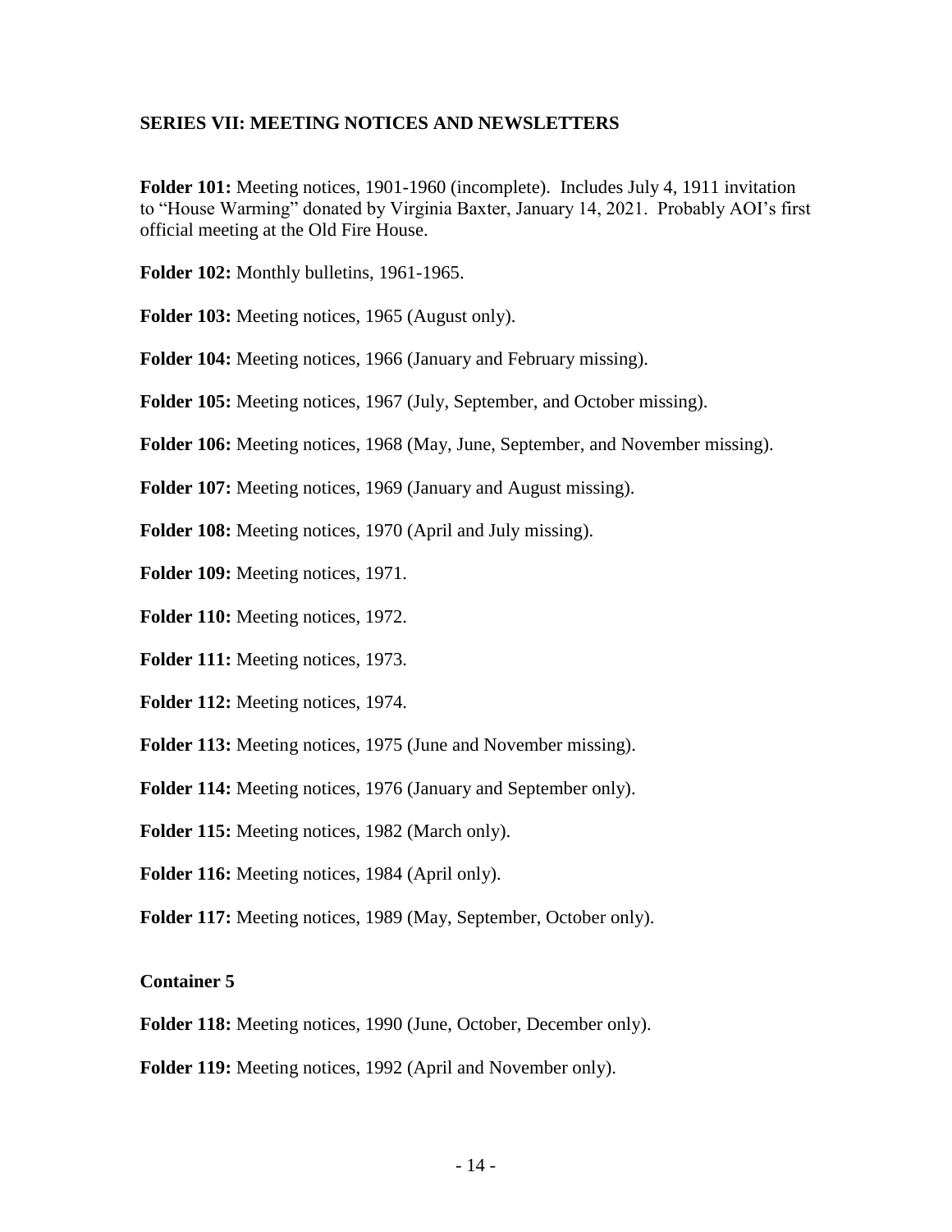## SERIES VII: MEETING NOTICES AND NEWSLETTERS

**Folder 101:** Meeting notices, 1901-1960 (incomplete). Includes July 4, 1911 invitation to "House Warming" donated by Virginia Baxter, January 14, 2021. Probably AOI's first official meeting at the Old Fire House.

**Folder 102:** Monthly bulletins, 1961-1965.

**Folder 103:** Meeting notices, 1965 (August only).

**Folder 104:** Meeting notices, 1966 (January and February missing).

**Folder 105:** Meeting notices, 1967 (July, September, and October missing).

**Folder 106:** Meeting notices, 1968 (May, June, September, and November missing).

**Folder 107:** Meeting notices, 1969 (January and August missing).

**Folder 108:** Meeting notices, 1970 (April and July missing).

**Folder 109:** Meeting notices, 1971.

**Folder 110:** Meeting notices, 1972.

**Folder 111:** Meeting notices, 1973.

**Folder 112:** Meeting notices, 1974.

**Folder 113:** Meeting notices, 1975 (June and November missing).

**Folder 114:** Meeting notices, 1976 (January and September only).

**Folder 115:** Meeting notices, 1982 (March only).

**Folder 116:** Meeting notices, 1984 (April only).

**Folder 117:** Meeting notices, 1989 (May, September, October only).

### Container 5

**Folder 118:** Meeting notices, 1990 (June, October, December only).

**Folder 119:** Meeting notices, 1992 (April and November only).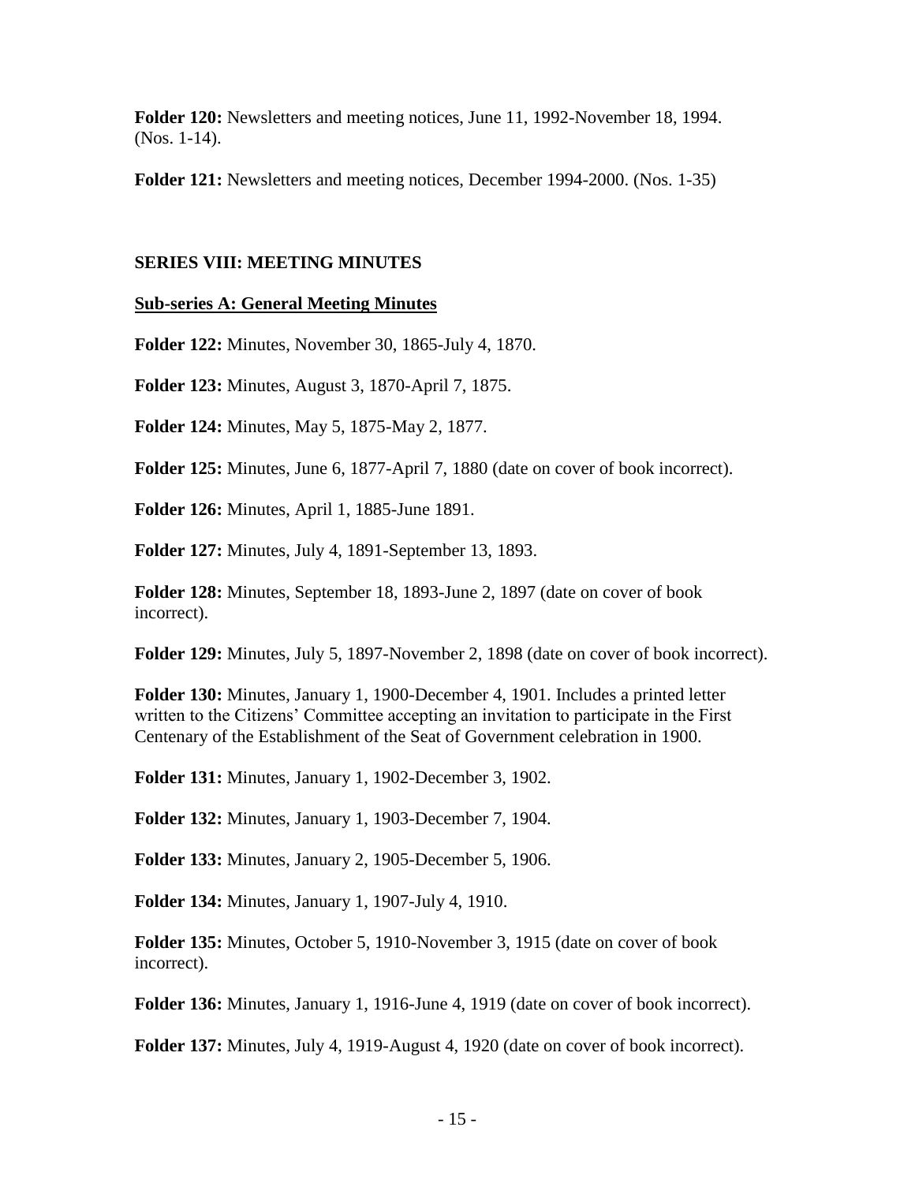**Folder 120:** Newsletters and meeting notices, June 11, 1992-November 18, 1994. (Nos. 1-14).

**Folder 121:** Newsletters and meeting notices, December 1994-2000. (Nos. 1-35)

## SERIES VIII: MEETING MINUTES

### Sub-series A: General Meeting Minutes

**Folder 122:** Minutes, November 30, 1865-July 4, 1870.

**Folder 123:** Minutes, August 3, 1870-April 7, 1875.

**Folder 124:** Minutes, May 5, 1875-May 2, 1877.

**Folder 125:** Minutes, June 6, 1877-April 7, 1880 (date on cover of book incorrect).

**Folder 126:** Minutes, April 1, 1885-June 1891.

**Folder 127:** Minutes, July 4, 1891-September 13, 1893.

**Folder 128:** Minutes, September 18, 1893-June 2, 1897 (date on cover of book incorrect).

**Folder 129:** Minutes, July 5, 1897-November 2, 1898 (date on cover of book incorrect).

**Folder 130:** Minutes, January 1, 1900-December 4, 1901. Includes a printed letter written to the Citizens' Committee accepting an invitation to participate in the First Centenary of the Establishment of the Seat of Government celebration in 1900.

**Folder 131:** Minutes, January 1, 1902-December 3, 1902.

**Folder 132:** Minutes, January 1, 1903-December 7, 1904.

**Folder 133:** Minutes, January 2, 1905-December 5, 1906.

**Folder 134:** Minutes, January 1, 1907-July 4, 1910.

**Folder 135:** Minutes, October 5, 1910-November 3, 1915 (date on cover of book incorrect).

**Folder 136:** Minutes, January 1, 1916-June 4, 1919 (date on cover of book incorrect).

**Folder 137:** Minutes, July 4, 1919-August 4, 1920 (date on cover of book incorrect).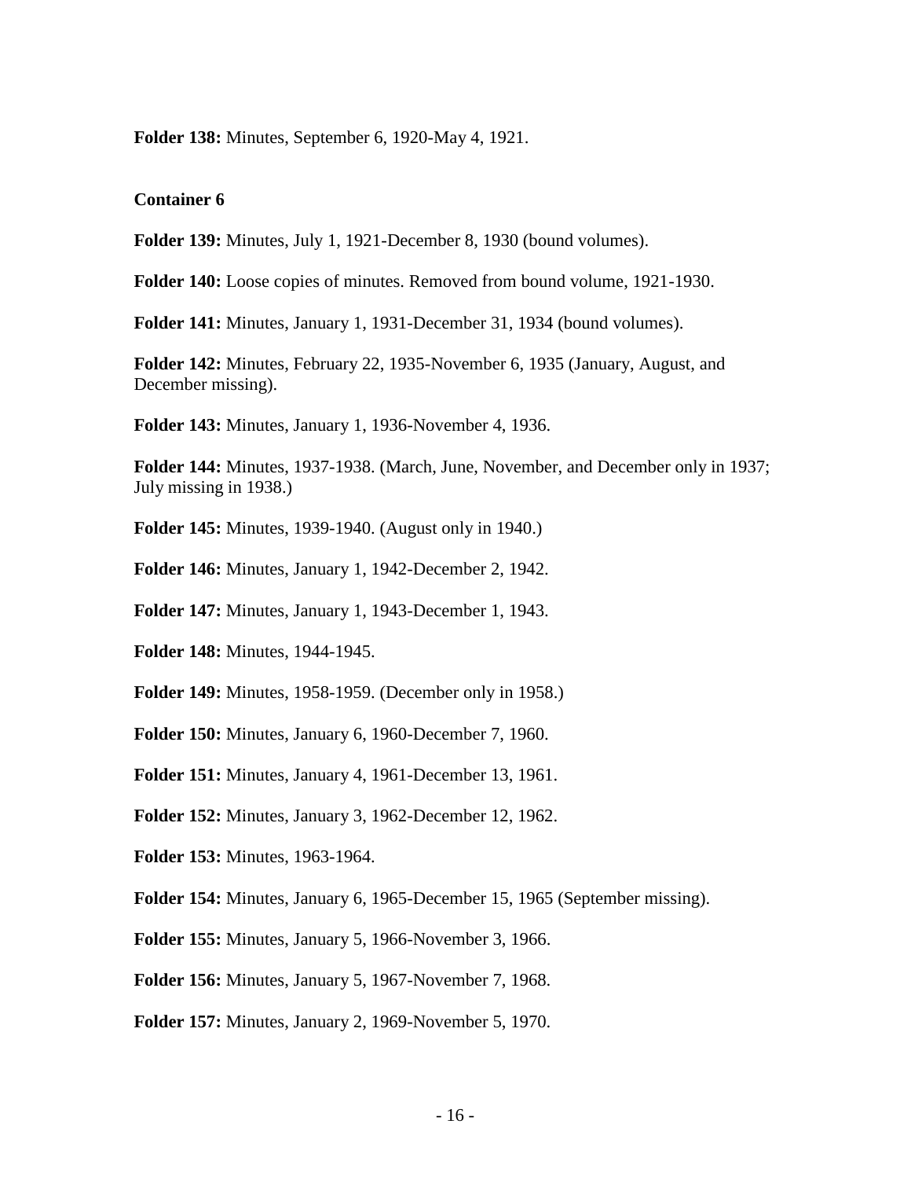**Folder 138:** Minutes, September 6, 1920-May 4, 1921.

**Container 6**

**Folder 139:** Minutes, July 1, 1921-December 8, 1930 (bound volumes).

**Folder 140:** Loose copies of minutes. Removed from bound volume, 1921-1930.

**Folder 141:** Minutes, January 1, 1931-December 31, 1934 (bound volumes).

**Folder 142:** Minutes, February 22, 1935-November 6, 1935 (January, August, and December missing).

**Folder 143:** Minutes, January 1, 1936-November 4, 1936.

**Folder 144:** Minutes, 1937-1938. (March, June, November, and December only in 1937; July missing in 1938.)

**Folder 145:** Minutes, 1939-1940. (August only in 1940.)

**Folder 146:** Minutes, January 1, 1942-December 2, 1942.

**Folder 147:** Minutes, January 1, 1943-December 1, 1943.

**Folder 148:** Minutes, 1944-1945.

**Folder 149:** Minutes, 1958-1959. (December only in 1958.)

**Folder 150:** Minutes, January 6, 1960-December 7, 1960.

**Folder 151:** Minutes, January 4, 1961-December 13, 1961.

**Folder 152:** Minutes, January 3, 1962-December 12, 1962.

**Folder 153:** Minutes, 1963-1964.

**Folder 154:** Minutes, January 6, 1965-December 15, 1965 (September missing).

**Folder 155:** Minutes, January 5, 1966-November 3, 1966.

**Folder 156:** Minutes, January 5, 1967-November 7, 1968.

**Folder 157:** Minutes, January 2, 1969-November 5, 1970.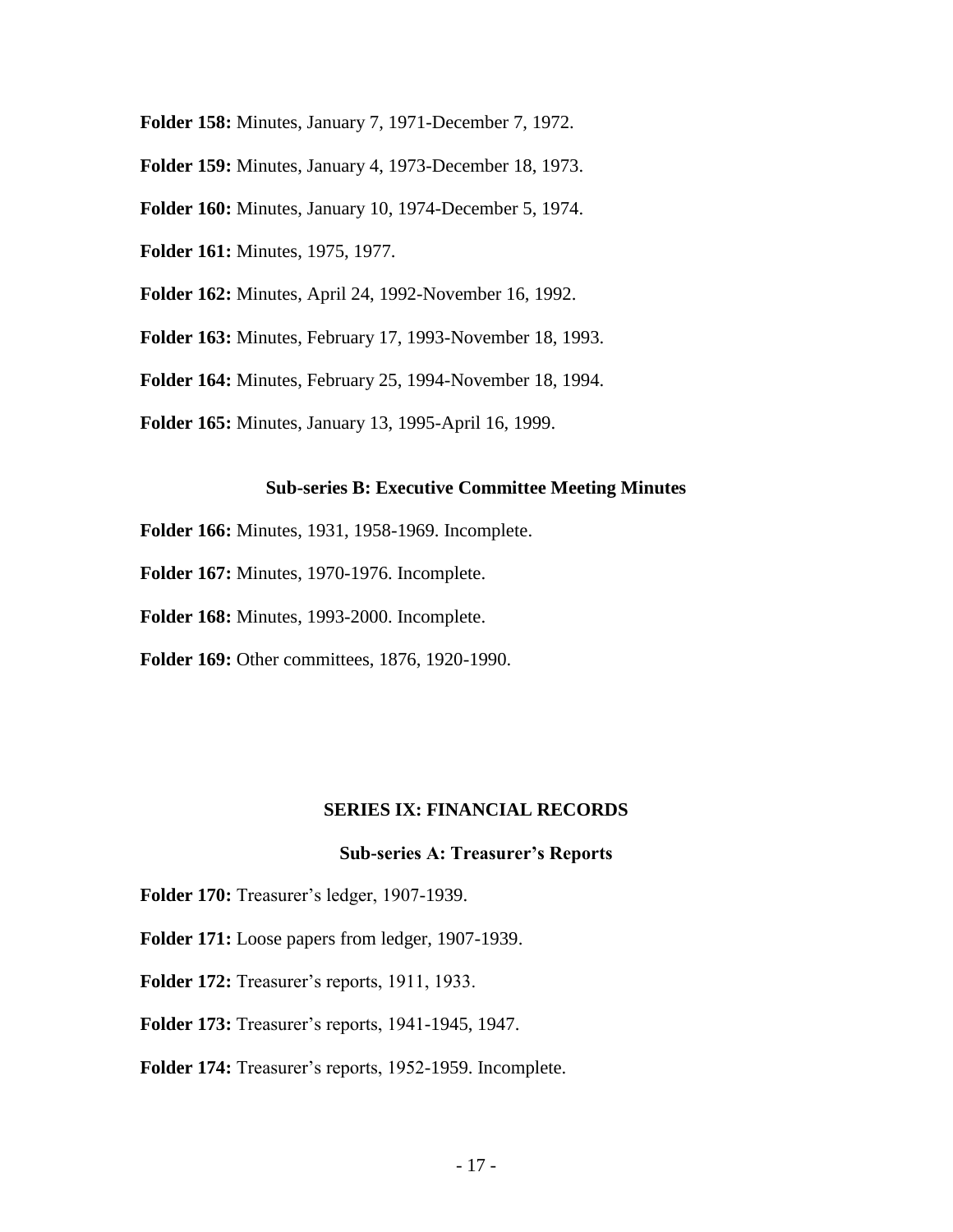**Folder 158:** Minutes, January 7, 1971-December 7, 1972.

**Folder 159:** Minutes, January 4, 1973-December 18, 1973.

**Folder 160:** Minutes, January 10, 1974-December 5, 1974.

**Folder 161:** Minutes, 1975, 1977.

**Folder 162:** Minutes, April 24, 1992-November 16, 1992.

**Folder 163:** Minutes, February 17, 1993-November 18, 1993.

**Folder 164:** Minutes, February 25, 1994-November 18, 1994.

**Folder 165:** Minutes, January 13, 1995-April 16, 1999.

### Sub-series B: Executive Committee Meeting Minutes

**Folder 166:** Minutes, 1931, 1958-1969. Incomplete.

**Folder 167:** Minutes, 1970-1976. Incomplete.

**Folder 168:** Minutes, 1993-2000. Incomplete.

**Folder 169:** Other committees, 1876, 1920-1990.

## SERIES IX: FINANCIAL RECORDS

### Sub-series A: Treasurer's Reports

**Folder 170:** Treasurer's ledger, 1907-1939.

**Folder 171:** Loose papers from ledger, 1907-1939.

**Folder 172:** Treasurer's reports, 1911, 1933.

**Folder 173:** Treasurer's reports, 1941-1945, 1947.

**Folder 174:** Treasurer's reports, 1952-1959. Incomplete.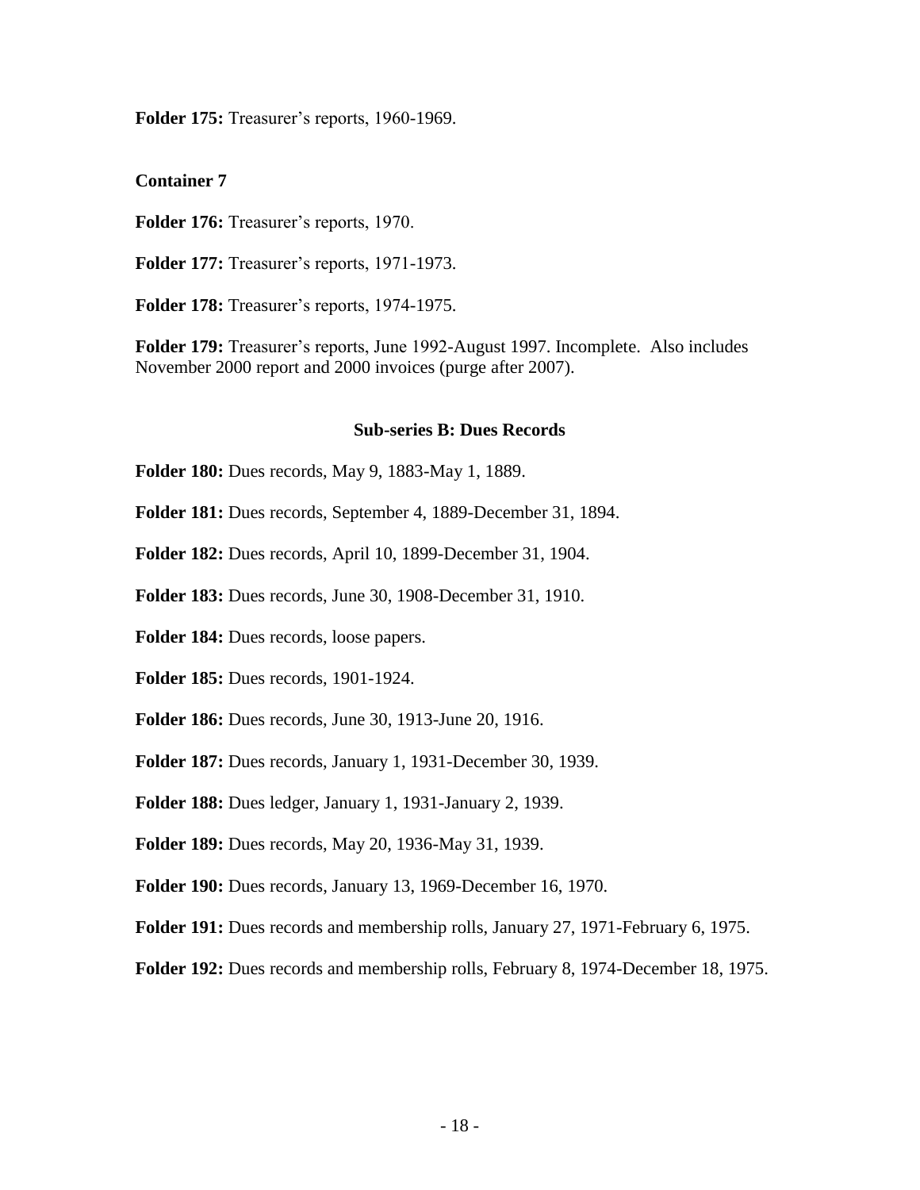**Folder 175:** Treasurer's reports, 1960-1969.

**Container 7**

**Folder 176:** Treasurer's reports, 1970.

**Folder 177:** Treasurer's reports, 1971-1973.

**Folder 178:** Treasurer's reports, 1974-1975.

**Folder 179:** Treasurer's reports, June 1992-August 1997. Incomplete. Also includes November 2000 report and 2000 invoices (purge after 2007).

### Sub-series B: Dues Records

**Folder 180:** Dues records, May 9, 1883-May 1, 1889.

**Folder 181:** Dues records, September 4, 1889-December 31, 1894.

**Folder 182:** Dues records, April 10, 1899-December 31, 1904.

**Folder 183:** Dues records, June 30, 1908-December 31, 1910.

**Folder 184:** Dues records, loose papers.

**Folder 185:** Dues records, 1901-1924.

**Folder 186:** Dues records, June 30, 1913-June 20, 1916.

**Folder 187:** Dues records, January 1, 1931-December 30, 1939.

**Folder 188:** Dues ledger, January 1, 1931-January 2, 1939.

**Folder 189:** Dues records, May 20, 1936-May 31, 1939.

**Folder 190:** Dues records, January 13, 1969-December 16, 1970.

**Folder 191:** Dues records and membership rolls, January 27, 1971-February 6, 1975.

**Folder 192:** Dues records and membership rolls, February 8, 1974-December 18, 1975.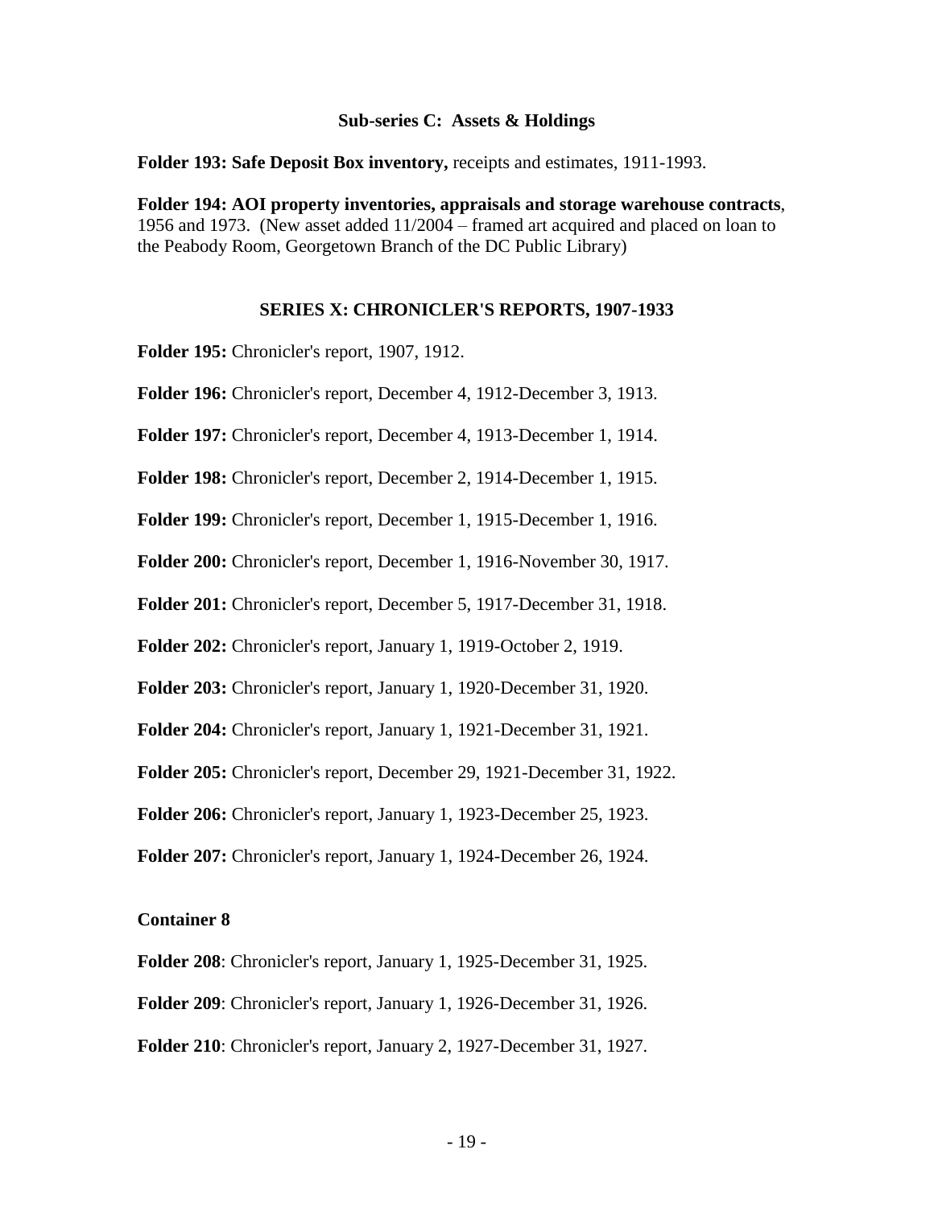### Sub-series C: Assets & Holdings

**Folder 193: Safe Deposit Box inventory,** receipts and estimates, 1911-1993.

**Folder 194: AOI property inventories, appraisals and storage warehouse contracts**, 1956 and 1973. (New asset added 11/2004 – framed art acquired and placed on loan to the Peabody Room, Georgetown Branch of the DC Public Library)

## SERIES X: CHRONICLER'S REPORTS, 1907-1933

**Folder 195:** Chronicler's report, 1907, 1912.

**Folder 196:** Chronicler's report, December 4, 1912-December 3, 1913.

**Folder 197:** Chronicler's report, December 4, 1913-December 1, 1914.

**Folder 198:** Chronicler's report, December 2, 1914-December 1, 1915.

**Folder 199:** Chronicler's report, December 1, 1915-December 1, 1916.

**Folder 200:** Chronicler's report, December 1, 1916-November 30, 1917.

**Folder 201:** Chronicler's report, December 5, 1917-December 31, 1918.

**Folder 202:** Chronicler's report, January 1, 1919-October 2, 1919.

**Folder 203:** Chronicler's report, January 1, 1920-December 31, 1920.

**Folder 204:** Chronicler's report, January 1, 1921-December 31, 1921.

**Folder 205:** Chronicler's report, December 29, 1921-December 31, 1922.

**Folder 206:** Chronicler's report, January 1, 1923-December 25, 1923.

**Folder 207:** Chronicler's report, January 1, 1924-December 26, 1924.

**Container 8**

**Folder 208**: Chronicler's report, January 1, 1925-December 31, 1925.

**Folder 209**: Chronicler's report, January 1, 1926-December 31, 1926.

**Folder 210**: Chronicler's report, January 2, 1927-December 31, 1927.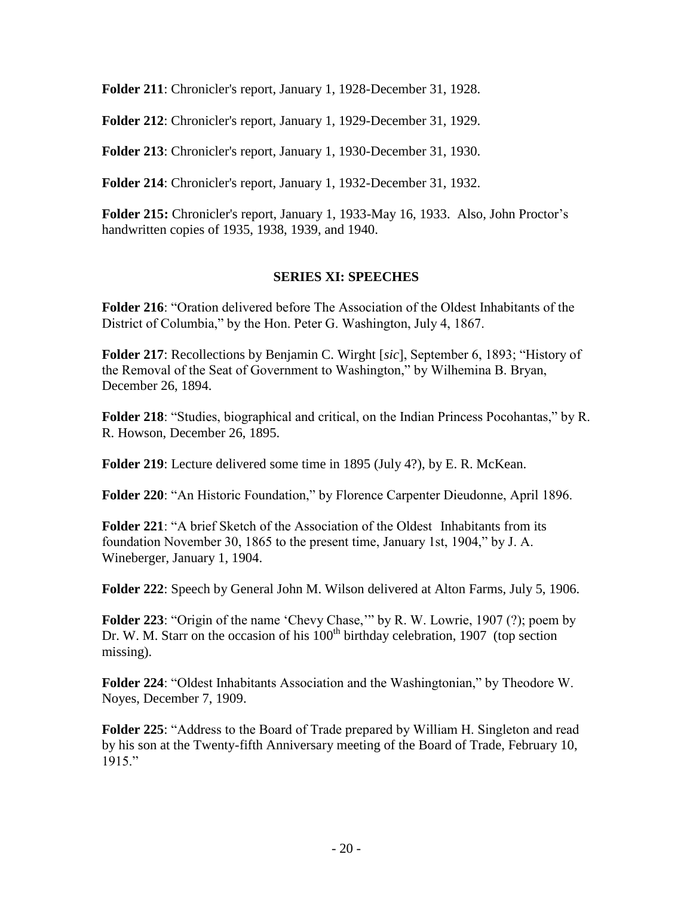**Folder 211**: Chronicler's report, January 1, 1928-December 31, 1928.

**Folder 212**: Chronicler's report, January 1, 1929-December 31, 1929.

**Folder 213**: Chronicler's report, January 1, 1930-December 31, 1930.

**Folder 214**: Chronicler's report, January 1, 1932-December 31, 1932.

**Folder 215:** Chronicler's report, January 1, 1933-May 16, 1933. Also, John Proctor's handwritten copies of 1935, 1938, 1939, and 1940.

### SERIES XI: SPEECHES

**Folder 216**: "Oration delivered before The Association of the Oldest Inhabitants of the District of Columbia," by the Hon. Peter G. Washington, July 4, 1867.

**Folder 217**: Recollections by Benjamin C. Wirght [*sic*], September 6, 1893; "History of the Removal of the Seat of Government to Washington," by Wilhemina B. Bryan, December 26, 1894.

**Folder 218**: "Studies, biographical and critical, on the Indian Princess Pocohantas," by R. R. Howson, December 26, 1895.

**Folder 219**: Lecture delivered some time in 1895 (July 4?), by E. R. McKean.

**Folder 220**: "An Historic Foundation," by Florence Carpenter Dieudonne, April 1896.

**Folder 221**: "A brief Sketch of the Association of the Oldest Inhabitants from its foundation November 30, 1865 to the present time, January 1st, 1904," by J. A. Wineberger, January 1, 1904.

**Folder 222**: Speech by General John M. Wilson delivered at Alton Farms, July 5, 1906.

**Folder 223**: "Origin of the name 'Chevy Chase,'" by R. W. Lowrie, 1907 (?); poem by Dr. W. M. Starr on the occasion of his 100th birthday celebration, 1907 (top section missing).

**Folder 224**: "Oldest Inhabitants Association and the Washingtonian," by Theodore W. Noyes, December 7, 1909.

**Folder 225**: "Address to the Board of Trade prepared by William H. Singleton and read by his son at the Twenty-fifth Anniversary meeting of the Board of Trade, February 10, 1915."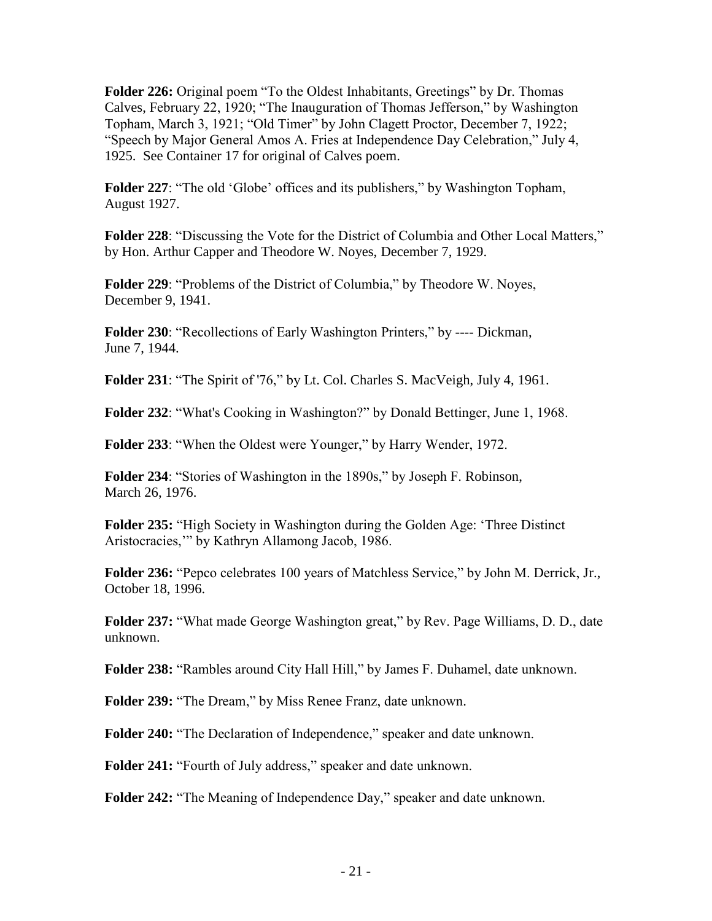**Folder 226:** Original poem “To the Oldest Inhabitants, Greetings” by Dr. Thomas Calves, February 22, 1920; “The Inauguration of Thomas Jefferson,” by Washington Topham, March 3, 1921; “Old Timer” by John Clagett Proctor, December 7, 1922; “Speech by Major General Amos A. Fries at Independence Day Celebration,” July 4, 1925. See Container 17 for original of Calves poem.

**Folder 227**: “The old ‘Globe’ offices and its publishers,” by Washington Topham, August 1927.

**Folder 228**: “Discussing the Vote for the District of Columbia and Other Local Matters,” by Hon. Arthur Capper and Theodore W. Noyes, December 7, 1929.

**Folder 229**: “Problems of the District of Columbia,” by Theodore W. Noyes, December 9, 1941.

**Folder 230**: “Recollections of Early Washington Printers,” by ---- Dickman, June 7, 1944.

**Folder 231**: “The Spirit of '76,” by Lt. Col. Charles S. MacVeigh, July 4, 1961.

**Folder 232**: “What's Cooking in Washington?” by Donald Bettinger, June 1, 1968.

**Folder 233**: “When the Oldest were Younger,” by Harry Wender, 1972.

**Folder 234**: “Stories of Washington in the 1890s,” by Joseph F. Robinson, March 26, 1976.

**Folder 235:** “High Society in Washington during the Golden Age: ‘Three Distinct Aristocracies,’” by Kathryn Allamong Jacob, 1986.

**Folder 236:** “Pepco celebrates 100 years of Matchless Service,” by John M. Derrick, Jr., October 18, 1996.

**Folder 237:** “What made George Washington great,” by Rev. Page Williams, D. D., date unknown.

**Folder 238:** “Rambles around City Hall Hill,” by James F. Duhamel, date unknown.

**Folder 239:** “The Dream,” by Miss Renee Franz, date unknown.

**Folder 240:** “The Declaration of Independence,” speaker and date unknown.

**Folder 241:** “Fourth of July address,” speaker and date unknown.

**Folder 242:** “The Meaning of Independence Day,” speaker and date unknown.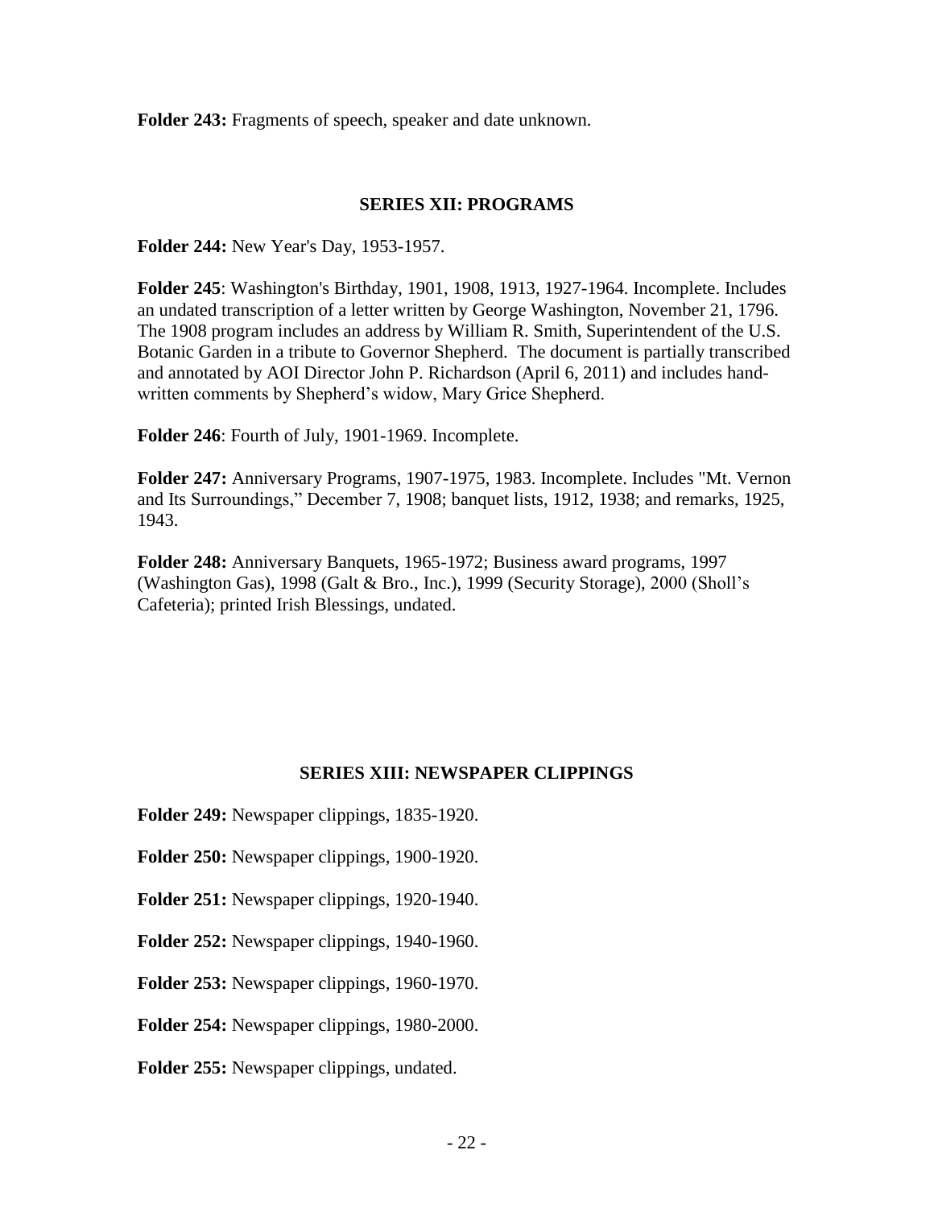**Folder 243:** Fragments of speech, speaker and date unknown.

## SERIES XII: PROGRAMS

**Folder 244:** New Year's Day, 1953-1957.

**Folder 245**: Washington's Birthday, 1901, 1908, 1913, 1927-1964. Incomplete. Includes an undated transcription of a letter written by George Washington, November 21, 1796. The 1908 program includes an address by William R. Smith, Superintendent of the U.S. Botanic Garden in a tribute to Governor Shepherd. The document is partially transcribed and annotated by AOI Director John P. Richardson (April 6, 2011) and includes hand-written comments by Shepherd's widow, Mary Grice Shepherd.

**Folder 246**: Fourth of July, 1901-1969. Incomplete.

**Folder 247:** Anniversary Programs, 1907-1975, 1983. Incomplete. Includes "Mt. Vernon and Its Surroundings," December 7, 1908; banquet lists, 1912, 1938; and remarks, 1925, 1943.

**Folder 248:** Anniversary Banquets, 1965-1972; Business award programs, 1997 (Washington Gas), 1998 (Galt & Bro., Inc.), 1999 (Security Storage), 2000 (Sholl's Cafeteria); printed Irish Blessings, undated.

## SERIES XIII: NEWSPAPER CLIPPINGS

**Folder 249:** Newspaper clippings, 1835-1920.

**Folder 250:** Newspaper clippings, 1900-1920.

**Folder 251:** Newspaper clippings, 1920-1940.

**Folder 252:** Newspaper clippings, 1940-1960.

**Folder 253:** Newspaper clippings, 1960-1970.

**Folder 254:** Newspaper clippings, 1980-2000.

**Folder 255:** Newspaper clippings, undated.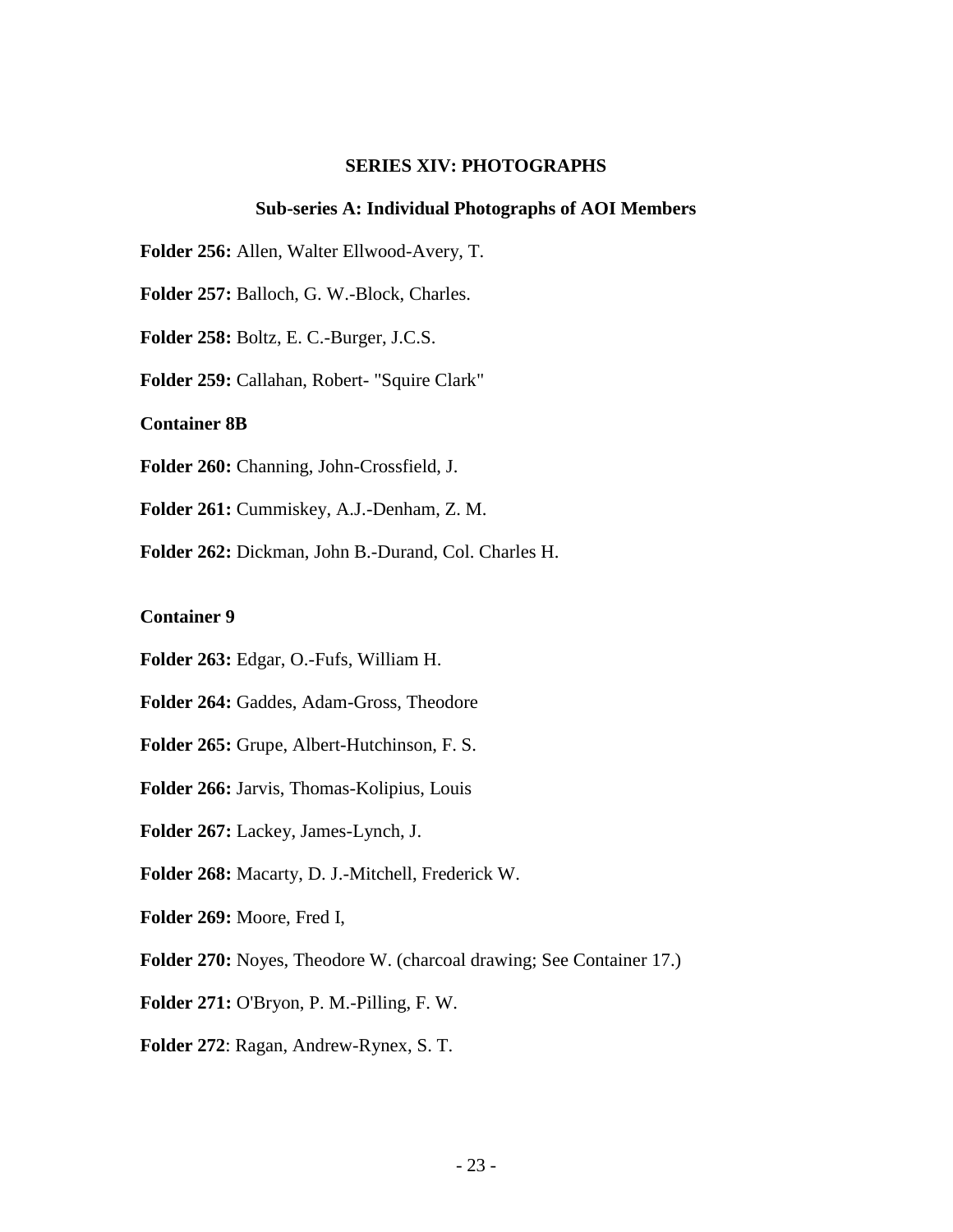## SERIES XIV: PHOTOGRAPHS

### Sub-series A: Individual Photographs of AOI Members

**Folder 256:** Allen, Walter Ellwood-Avery, T.

**Folder 257:** Balloch, G. W.-Block, Charles.

**Folder 258:** Boltz, E. C.-Burger, J.C.S.

**Folder 259:** Callahan, Robert- "Squire Clark"

**Container 8B**

**Folder 260:** Channing, John-Crossfield, J.

**Folder 261:** Cummiskey, A.J.-Denham, Z. M.

**Folder 262:** Dickman, John B.-Durand, Col. Charles H.

**Container 9**

**Folder 263:** Edgar, O.-Fufs, William H.

**Folder 264:** Gaddes, Adam-Gross, Theodore

**Folder 265:** Grupe, Albert-Hutchinson, F. S.

**Folder 266:** Jarvis, Thomas-Kolipius, Louis

**Folder 267:** Lackey, James-Lynch, J.

**Folder 268:** Macarty, D. J.-Mitchell, Frederick W.

**Folder 269:** Moore, Fred I,

**Folder 270:** Noyes, Theodore W. (charcoal drawing; See Container 17.)

**Folder 271:** O'Bryon, P. M.-Pilling, F. W.

**Folder 272**: Ragan, Andrew-Rynex, S. T.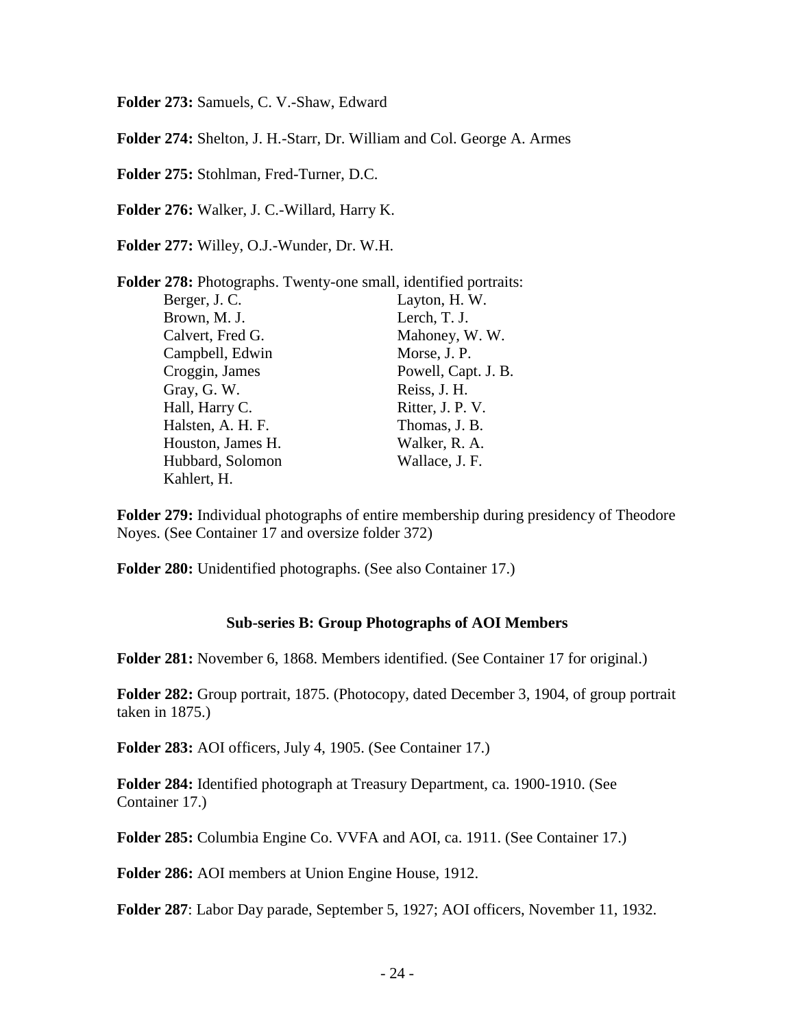**Folder 273:** Samuels, C. V.-Shaw, Edward

**Folder 274:** Shelton, J. H.-Starr, Dr. William and Col. George A. Armes

**Folder 275:** Stohlman, Fred-Turner, D.C.

**Folder 276:** Walker, J. C.-Willard, Harry K.

**Folder 277:** Willey, O.J.-Wunder, Dr. W.H.

**Folder 278:** Photographs. Twenty-one small, identified portraits:

| | |
|---|---|
| Berger, J. C. | Layton, H. W. |
| Brown, M. J. | Lerch, T. J. |
| Calvert, Fred G. | Mahoney, W. W. |
| Campbell, Edwin | Morse, J. P. |
| Croggin, James | Powell, Capt. J. B. |
| Gray, G. W. | Reiss, J. H. |
| Hall, Harry C. | Ritter, J. P. V. |
| Halsten, A. H. F. | Thomas, J. B. |
| Houston, James H. | Walker, R. A. |
| Hubbard, Solomon | Wallace, J. F. |
| Kahlert, H. | |

**Folder 279:** Individual photographs of entire membership during presidency of Theodore Noyes. (See Container 17 and oversize folder 372)

**Folder 280:** Unidentified photographs. (See also Container 17.)

### Sub-series B: Group Photographs of AOI Members

**Folder 281:** November 6, 1868. Members identified. (See Container 17 for original.)

**Folder 282:** Group portrait, 1875. (Photocopy, dated December 3, 1904, of group portrait taken in 1875.)

**Folder 283:** AOI officers, July 4, 1905. (See Container 17.)

**Folder 284:** Identified photograph at Treasury Department, ca. 1900-1910. (See Container 17.)

**Folder 285:** Columbia Engine Co. VVFA and AOI, ca. 1911. (See Container 17.)

**Folder 286:** AOI members at Union Engine House, 1912.

**Folder 287**: Labor Day parade, September 5, 1927; AOI officers, November 11, 1932.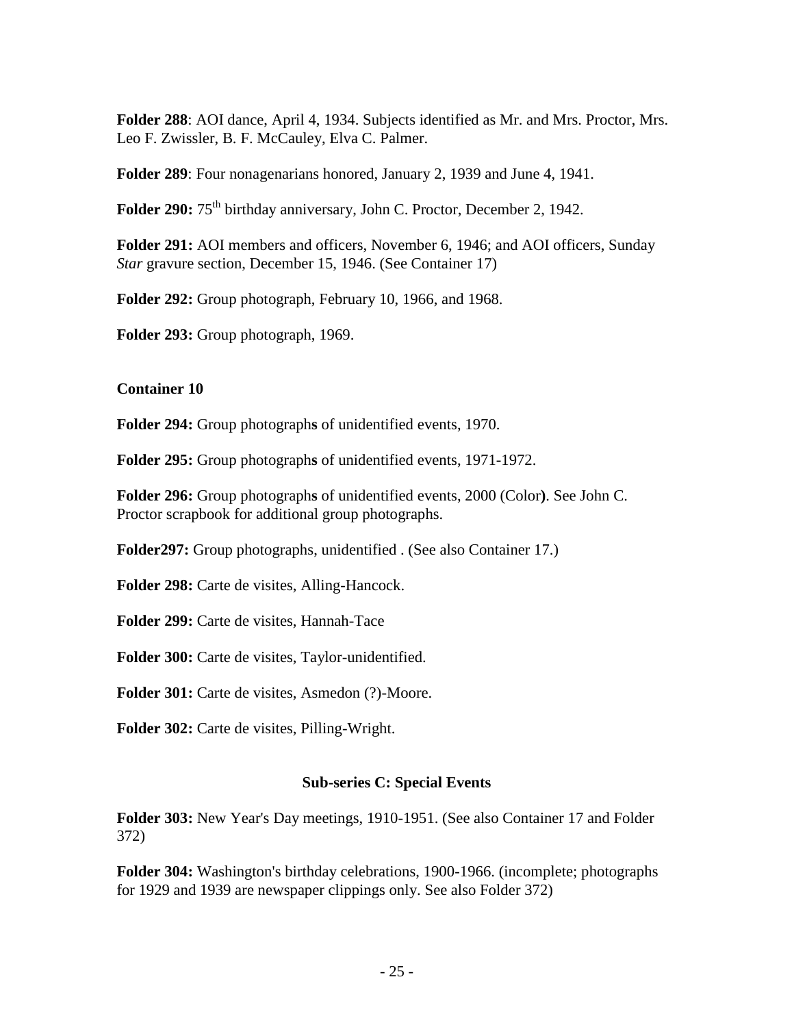**Folder 288**: AOI dance, April 4, 1934. Subjects identified as Mr. and Mrs. Proctor, Mrs. Leo F. Zwissler, B. F. McCauley, Elva C. Palmer.

**Folder 289**: Four nonagenarians honored, January 2, 1939 and June 4, 1941.

**Folder 290:** 75th birthday anniversary, John C. Proctor, December 2, 1942.

**Folder 291:** AOI members and officers, November 6, 1946; and AOI officers, Sunday *Star* gravure section, December 15, 1946. (See Container 17)

**Folder 292:** Group photograph, February 10, 1966, and 1968.

**Folder 293:** Group photograph, 1969.

**Container 10**

**Folder 294:** Group photographs of unidentified events, 1970.

**Folder 295:** Group photographs of unidentified events, 1971-1972.

**Folder 296:** Group photographs of unidentified events, 2000 (Color). See John C. Proctor scrapbook for additional group photographs.

**Folder297:** Group photographs, unidentified . (See also Container 17.)

**Folder 298:** Carte de visites, Alling-Hancock.

**Folder 299:** Carte de visites, Hannah-Tace

**Folder 300:** Carte de visites, Taylor-unidentified.

**Folder 301:** Carte de visites, Asmedon (?)-Moore.

**Folder 302:** Carte de visites, Pilling-Wright.

### Sub-series C: Special Events

**Folder 303:** New Year's Day meetings, 1910-1951. (See also Container 17 and Folder 372)

**Folder 304:** Washington's birthday celebrations, 1900-1966. (incomplete; photographs for 1929 and 1939 are newspaper clippings only. See also Folder 372)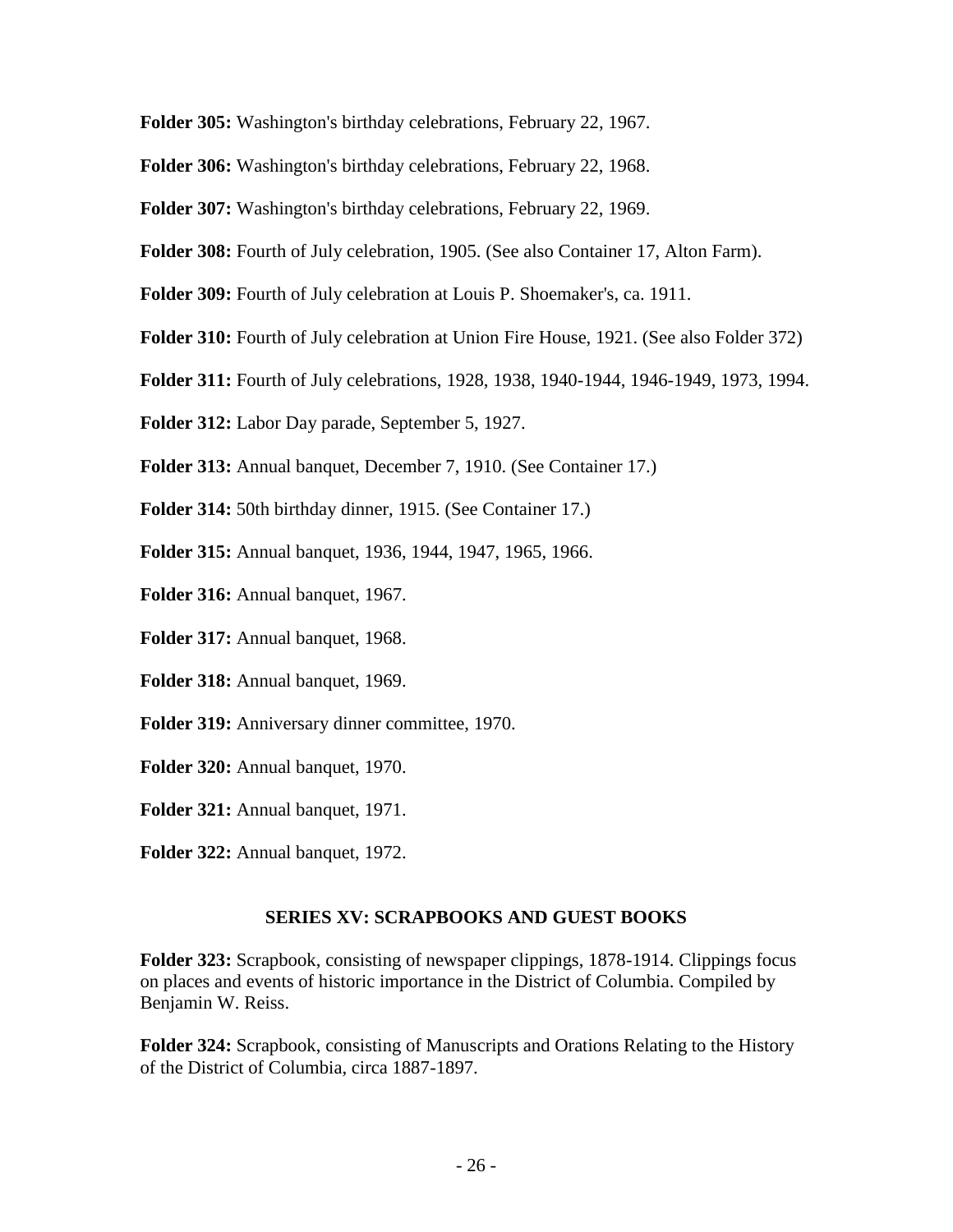**Folder 305:** Washington's birthday celebrations, February 22, 1967.

**Folder 306:** Washington's birthday celebrations, February 22, 1968.

**Folder 307:** Washington's birthday celebrations, February 22, 1969.

**Folder 308:** Fourth of July celebration, 1905. (See also Container 17, Alton Farm).

**Folder 309:** Fourth of July celebration at Louis P. Shoemaker's, ca. 1911.

**Folder 310:** Fourth of July celebration at Union Fire House, 1921. (See also Folder 372)

**Folder 311:** Fourth of July celebrations, 1928, 1938, 1940-1944, 1946-1949, 1973, 1994.

**Folder 312:** Labor Day parade, September 5, 1927.

**Folder 313:** Annual banquet, December 7, 1910. (See Container 17.)

**Folder 314:** 50th birthday dinner, 1915. (See Container 17.)

**Folder 315:** Annual banquet, 1936, 1944, 1947, 1965, 1966.

**Folder 316:** Annual banquet, 1967.

**Folder 317:** Annual banquet, 1968.

**Folder 318:** Annual banquet, 1969.

**Folder 319:** Anniversary dinner committee, 1970.

**Folder 320:** Annual banquet, 1970.

**Folder 321:** Annual banquet, 1971.

**Folder 322:** Annual banquet, 1972.

## SERIES XV: SCRAPBOOKS AND GUEST BOOKS

**Folder 323:** Scrapbook, consisting of newspaper clippings, 1878-1914. Clippings focus on places and events of historic importance in the District of Columbia. Compiled by Benjamin W. Reiss.

**Folder 324:** Scrapbook, consisting of Manuscripts and Orations Relating to the History of the District of Columbia, circa 1887-1897.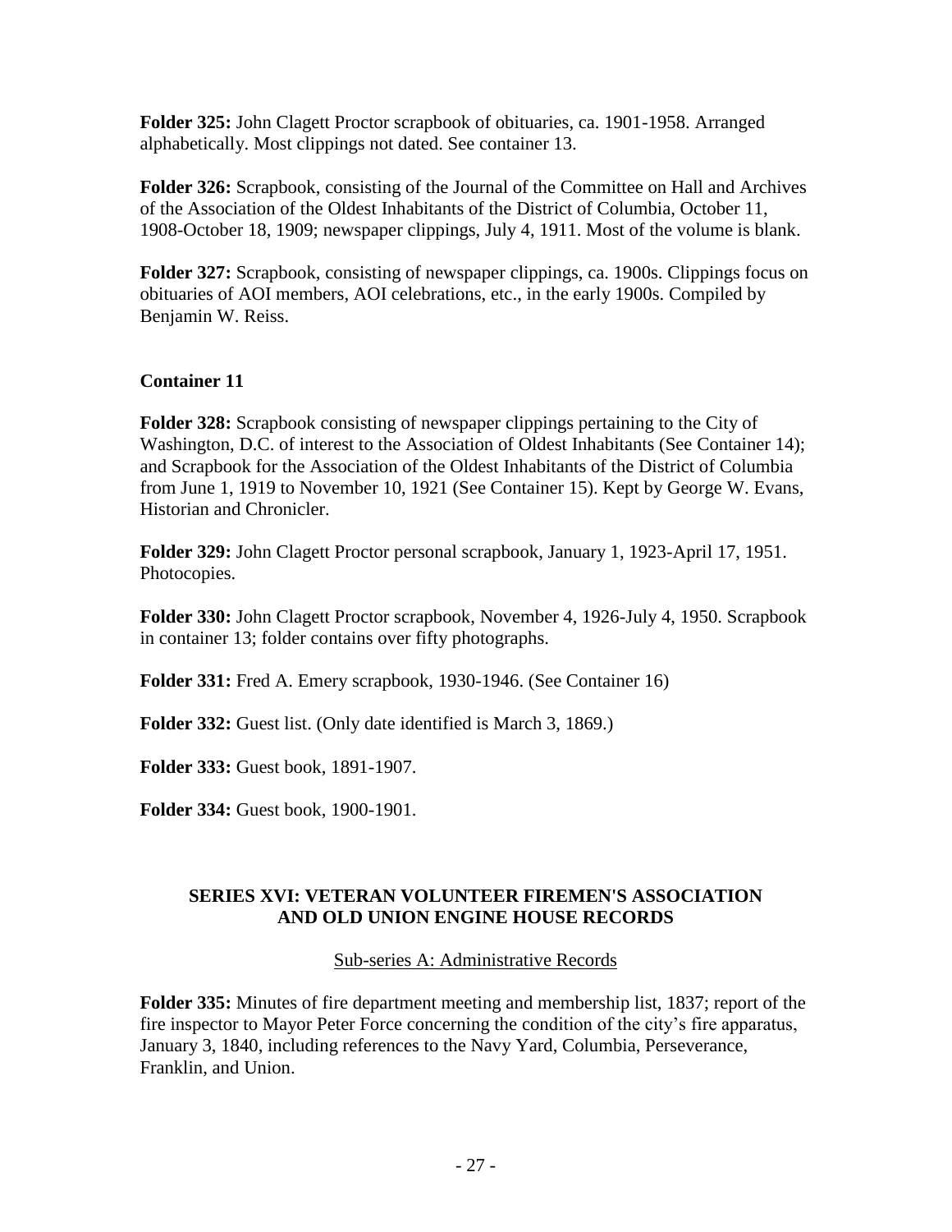**Folder 325:** John Clagett Proctor scrapbook of obituaries, ca. 1901-1958. Arranged alphabetically. Most clippings not dated. See container 13.

**Folder 326:** Scrapbook, consisting of the Journal of the Committee on Hall and Archives of the Association of the Oldest Inhabitants of the District of Columbia, October 11, 1908-October 18, 1909; newspaper clippings, July 4, 1911. Most of the volume is blank.

**Folder 327:** Scrapbook, consisting of newspaper clippings, ca. 1900s. Clippings focus on obituaries of AOI members, AOI celebrations, etc., in the early 1900s. Compiled by Benjamin W. Reiss.

**Container 11**

**Folder 328:** Scrapbook consisting of newspaper clippings pertaining to the City of Washington, D.C. of interest to the Association of Oldest Inhabitants (See Container 14); and Scrapbook for the Association of the Oldest Inhabitants of the District of Columbia from June 1, 1919 to November 10, 1921 (See Container 15). Kept by George W. Evans, Historian and Chronicler.

**Folder 329:** John Clagett Proctor personal scrapbook, January 1, 1923-April 17, 1951. Photocopies.

**Folder 330:** John Clagett Proctor scrapbook, November 4, 1926-July 4, 1950. Scrapbook in container 13; folder contains over fifty photographs.

**Folder 331:** Fred A. Emery scrapbook, 1930-1946. (See Container 16)

**Folder 332:** Guest list. (Only date identified is March 3, 1869.)

**Folder 333:** Guest book, 1891-1907.

**Folder 334:** Guest book, 1900-1901.

## SERIES XVI: VETERAN VOLUNTEER FIREMEN'S ASSOCIATION AND OLD UNION ENGINE HOUSE RECORDS

### Sub-series A: Administrative Records

**Folder 335:** Minutes of fire department meeting and membership list, 1837; report of the fire inspector to Mayor Peter Force concerning the condition of the city's fire apparatus, January 3, 1840, including references to the Navy Yard, Columbia, Perseverance, Franklin, and Union.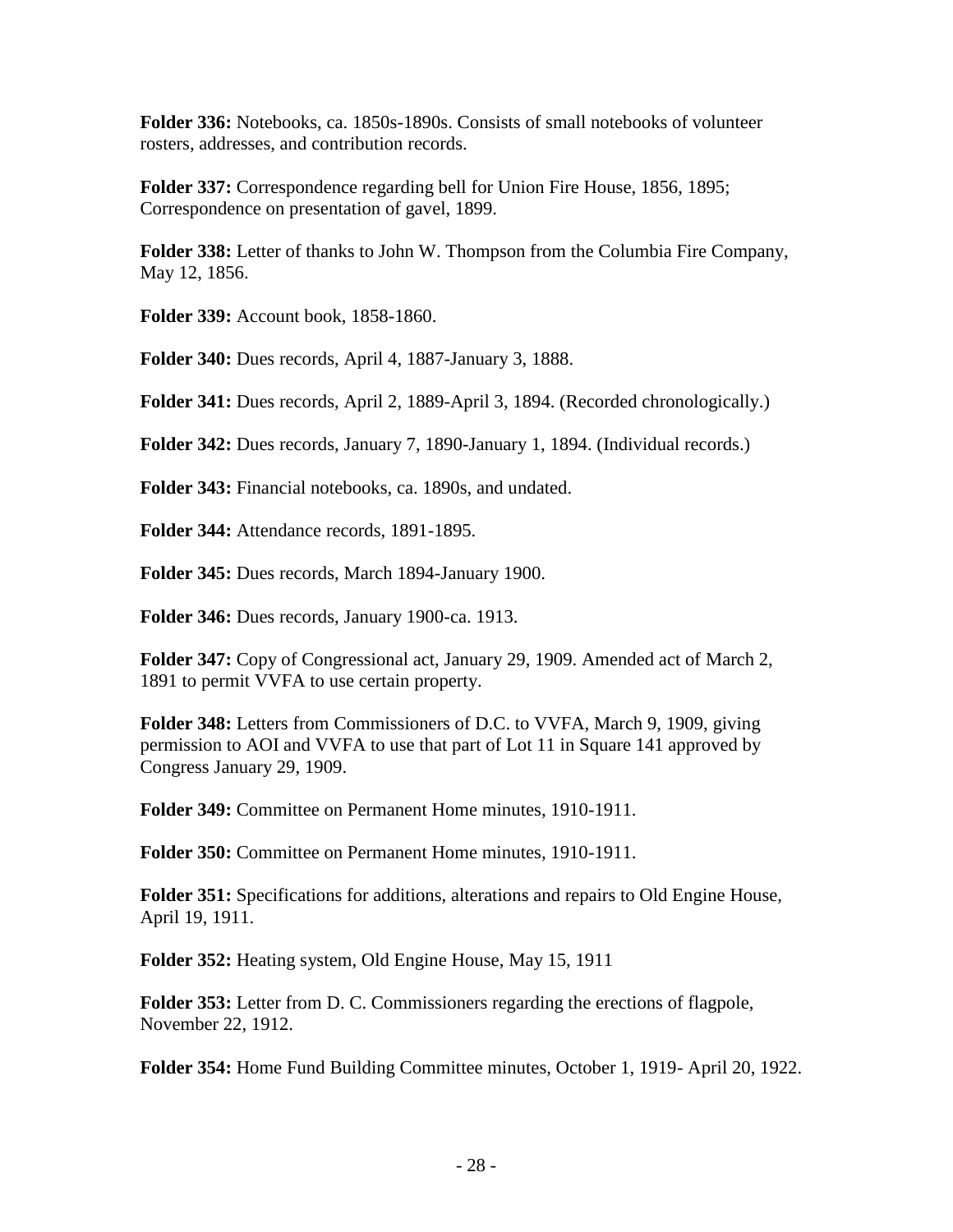**Folder 336:** Notebooks, ca. 1850s-1890s. Consists of small notebooks of volunteer rosters, addresses, and contribution records.

**Folder 337:** Correspondence regarding bell for Union Fire House, 1856, 1895; Correspondence on presentation of gavel, 1899.

**Folder 338:** Letter of thanks to John W. Thompson from the Columbia Fire Company, May 12, 1856.

**Folder 339:** Account book, 1858-1860.

**Folder 340:** Dues records, April 4, 1887-January 3, 1888.

**Folder 341:** Dues records, April 2, 1889-April 3, 1894. (Recorded chronologically.)

**Folder 342:** Dues records, January 7, 1890-January 1, 1894. (Individual records.)

**Folder 343:** Financial notebooks, ca. 1890s, and undated.

**Folder 344:** Attendance records, 1891-1895.

**Folder 345:** Dues records, March 1894-January 1900.

**Folder 346:** Dues records, January 1900-ca. 1913.

**Folder 347:** Copy of Congressional act, January 29, 1909. Amended act of March 2, 1891 to permit VVFA to use certain property.

**Folder 348:** Letters from Commissioners of D.C. to VVFA, March 9, 1909, giving permission to AOI and VVFA to use that part of Lot 11 in Square 141 approved by Congress January 29, 1909.

**Folder 349:** Committee on Permanent Home minutes, 1910-1911.

**Folder 350:** Committee on Permanent Home minutes, 1910-1911.

**Folder 351:** Specifications for additions, alterations and repairs to Old Engine House, April 19, 1911.

**Folder 352:** Heating system, Old Engine House, May 15, 1911

**Folder 353:** Letter from D. C. Commissioners regarding the erections of flagpole, November 22, 1912.

**Folder 354:** Home Fund Building Committee minutes, October 1, 1919- April 20, 1922.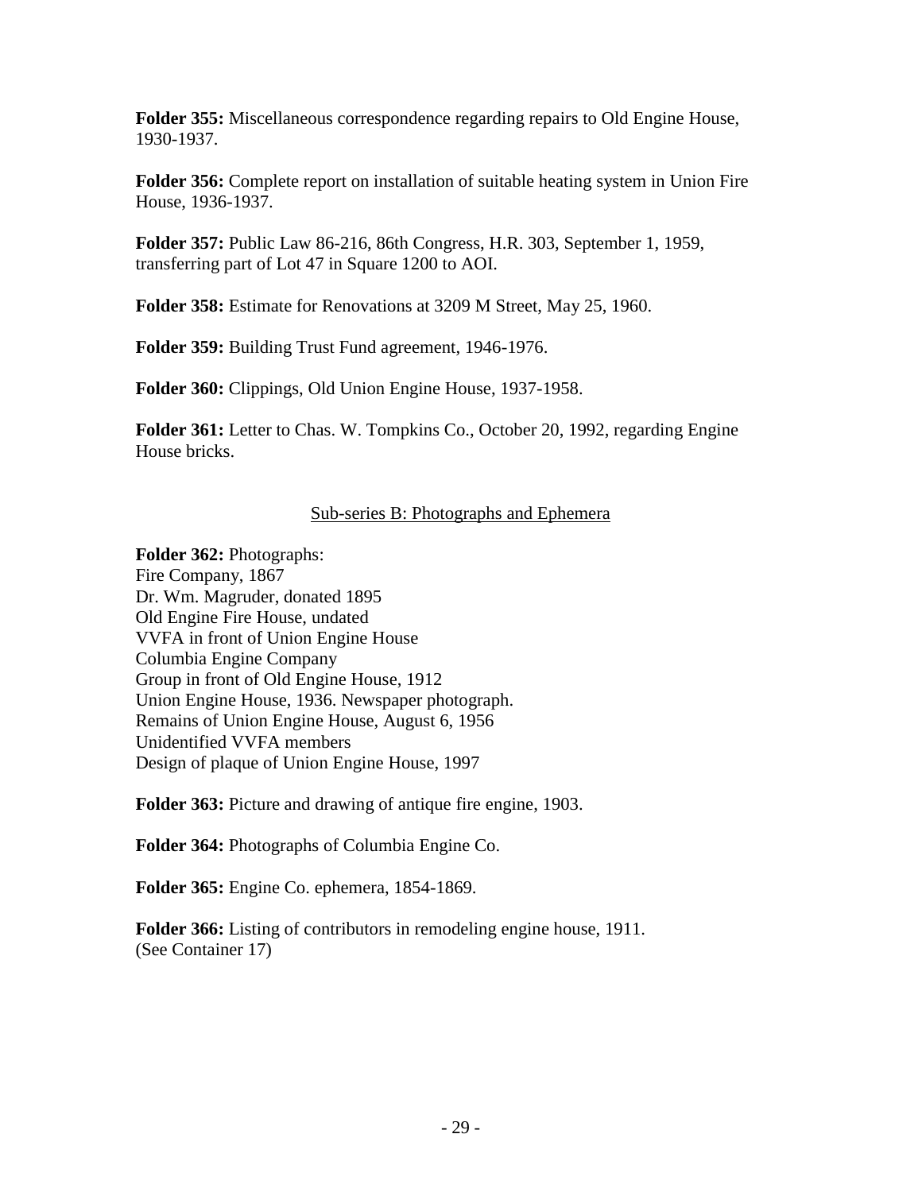**Folder 355:** Miscellaneous correspondence regarding repairs to Old Engine House, 1930-1937.

**Folder 356:** Complete report on installation of suitable heating system in Union Fire House, 1936-1937.

**Folder 357:** Public Law 86-216, 86th Congress, H.R. 303, September 1, 1959, transferring part of Lot 47 in Square 1200 to AOI.

**Folder 358:** Estimate for Renovations at 3209 M Street, May 25, 1960.

**Folder 359:** Building Trust Fund agreement, 1946-1976.

**Folder 360:** Clippings, Old Union Engine House, 1937-1958.

**Folder 361:** Letter to Chas. W. Tompkins Co., October 20, 1992, regarding Engine House bricks.

<u>Sub-series B: Photographs and Ephemera</u>

**Folder 362:** Photographs:
Fire Company, 1867
Dr. Wm. Magruder, donated 1895
Old Engine Fire House, undated
VVFA in front of Union Engine House
Columbia Engine Company
Group in front of Old Engine House, 1912
Union Engine House, 1936. Newspaper photograph.
Remains of Union Engine House, August 6, 1956
Unidentified VVFA members
Design of plaque of Union Engine House, 1997

**Folder 363:** Picture and drawing of antique fire engine, 1903.

**Folder 364:** Photographs of Columbia Engine Co.

**Folder 365:** Engine Co. ephemera, 1854-1869.

**Folder 366:** Listing of contributors in remodeling engine house, 1911.
(See Container 17)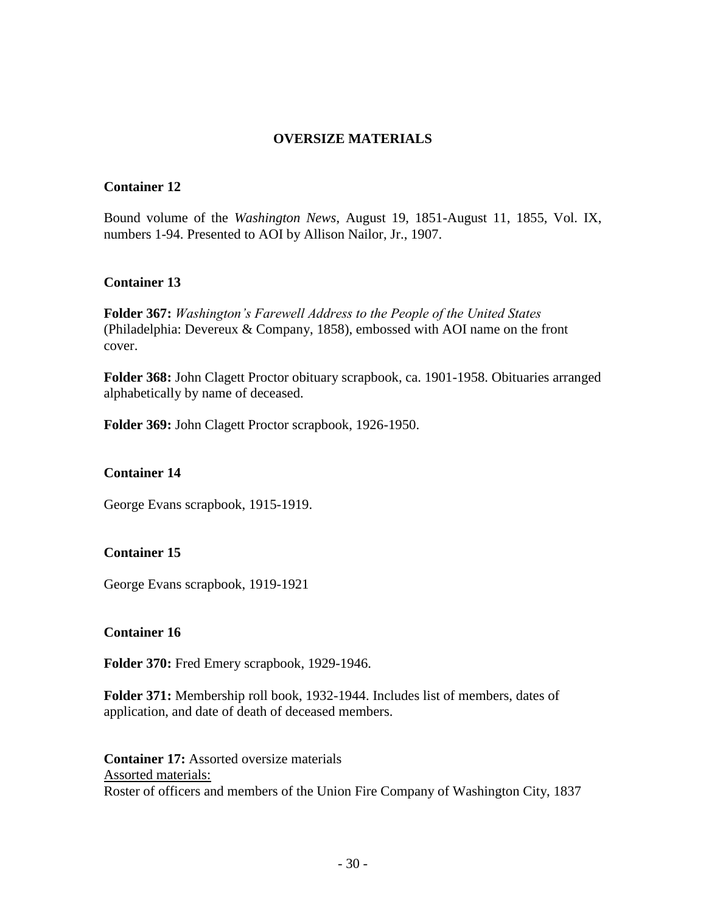## OVERSIZE MATERIALS

**Container 12**

Bound volume of the *Washington News*, August 19, 1851-August 11, 1855, Vol. IX, numbers 1-94. Presented to AOI by Allison Nailor, Jr., 1907.

**Container 13**

**Folder 367:** *Washington's Farewell Address to the People of the United States* (Philadelphia: Devereux & Company, 1858), embossed with AOI name on the front cover.

**Folder 368:** John Clagett Proctor obituary scrapbook, ca. 1901-1958. Obituaries arranged alphabetically by name of deceased.

**Folder 369:** John Clagett Proctor scrapbook, 1926-1950.

**Container 14**

George Evans scrapbook, 1915-1919.

**Container 15**

George Evans scrapbook, 1919-1921

**Container 16**

**Folder 370:** Fred Emery scrapbook, 1929-1946.

**Folder 371:** Membership roll book, 1932-1944. Includes list of members, dates of application, and date of death of deceased members.

**Container 17:** Assorted oversize materials

<u>Assorted materials:</u>

Roster of officers and members of the Union Fire Company of Washington City, 1837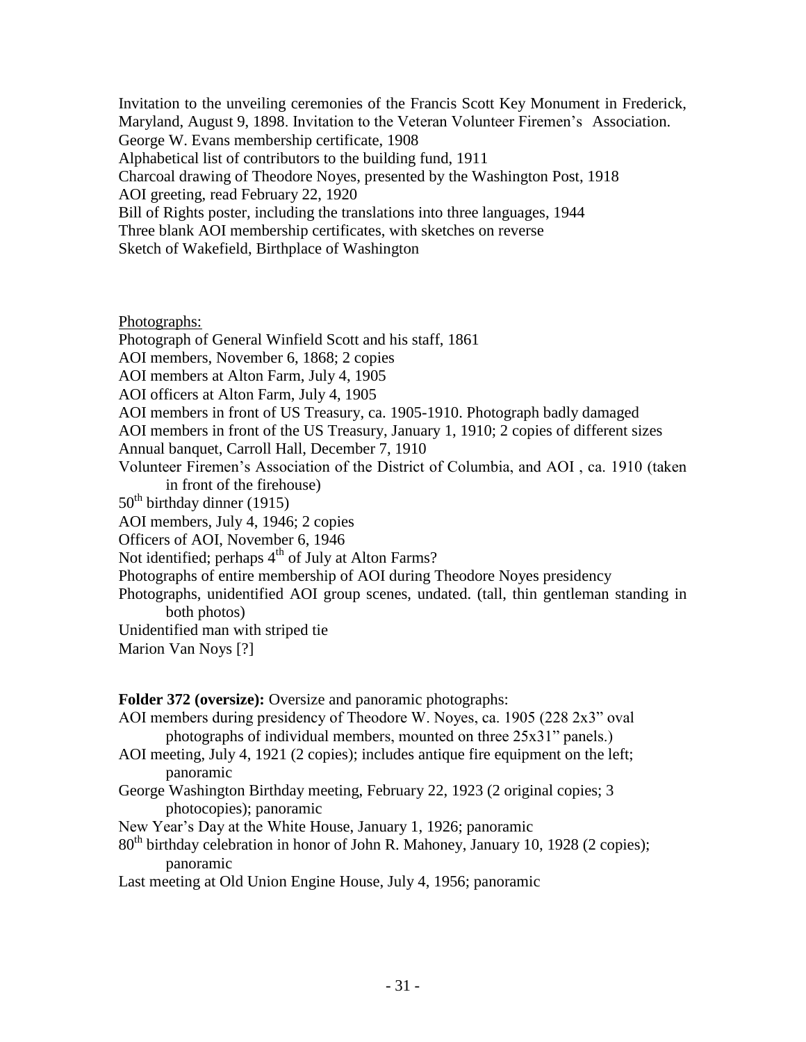Invitation to the unveiling ceremonies of the Francis Scott Key Monument in Frederick, Maryland, August 9, 1898. Invitation to the Veteran Volunteer Firemen's Association.

George W. Evans membership certificate, 1908

Alphabetical list of contributors to the building fund, 1911

Charcoal drawing of Theodore Noyes, presented by the Washington Post, 1918

AOI greeting, read February 22, 1920

Bill of Rights poster, including the translations into three languages, 1944

Three blank AOI membership certificates, with sketches on reverse

Sketch of Wakefield, Birthplace of Washington

Photographs:

Photograph of General Winfield Scott and his staff, 1861

AOI members, November 6, 1868; 2 copies

AOI members at Alton Farm, July 4, 1905

AOI officers at Alton Farm, July 4, 1905

AOI members in front of US Treasury, ca. 1905-1910. Photograph badly damaged

AOI members in front of the US Treasury, January 1, 1910; 2 copies of different sizes

Annual banquet, Carroll Hall, December 7, 1910

Volunteer Firemen's Association of the District of Columbia, and AOI , ca. 1910 (taken in front of the firehouse)

50th birthday dinner (1915)

AOI members, July 4, 1946; 2 copies

Officers of AOI, November 6, 1946

Not identified; perhaps 4th of July at Alton Farms?

Photographs of entire membership of AOI during Theodore Noyes presidency

Photographs, unidentified AOI group scenes, undated. (tall, thin gentleman standing in both photos)

Unidentified man with striped tie

Marion Van Noys [?]

**Folder 372 (oversize):** Oversize and panoramic photographs:

AOI members during presidency of Theodore W. Noyes, ca. 1905 (228 2x3" oval photographs of individual members, mounted on three 25x31" panels.)

AOI meeting, July 4, 1921 (2 copies); includes antique fire equipment on the left; panoramic

George Washington Birthday meeting, February 22, 1923 (2 original copies; 3 photocopies); panoramic

New Year's Day at the White House, January 1, 1926; panoramic

80th birthday celebration in honor of John R. Mahoney, January 10, 1928 (2 copies); panoramic

Last meeting at Old Union Engine House, July 4, 1956; panoramic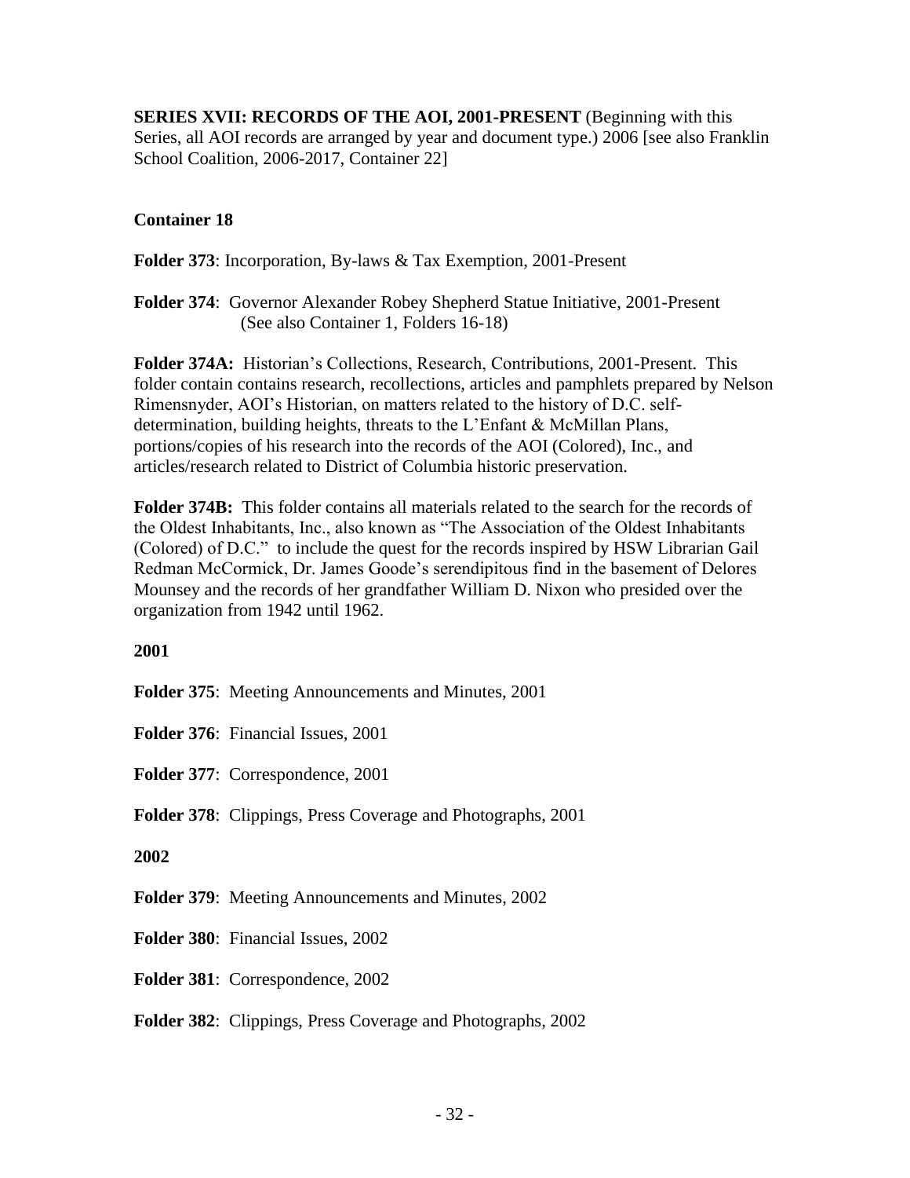**SERIES XVII: RECORDS OF THE AOI, 2001-PRESENT** (Beginning with this Series, all AOI records are arranged by year and document type.) 2006 [see also Franklin School Coalition, 2006-2017, Container 22]

**Container 18**

**Folder 373**: Incorporation, By-laws & Tax Exemption, 2001-Present

**Folder 374**: Governor Alexander Robey Shepherd Statue Initiative, 2001-Present (See also Container 1, Folders 16-18)

**Folder 374A:** Historian's Collections, Research, Contributions, 2001-Present. This folder contain contains research, recollections, articles and pamphlets prepared by Nelson Rimensnyder, AOI's Historian, on matters related to the history of D.C. self-determination, building heights, threats to the L'Enfant & McMillan Plans, portions/copies of his research into the records of the AOI (Colored), Inc., and articles/research related to District of Columbia historic preservation.

**Folder 374B:** This folder contains all materials related to the search for the records of the Oldest Inhabitants, Inc., also known as "The Association of the Oldest Inhabitants (Colored) of D.C." to include the quest for the records inspired by HSW Librarian Gail Redman McCormick, Dr. James Goode's serendipitous find in the basement of Delores Mounsey and the records of her grandfather William D. Nixon who presided over the organization from 1942 until 1962.

**2001**

**Folder 375**: Meeting Announcements and Minutes, 2001

**Folder 376**: Financial Issues, 2001

**Folder 377**: Correspondence, 2001

**Folder 378**: Clippings, Press Coverage and Photographs, 2001

**2002**

**Folder 379**: Meeting Announcements and Minutes, 2002

**Folder 380**: Financial Issues, 2002

**Folder 381**: Correspondence, 2002

**Folder 382**: Clippings, Press Coverage and Photographs, 2002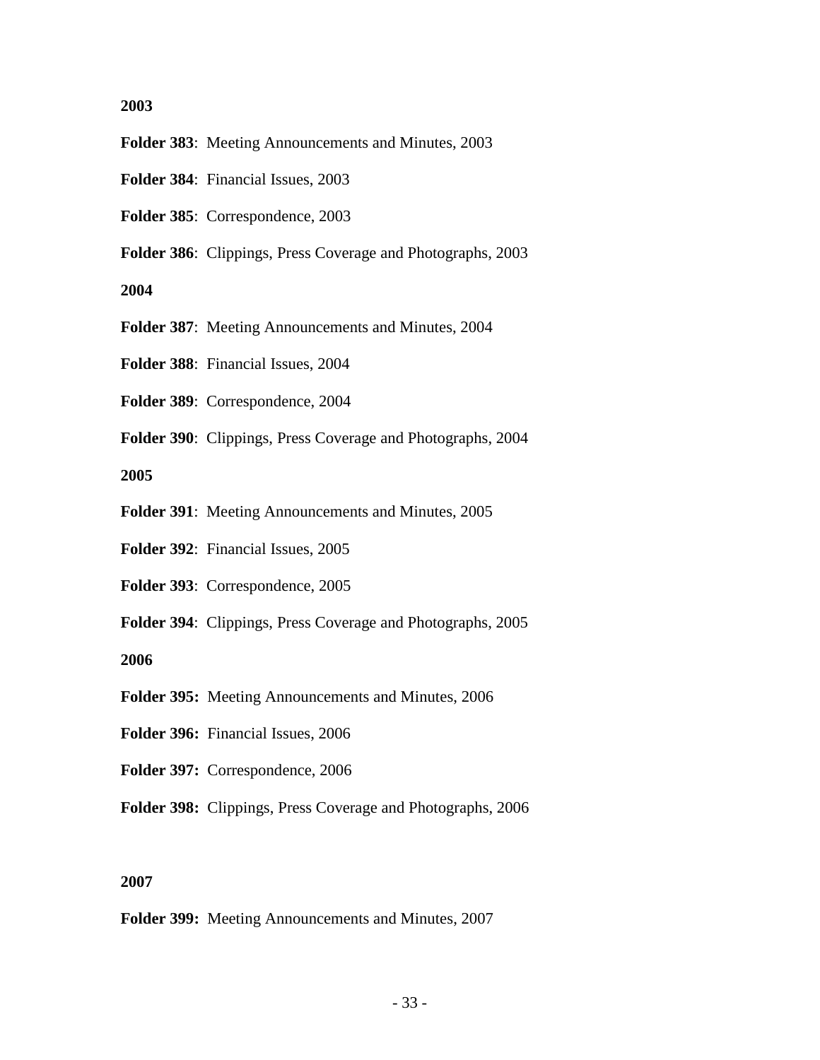**2003**

**Folder 383**: Meeting Announcements and Minutes, 2003

**Folder 384**: Financial Issues, 2003

**Folder 385**: Correspondence, 2003

**Folder 386**: Clippings, Press Coverage and Photographs, 2003

**2004**

**Folder 387**: Meeting Announcements and Minutes, 2004

**Folder 388**: Financial Issues, 2004

**Folder 389**: Correspondence, 2004

**Folder 390**: Clippings, Press Coverage and Photographs, 2004

**2005**

**Folder 391**: Meeting Announcements and Minutes, 2005

**Folder 392**: Financial Issues, 2005

**Folder 393**: Correspondence, 2005

**Folder 394**: Clippings, Press Coverage and Photographs, 2005

**2006**

**Folder 395:** Meeting Announcements and Minutes, 2006

**Folder 396:** Financial Issues, 2006

**Folder 397:** Correspondence, 2006

**Folder 398:** Clippings, Press Coverage and Photographs, 2006

**2007**

**Folder 399:** Meeting Announcements and Minutes, 2007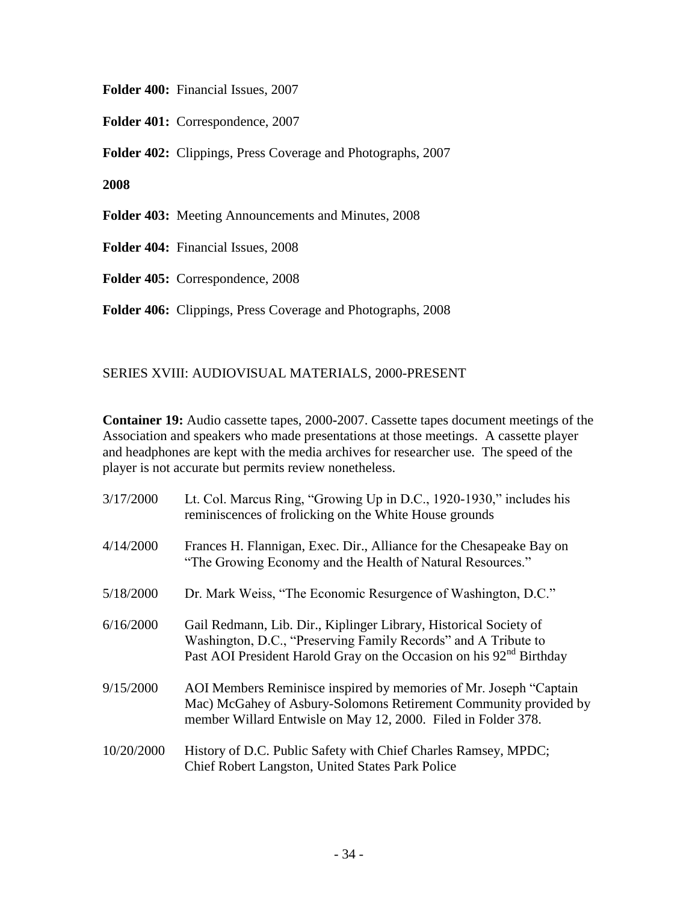**Folder 400:** Financial Issues, 2007

**Folder 401:** Correspondence, 2007

**Folder 402:** Clippings, Press Coverage and Photographs, 2007

**2008**

**Folder 403:** Meeting Announcements and Minutes, 2008

**Folder 404:** Financial Issues, 2008

**Folder 405:** Correspondence, 2008

**Folder 406:** Clippings, Press Coverage and Photographs, 2008

SERIES XVIII: AUDIOVISUAL MATERIALS, 2000-PRESENT

**Container 19:** Audio cassette tapes, 2000-2007. Cassette tapes document meetings of the Association and speakers who made presentations at those meetings. A cassette player and headphones are kept with the media archives for researcher use. The speed of the player is not accurate but permits review nonetheless.

| | |
|---|---|
| 3/17/2000 | Lt. Col. Marcus Ring, "Growing Up in D.C., 1920-1930," includes his reminiscences of frolicking on the White House grounds |
| 4/14/2000 | Frances H. Flannigan, Exec. Dir., Alliance for the Chesapeake Bay on "The Growing Economy and the Health of Natural Resources." |
| 5/18/2000 | Dr. Mark Weiss, "The Economic Resurgence of Washington, D.C." |
| 6/16/2000 | Gail Redmann, Lib. Dir., Kiplinger Library, Historical Society of Washington, D.C., "Preserving Family Records" and A Tribute to Past AOI President Harold Gray on the Occasion on his 92nd Birthday |
| 9/15/2000 | AOI Members Reminisce inspired by memories of Mr. Joseph "Captain Mac) McGahey of Asbury-Solomons Retirement Community provided by member Willard Entwisle on May 12, 2000. Filed in Folder 378. |
| 10/20/2000 | History of D.C. Public Safety with Chief Charles Ramsey, MPDC; Chief Robert Langston, United States Park Police |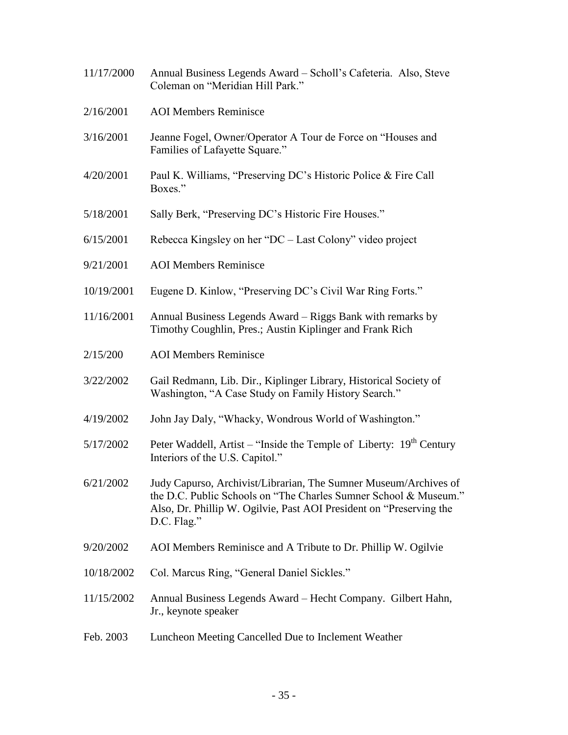| | |
|---|---|
| 11/17/2000 | Annual Business Legends Award – Scholl's Cafeteria. Also, Steve Coleman on "Meridian Hill Park." |
| 2/16/2001 | AOI Members Reminisce |
| 3/16/2001 | Jeanne Fogel, Owner/Operator A Tour de Force on "Houses and Families of Lafayette Square." |
| 4/20/2001 | Paul K. Williams, "Preserving DC's Historic Police & Fire Call Boxes." |
| 5/18/2001 | Sally Berk, "Preserving DC's Historic Fire Houses." |
| 6/15/2001 | Rebecca Kingsley on her "DC – Last Colony" video project |
| 9/21/2001 | AOI Members Reminisce |
| 10/19/2001 | Eugene D. Kinlow, "Preserving DC's Civil War Ring Forts." |
| 11/16/2001 | Annual Business Legends Award – Riggs Bank with remarks by Timothy Coughlin, Pres.; Austin Kiplinger and Frank Rich |
| 2/15/200 | AOI Members Reminisce |
| 3/22/2002 | Gail Redmann, Lib. Dir., Kiplinger Library, Historical Society of Washington, "A Case Study on Family History Search." |
| 4/19/2002 | John Jay Daly, "Whacky, Wondrous World of Washington." |
| 5/17/2002 | Peter Waddell, Artist – "Inside the Temple of Liberty: 19th Century Interiors of the U.S. Capitol." |
| 6/21/2002 | Judy Capurso, Archivist/Librarian, The Sumner Museum/Archives of the D.C. Public Schools on "The Charles Sumner School & Museum." Also, Dr. Phillip W. Ogilvie, Past AOI President on "Preserving the D.C. Flag." |
| 9/20/2002 | AOI Members Reminisce and A Tribute to Dr. Phillip W. Ogilvie |
| 10/18/2002 | Col. Marcus Ring, "General Daniel Sickles." |
| 11/15/2002 | Annual Business Legends Award – Hecht Company. Gilbert Hahn, Jr., keynote speaker |
| Feb. 2003 | Luncheon Meeting Cancelled Due to Inclement Weather |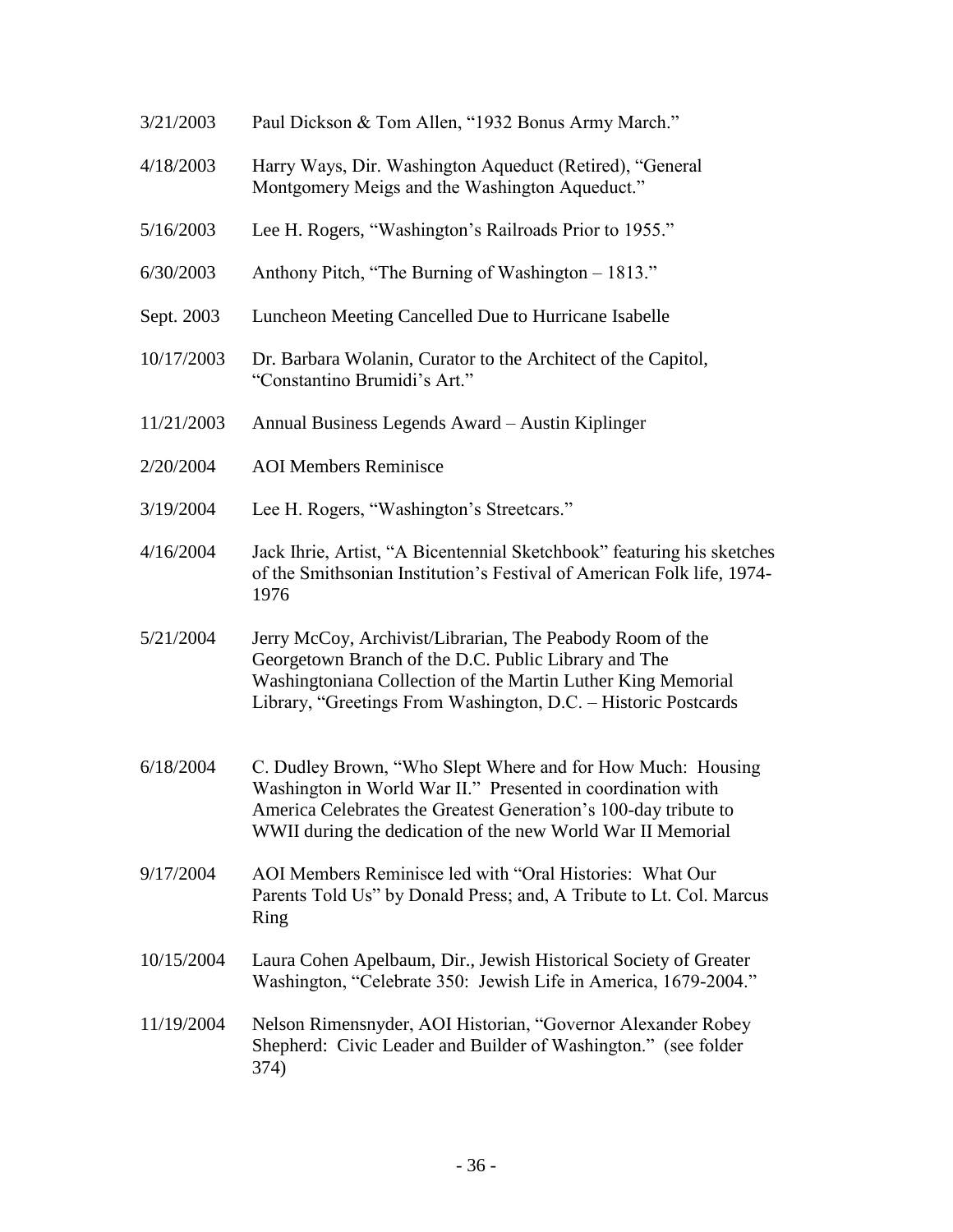| | |
|---|---|
| 3/21/2003 | Paul Dickson & Tom Allen, "1932 Bonus Army March." |
| 4/18/2003 | Harry Ways, Dir. Washington Aqueduct (Retired), "General Montgomery Meigs and the Washington Aqueduct." |
| 5/16/2003 | Lee H. Rogers, "Washington's Railroads Prior to 1955." |
| 6/30/2003 | Anthony Pitch, "The Burning of Washington – 1813." |
| Sept. 2003 | Luncheon Meeting Cancelled Due to Hurricane Isabelle |
| 10/17/2003 | Dr. Barbara Wolanin, Curator to the Architect of the Capitol, "Constantino Brumidi's Art." |
| 11/21/2003 | Annual Business Legends Award – Austin Kiplinger |
| 2/20/2004 | AOI Members Reminisce |
| 3/19/2004 | Lee H. Rogers, "Washington's Streetcars." |
| 4/16/2004 | Jack Ihrie, Artist, "A Bicentennial Sketchbook" featuring his sketches of the Smithsonian Institution's Festival of American Folk life, 1974-1976 |
| 5/21/2004 | Jerry McCoy, Archivist/Librarian, The Peabody Room of the Georgetown Branch of the D.C. Public Library and The Washingtoniana Collection of the Martin Luther King Memorial Library, "Greetings From Washington, D.C. – Historic Postcards |
| 6/18/2004 | C. Dudley Brown, "Who Slept Where and for How Much: Housing Washington in World War II." Presented in coordination with America Celebrates the Greatest Generation's 100-day tribute to WWII during the dedication of the new World War II Memorial |
| 9/17/2004 | AOI Members Reminisce led with "Oral Histories: What Our Parents Told Us" by Donald Press; and, A Tribute to Lt. Col. Marcus Ring |
| 10/15/2004 | Laura Cohen Apelbaum, Dir., Jewish Historical Society of Greater Washington, "Celebrate 350: Jewish Life in America, 1679-2004." |
| 11/19/2004 | Nelson Rimensnyder, AOI Historian, "Governor Alexander Robey Shepherd: Civic Leader and Builder of Washington." (see folder 374) |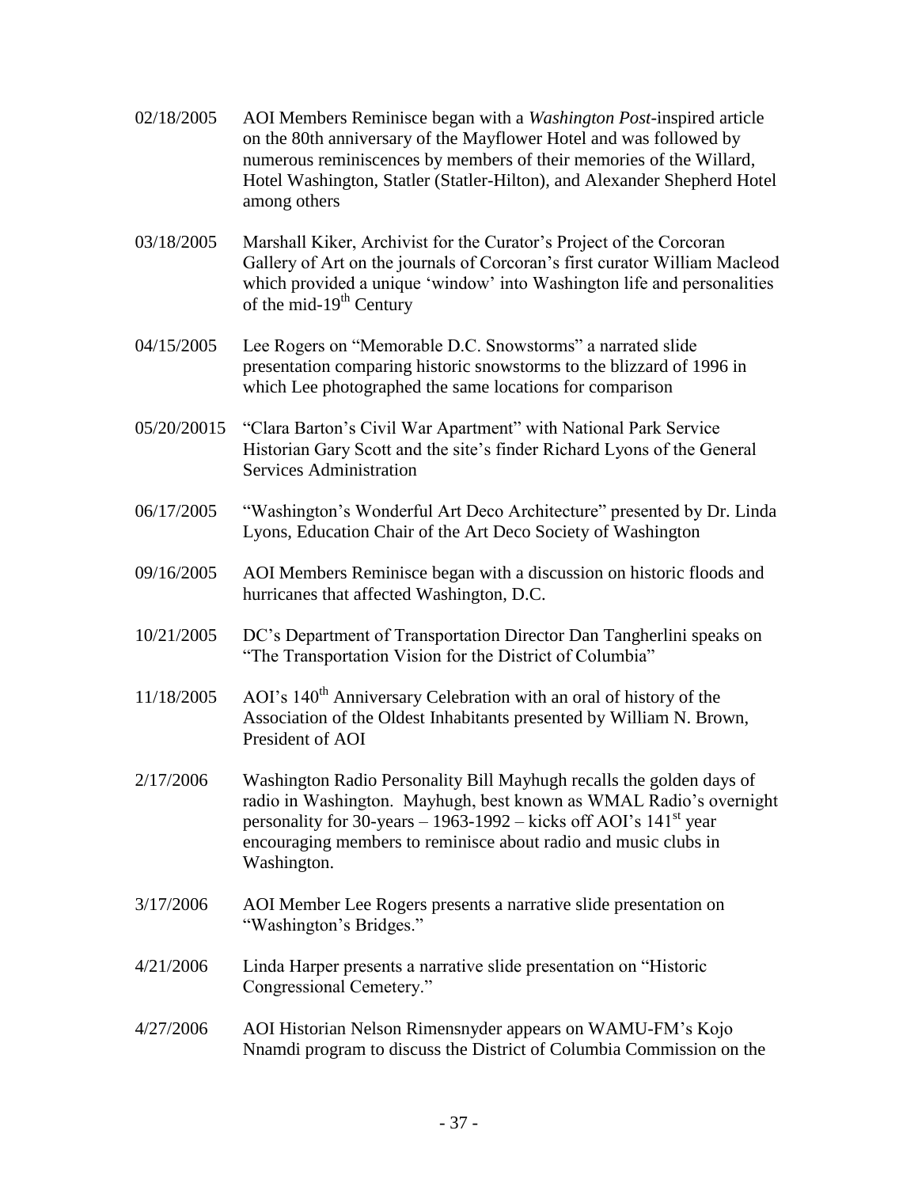02/18/2005 AOI Members Reminisce began with a *Washington Post*-inspired article on the 80th anniversary of the Mayflower Hotel and was followed by numerous reminiscences by members of their memories of the Willard, Hotel Washington, Statler (Statler-Hilton), and Alexander Shepherd Hotel among others

03/18/2005 Marshall Kiker, Archivist for the Curator's Project of the Corcoran Gallery of Art on the journals of Corcoran's first curator William Macleod which provided a unique 'window' into Washington life and personalities of the mid-19th Century

04/15/2005 Lee Rogers on "Memorable D.C. Snowstorms" a narrated slide presentation comparing historic snowstorms to the blizzard of 1996 in which Lee photographed the same locations for comparison

05/20/20015 "Clara Barton's Civil War Apartment" with National Park Service Historian Gary Scott and the site's finder Richard Lyons of the General Services Administration

06/17/2005 "Washington's Wonderful Art Deco Architecture" presented by Dr. Linda Lyons, Education Chair of the Art Deco Society of Washington

09/16/2005 AOI Members Reminisce began with a discussion on historic floods and hurricanes that affected Washington, D.C.

10/21/2005 DC's Department of Transportation Director Dan Tangherlini speaks on "The Transportation Vision for the District of Columbia"

11/18/2005 AOI's 140th Anniversary Celebration with an oral of history of the Association of the Oldest Inhabitants presented by William N. Brown, President of AOI

2/17/2006 Washington Radio Personality Bill Mayhugh recalls the golden days of radio in Washington. Mayhugh, best known as WMAL Radio's overnight personality for 30-years – 1963-1992 – kicks off AOI's 141st year encouraging members to reminisce about radio and music clubs in Washington.

3/17/2006 AOI Member Lee Rogers presents a narrative slide presentation on "Washington's Bridges."

4/21/2006 Linda Harper presents a narrative slide presentation on "Historic Congressional Cemetery."

4/27/2006 AOI Historian Nelson Rimensnyder appears on WAMU-FM's Kojo Nnamdi program to discuss the District of Columbia Commission on the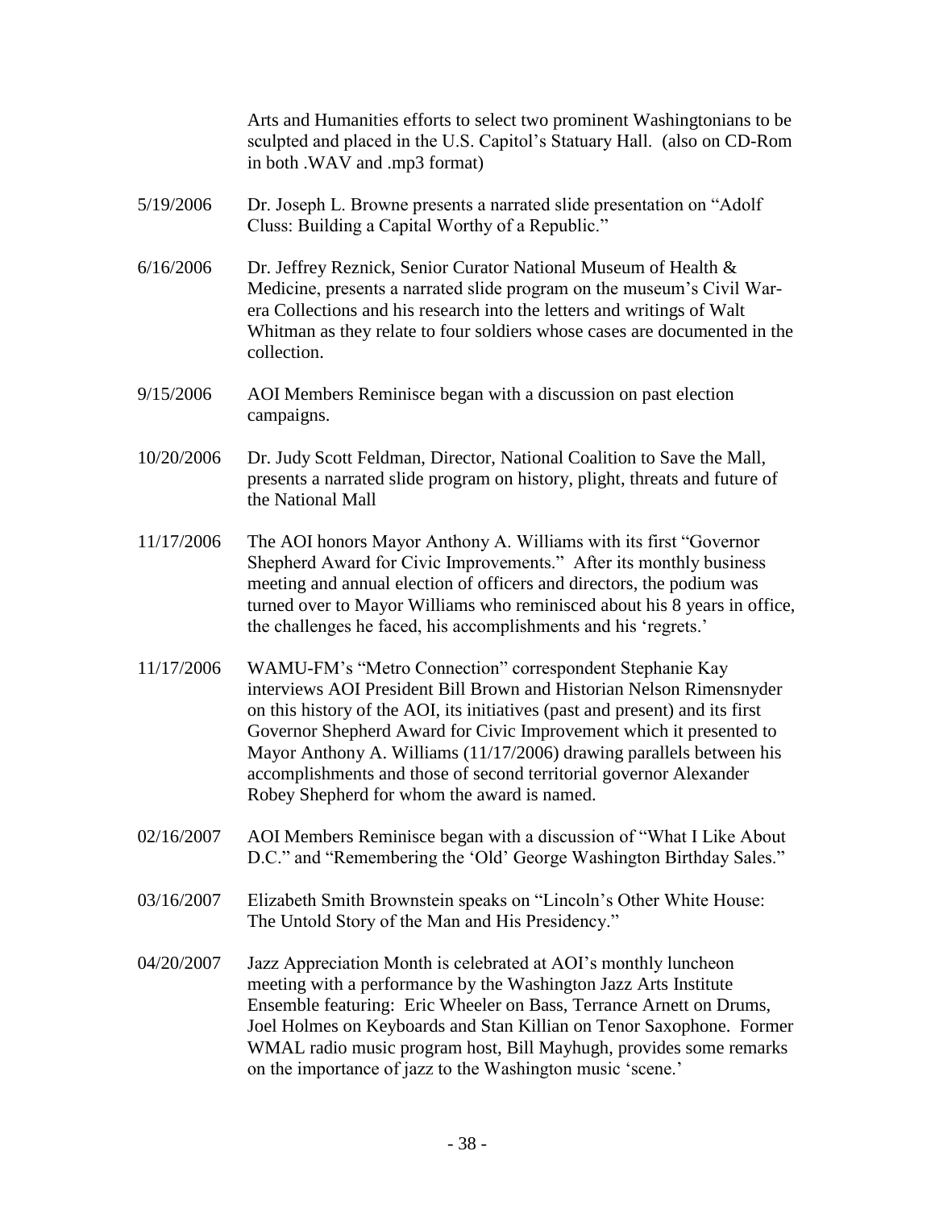Arts and Humanities efforts to select two prominent Washingtonians to be sculpted and placed in the U.S. Capitol's Statuary Hall. (also on CD-Rom in both .WAV and .mp3 format)

5/19/2006 Dr. Joseph L. Browne presents a narrated slide presentation on "Adolf Cluss: Building a Capital Worthy of a Republic."

6/16/2006 Dr. Jeffrey Reznick, Senior Curator National Museum of Health & Medicine, presents a narrated slide program on the museum's Civil War-era Collections and his research into the letters and writings of Walt Whitman as they relate to four soldiers whose cases are documented in the collection.

9/15/2006 AOI Members Reminisce began with a discussion on past election campaigns.

10/20/2006 Dr. Judy Scott Feldman, Director, National Coalition to Save the Mall, presents a narrated slide program on history, plight, threats and future of the National Mall

11/17/2006 The AOI honors Mayor Anthony A. Williams with its first "Governor Shepherd Award for Civic Improvements." After its monthly business meeting and annual election of officers and directors, the podium was turned over to Mayor Williams who reminisced about his 8 years in office, the challenges he faced, his accomplishments and his 'regrets.'

11/17/2006 WAMU-FM's "Metro Connection" correspondent Stephanie Kay interviews AOI President Bill Brown and Historian Nelson Rimensnyder on this history of the AOI, its initiatives (past and present) and its first Governor Shepherd Award for Civic Improvement which it presented to Mayor Anthony A. Williams (11/17/2006) drawing parallels between his accomplishments and those of second territorial governor Alexander Robey Shepherd for whom the award is named.

02/16/2007 AOI Members Reminisce began with a discussion of "What I Like About D.C." and "Remembering the 'Old' George Washington Birthday Sales."

03/16/2007 Elizabeth Smith Brownstein speaks on "Lincoln's Other White House: The Untold Story of the Man and His Presidency."

04/20/2007 Jazz Appreciation Month is celebrated at AOI's monthly luncheon meeting with a performance by the Washington Jazz Arts Institute Ensemble featuring: Eric Wheeler on Bass, Terrance Arnett on Drums, Joel Holmes on Keyboards and Stan Killian on Tenor Saxophone. Former WMAL radio music program host, Bill Mayhugh, provides some remarks on the importance of jazz to the Washington music 'scene.'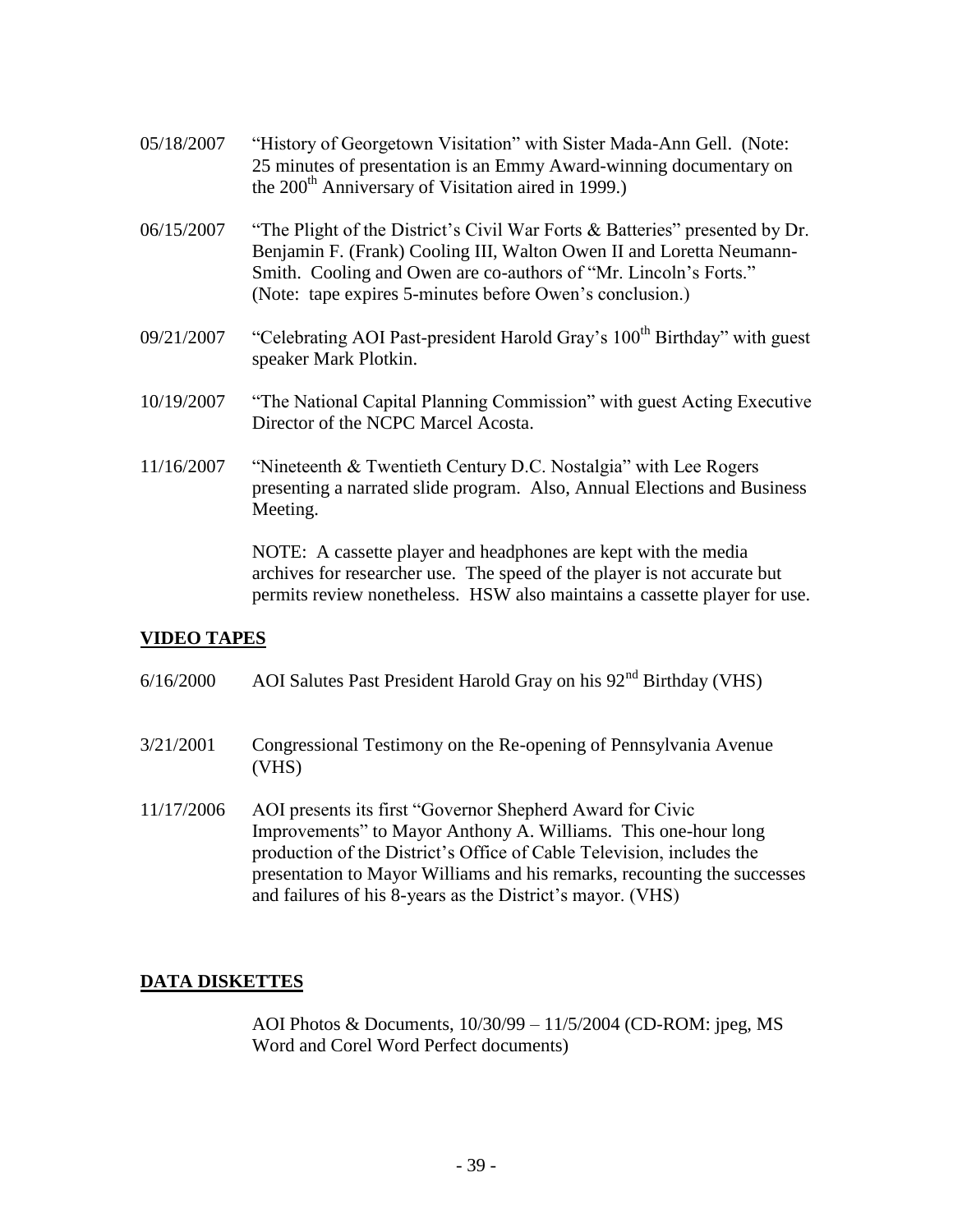05/18/2007 "History of Georgetown Visitation" with Sister Mada-Ann Gell. (Note: 25 minutes of presentation is an Emmy Award-winning documentary on the 200th Anniversary of Visitation aired in 1999.)

06/15/2007 "The Plight of the District's Civil War Forts & Batteries" presented by Dr. Benjamin F. (Frank) Cooling III, Walton Owen II and Loretta Neumann-Smith. Cooling and Owen are co-authors of "Mr. Lincoln's Forts." (Note: tape expires 5-minutes before Owen's conclusion.)

09/21/2007 "Celebrating AOI Past-president Harold Gray's 100th Birthday" with guest speaker Mark Plotkin.

10/19/2007 "The National Capital Planning Commission" with guest Acting Executive Director of the NCPC Marcel Acosta.

11/16/2007 "Nineteenth & Twentieth Century D.C. Nostalgia" with Lee Rogers presenting a narrated slide program. Also, Annual Elections and Business Meeting.

NOTE: A cassette player and headphones are kept with the media archives for researcher use. The speed of the player is not accurate but permits review nonetheless. HSW also maintains a cassette player for use.

## VIDEO TAPES

6/16/2000 AOI Salutes Past President Harold Gray on his 92nd Birthday (VHS)

3/21/2001 Congressional Testimony on the Re-opening of Pennsylvania Avenue (VHS)

11/17/2006 AOI presents its first "Governor Shepherd Award for Civic Improvements" to Mayor Anthony A. Williams. This one-hour long production of the District's Office of Cable Television, includes the presentation to Mayor Williams and his remarks, recounting the successes and failures of his 8-years as the District's mayor. (VHS)

## DATA DISKETTES

AOI Photos & Documents, 10/30/99 – 11/5/2004 (CD-ROM: jpeg, MS Word and Corel Word Perfect documents)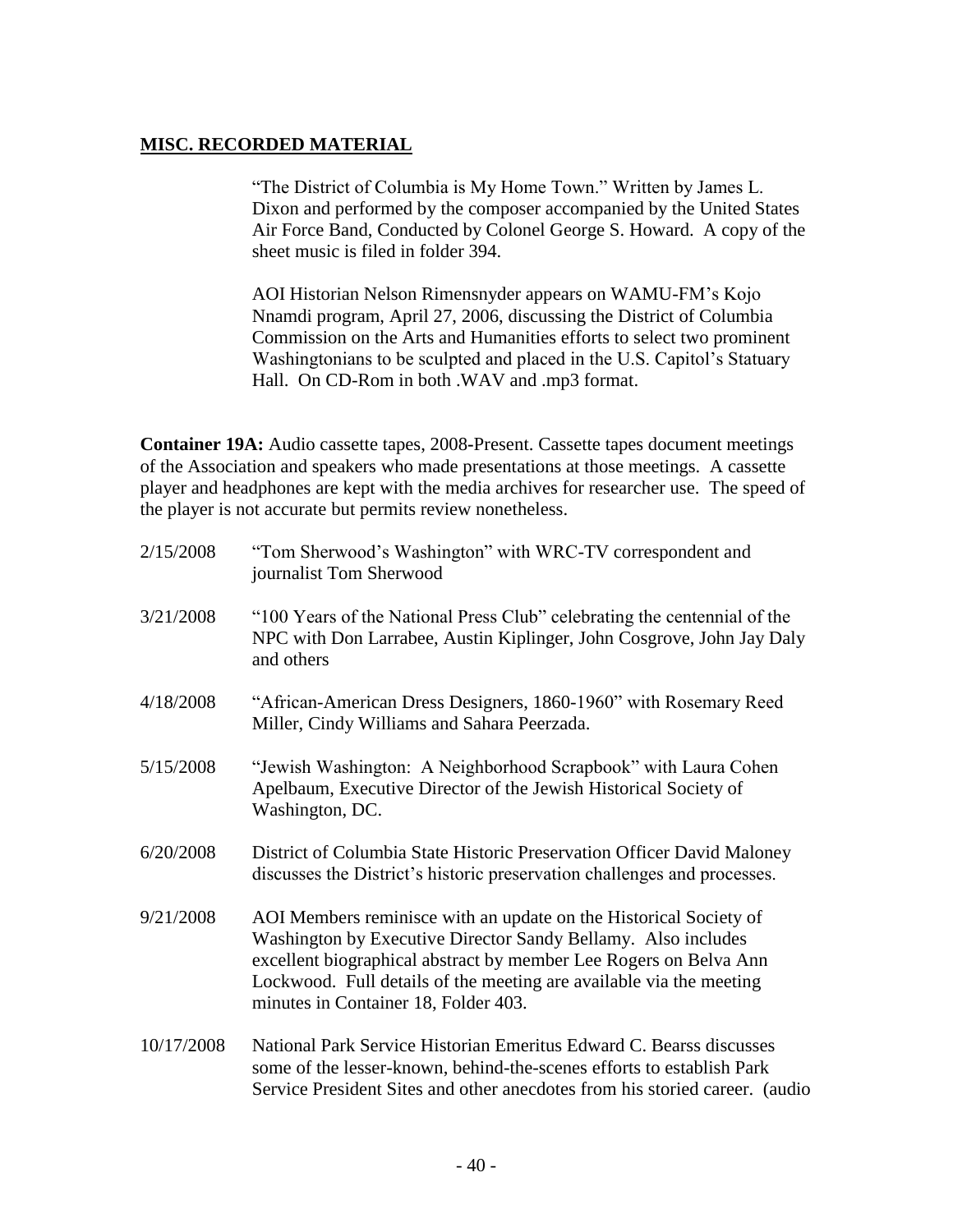## **MISC. RECORDED MATERIAL**

"The District of Columbia is My Home Town." Written by James L. Dixon and performed by the composer accompanied by the United States Air Force Band, Conducted by Colonel George S. Howard. A copy of the sheet music is filed in folder 394.

AOI Historian Nelson Rimensnyder appears on WAMU-FM's Kojo Nnamdi program, April 27, 2006, discussing the District of Columbia Commission on the Arts and Humanities efforts to select two prominent Washingtonians to be sculpted and placed in the U.S. Capitol's Statuary Hall. On CD-Rom in both .WAV and .mp3 format.

**Container 19A:** Audio cassette tapes, 2008-Present. Cassette tapes document meetings of the Association and speakers who made presentations at those meetings. A cassette player and headphones are kept with the media archives for researcher use. The speed of the player is not accurate but permits review nonetheless.

2/15/2008 "Tom Sherwood's Washington" with WRC-TV correspondent and journalist Tom Sherwood

3/21/2008 "100 Years of the National Press Club" celebrating the centennial of the NPC with Don Larrabee, Austin Kiplinger, John Cosgrove, John Jay Daly and others

4/18/2008 "African-American Dress Designers, 1860-1960" with Rosemary Reed Miller, Cindy Williams and Sahara Peerzada.

5/15/2008 "Jewish Washington: A Neighborhood Scrapbook" with Laura Cohen Apelbaum, Executive Director of the Jewish Historical Society of Washington, DC.

6/20/2008 District of Columbia State Historic Preservation Officer David Maloney discusses the District's historic preservation challenges and processes.

9/21/2008 AOI Members reminisce with an update on the Historical Society of Washington by Executive Director Sandy Bellamy. Also includes excellent biographical abstract by member Lee Rogers on Belva Ann Lockwood. Full details of the meeting are available via the meeting minutes in Container 18, Folder 403.

10/17/2008 National Park Service Historian Emeritus Edward C. Bearss discusses some of the lesser-known, behind-the-scenes efforts to establish Park Service President Sites and other anecdotes from his storied career. (audio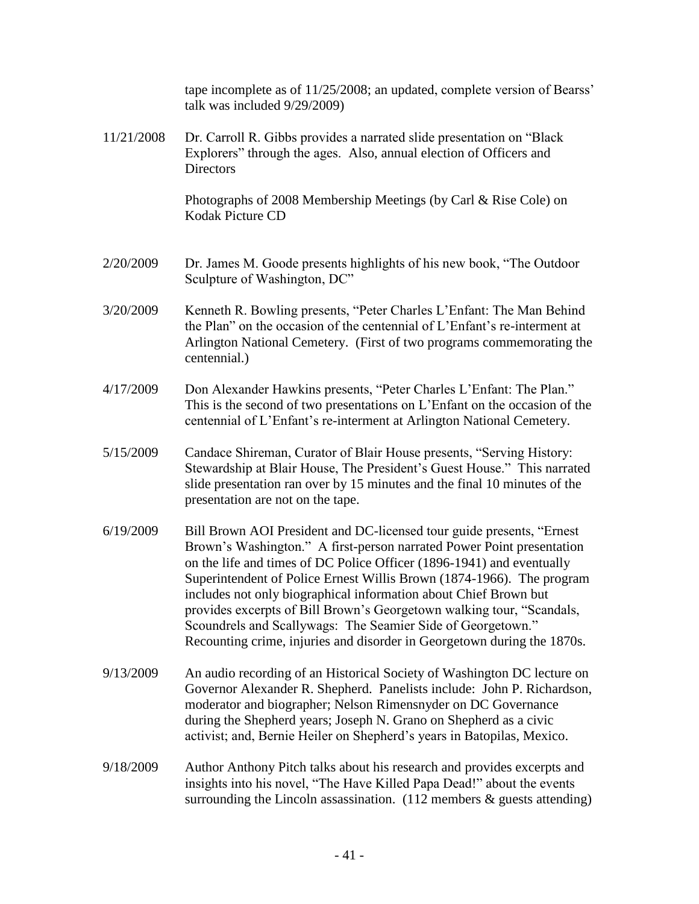tape incomplete as of 11/25/2008; an updated, complete version of Bearss' talk was included 9/29/2009)

11/21/2008 Dr. Carroll R. Gibbs provides a narrated slide presentation on "Black Explorers" through the ages. Also, annual election of Officers and Directors

Photographs of 2008 Membership Meetings (by Carl & Rise Cole) on Kodak Picture CD

2/20/2009 Dr. James M. Goode presents highlights of his new book, "The Outdoor Sculpture of Washington, DC"

3/20/2009 Kenneth R. Bowling presents, "Peter Charles L'Enfant: The Man Behind the Plan" on the occasion of the centennial of L'Enfant's re-interment at Arlington National Cemetery. (First of two programs commemorating the centennial.)

4/17/2009 Don Alexander Hawkins presents, "Peter Charles L'Enfant: The Plan." This is the second of two presentations on L'Enfant on the occasion of the centennial of L'Enfant's re-interment at Arlington National Cemetery.

5/15/2009 Candace Shireman, Curator of Blair House presents, "Serving History: Stewardship at Blair House, The President's Guest House." This narrated slide presentation ran over by 15 minutes and the final 10 minutes of the presentation are not on the tape.

6/19/2009 Bill Brown AOI President and DC-licensed tour guide presents, "Ernest Brown's Washington." A first-person narrated Power Point presentation on the life and times of DC Police Officer (1896-1941) and eventually Superintendent of Police Ernest Willis Brown (1874-1966). The program includes not only biographical information about Chief Brown but provides excerpts of Bill Brown's Georgetown walking tour, "Scandals, Scoundrels and Scallywags: The Seamier Side of Georgetown." Recounting crime, injuries and disorder in Georgetown during the 1870s.

9/13/2009 An audio recording of an Historical Society of Washington DC lecture on Governor Alexander R. Shepherd. Panelists include: John P. Richardson, moderator and biographer; Nelson Rimensnyder on DC Governance during the Shepherd years; Joseph N. Grano on Shepherd as a civic activist; and, Bernie Heiler on Shepherd's years in Batopilas, Mexico.

9/18/2009 Author Anthony Pitch talks about his research and provides excerpts and insights into his novel, "The Have Killed Papa Dead!" about the events surrounding the Lincoln assassination. (112 members & guests attending)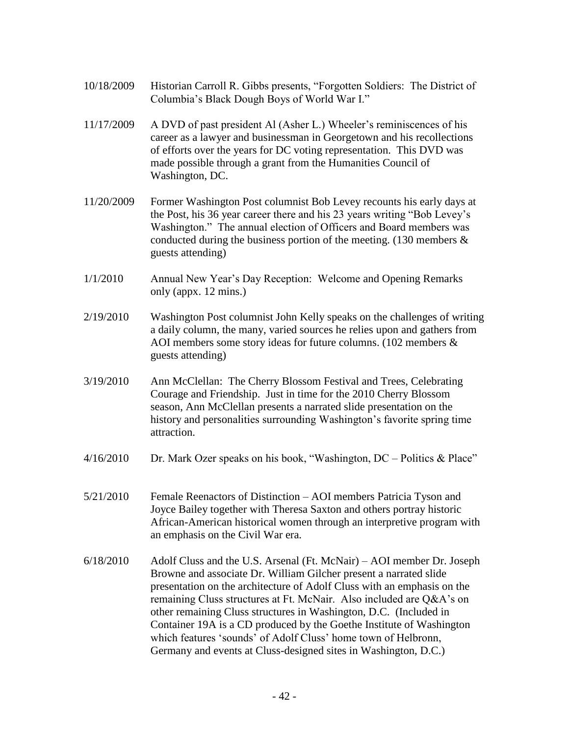10/18/2009 Historian Carroll R. Gibbs presents, "Forgotten Soldiers: The District of Columbia's Black Dough Boys of World War I."

11/17/2009 A DVD of past president Al (Asher L.) Wheeler's reminiscences of his career as a lawyer and businessman in Georgetown and his recollections of efforts over the years for DC voting representation. This DVD was made possible through a grant from the Humanities Council of Washington, DC.

11/20/2009 Former Washington Post columnist Bob Levey recounts his early days at the Post, his 36 year career there and his 23 years writing "Bob Levey's Washington." The annual election of Officers and Board members was conducted during the business portion of the meeting. (130 members & guests attending)

1/1/2010 Annual New Year's Day Reception: Welcome and Opening Remarks only (appx. 12 mins.)

2/19/2010 Washington Post columnist John Kelly speaks on the challenges of writing a daily column, the many, varied sources he relies upon and gathers from AOI members some story ideas for future columns. (102 members & guests attending)

3/19/2010 Ann McClellan: The Cherry Blossom Festival and Trees, Celebrating Courage and Friendship. Just in time for the 2010 Cherry Blossom season, Ann McClellan presents a narrated slide presentation on the history and personalities surrounding Washington's favorite spring time attraction.

4/16/2010 Dr. Mark Ozer speaks on his book, "Washington, DC – Politics & Place"

5/21/2010 Female Reenactors of Distinction – AOI members Patricia Tyson and Joyce Bailey together with Theresa Saxton and others portray historic African-American historical women through an interpretive program with an emphasis on the Civil War era.

6/18/2010 Adolf Cluss and the U.S. Arsenal (Ft. McNair) – AOI member Dr. Joseph Browne and associate Dr. William Gilcher present a narrated slide presentation on the architecture of Adolf Cluss with an emphasis on the remaining Cluss structures at Ft. McNair. Also included are Q&A's on other remaining Cluss structures in Washington, D.C. (Included in Container 19A is a CD produced by the Goethe Institute of Washington which features 'sounds' of Adolf Cluss' home town of Helbronn, Germany and events at Cluss-designed sites in Washington, D.C.)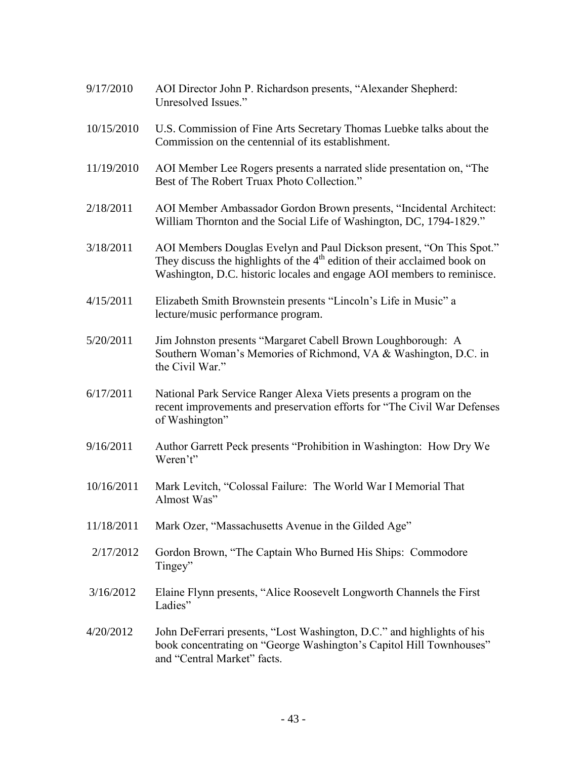| | |
|---|---|
| 9/17/2010 | AOI Director John P. Richardson presents, "Alexander Shepherd: Unresolved Issues." |
| 10/15/2010 | U.S. Commission of Fine Arts Secretary Thomas Luebke talks about the Commission on the centennial of its establishment. |
| 11/19/2010 | AOI Member Lee Rogers presents a narrated slide presentation on, "The Best of The Robert Truax Photo Collection." |
| 2/18/2011 | AOI Member Ambassador Gordon Brown presents, "Incidental Architect: William Thornton and the Social Life of Washington, DC, 1794-1829." |
| 3/18/2011 | AOI Members Douglas Evelyn and Paul Dickson present, "On This Spot." They discuss the highlights of the 4th edition of their acclaimed book on Washington, D.C. historic locales and engage AOI members to reminisce. |
| 4/15/2011 | Elizabeth Smith Brownstein presents "Lincoln's Life in Music" a lecture/music performance program. |
| 5/20/2011 | Jim Johnston presents "Margaret Cabell Brown Loughborough: A Southern Woman's Memories of Richmond, VA & Washington, D.C. in the Civil War." |
| 6/17/2011 | National Park Service Ranger Alexa Viets presents a program on the recent improvements and preservation efforts for "The Civil War Defenses of Washington" |
| 9/16/2011 | Author Garrett Peck presents "Prohibition in Washington: How Dry We Weren't" |
| 10/16/2011 | Mark Levitch, "Colossal Failure: The World War I Memorial That Almost Was" |
| 11/18/2011 | Mark Ozer, "Massachusetts Avenue in the Gilded Age" |
| 2/17/2012 | Gordon Brown, "The Captain Who Burned His Ships: Commodore Tingey" |
| 3/16/2012 | Elaine Flynn presents, "Alice Roosevelt Longworth Channels the First Ladies" |
| 4/20/2012 | John DeFerrari presents, "Lost Washington, D.C." and highlights of his book concentrating on "George Washington's Capitol Hill Townhouses" and "Central Market" facts. |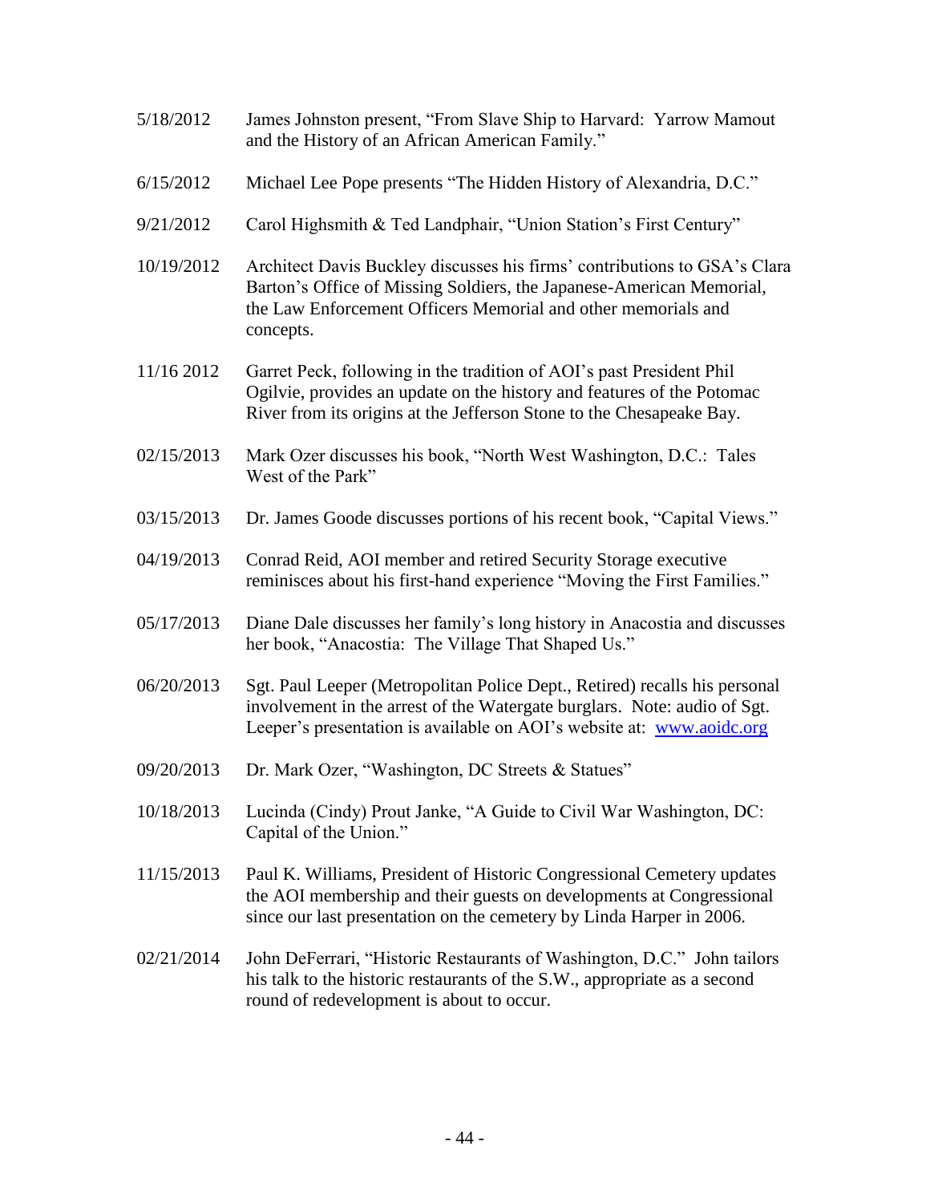5/18/2012 James Johnston present, "From Slave Ship to Harvard: Yarrow Mamout and the History of an African American Family."

6/15/2012 Michael Lee Pope presents "The Hidden History of Alexandria, D.C."

9/21/2012 Carol Highsmith & Ted Landphair, "Union Station's First Century"

10/19/2012 Architect Davis Buckley discusses his firms' contributions to GSA's Clara Barton's Office of Missing Soldiers, the Japanese-American Memorial, the Law Enforcement Officers Memorial and other memorials and concepts.

11/16 2012 Garret Peck, following in the tradition of AOI's past President Phil Ogilvie, provides an update on the history and features of the Potomac River from its origins at the Jefferson Stone to the Chesapeake Bay.

02/15/2013 Mark Ozer discusses his book, "North West Washington, D.C.: Tales West of the Park"

03/15/2013 Dr. James Goode discusses portions of his recent book, "Capital Views."

04/19/2013 Conrad Reid, AOI member and retired Security Storage executive reminisces about his first-hand experience "Moving the First Families."

05/17/2013 Diane Dale discusses her family's long history in Anacostia and discusses her book, "Anacostia: The Village That Shaped Us."

06/20/2013 Sgt. Paul Leeper (Metropolitan Police Dept., Retired) recalls his personal involvement in the arrest of the Watergate burglars. Note: audio of Sgt. Leeper's presentation is available on AOI's website at: [www.aoidc.org](http://www.aoidc.org)

09/20/2013 Dr. Mark Ozer, "Washington, DC Streets & Statues"

10/18/2013 Lucinda (Cindy) Prout Janke, "A Guide to Civil War Washington, DC: Capital of the Union."

11/15/2013 Paul K. Williams, President of Historic Congressional Cemetery updates the AOI membership and their guests on developments at Congressional since our last presentation on the cemetery by Linda Harper in 2006.

02/21/2014 John DeFerrari, "Historic Restaurants of Washington, D.C." John tailors his talk to the historic restaurants of the S.W., appropriate as a second round of redevelopment is about to occur.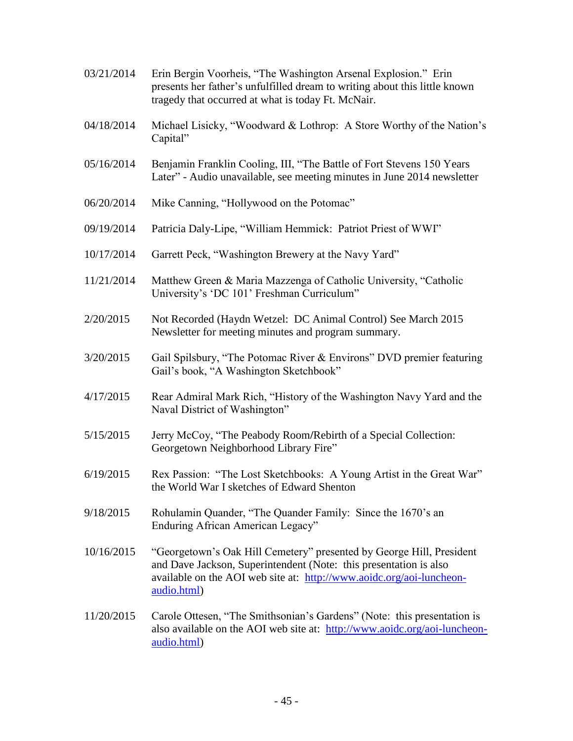03/21/2014 Erin Bergin Voorheis, “The Washington Arsenal Explosion.” Erin presents her father’s unfulfilled dream to writing about this little known tragedy that occurred at what is today Ft. McNair.

04/18/2014 Michael Lisicky, “Woodward & Lothrop: A Store Worthy of the Nation’s Capital”

05/16/2014 Benjamin Franklin Cooling, III, “The Battle of Fort Stevens 150 Years Later” - Audio unavailable, see meeting minutes in June 2014 newsletter

06/20/2014 Mike Canning, “Hollywood on the Potomac”

09/19/2014 Patricia Daly-Lipe, “William Hemmick: Patriot Priest of WWI”

10/17/2014 Garrett Peck, “Washington Brewery at the Navy Yard”

11/21/2014 Matthew Green & Maria Mazzenga of Catholic University, “Catholic University’s ‘DC 101’ Freshman Curriculum”

2/20/2015 Not Recorded (Haydn Wetzel: DC Animal Control) See March 2015 Newsletter for meeting minutes and program summary.

3/20/2015 Gail Spilsbury, “The Potomac River & Environs” DVD premier featuring Gail’s book, “A Washington Sketchbook”

4/17/2015 Rear Admiral Mark Rich, “History of the Washington Navy Yard and the Naval District of Washington”

5/15/2015 Jerry McCoy, “The Peabody Room/Rebirth of a Special Collection: Georgetown Neighborhood Library Fire”

6/19/2015 Rex Passion: “The Lost Sketchbooks: A Young Artist in the Great War” the World War I sketches of Edward Shenton

9/18/2015 Rohulamin Quander, “The Quander Family: Since the 1670’s an Enduring African American Legacy”

10/16/2015 “Georgetown’s Oak Hill Cemetery” presented by George Hill, President and Dave Jackson, Superintendent (Note: this presentation is also available on the AOI web site at: http://www.aoidc.org/aoi-luncheon-audio.html)

11/20/2015 Carole Ottesen, “The Smithsonian’s Gardens” (Note: this presentation is also available on the AOI web site at: http://www.aoidc.org/aoi-luncheon-audio.html)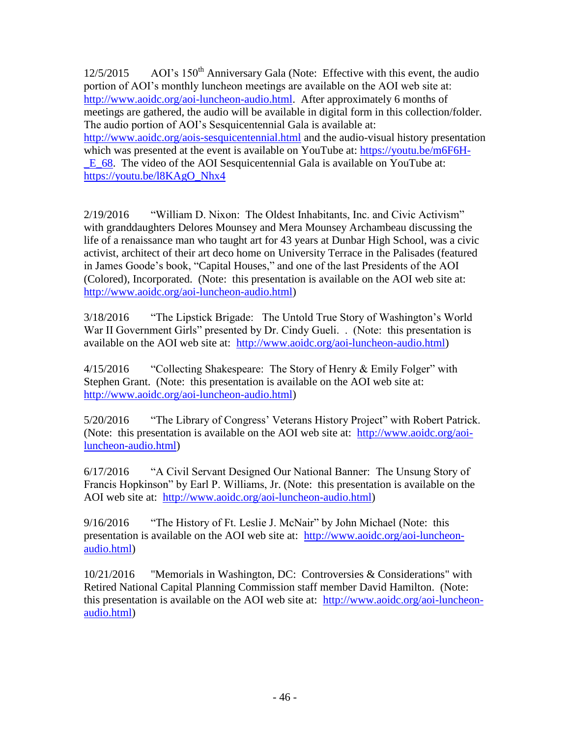12/5/2015 AOI's 150th Anniversary Gala (Note: Effective with this event, the audio portion of AOI's monthly luncheon meetings are available on the AOI web site at: http://www.aoidc.org/aoi-luncheon-audio.html. After approximately 6 months of meetings are gathered, the audio will be available in digital form in this collection/folder. The audio portion of AOI's Sesquicentennial Gala is available at: http://www.aoidc.org/aois-sesquicentennial.html and the audio-visual history presentation which was presented at the event is available on YouTube at: https://youtu.be/m6F6H-_E_68. The video of the AOI Sesquicentennial Gala is available on YouTube at: https://youtu.be/l8KAgO_Nhx4

2/19/2016 "William D. Nixon: The Oldest Inhabitants, Inc. and Civic Activism" with granddaughters Delores Mounsey and Mera Mounsey Archambeau discussing the life of a renaissance man who taught art for 43 years at Dunbar High School, was a civic activist, architect of their art deco home on University Terrace in the Palisades (featured in James Goode's book, "Capital Houses," and one of the last Presidents of the AOI (Colored), Incorporated. (Note: this presentation is available on the AOI web site at: http://www.aoidc.org/aoi-luncheon-audio.html)

3/18/2016 "The Lipstick Brigade: The Untold True Story of Washington's World War II Government Girls" presented by Dr. Cindy Gueli. . (Note: this presentation is available on the AOI web site at: http://www.aoidc.org/aoi-luncheon-audio.html)

4/15/2016 "Collecting Shakespeare: The Story of Henry & Emily Folger" with Stephen Grant. (Note: this presentation is available on the AOI web site at: http://www.aoidc.org/aoi-luncheon-audio.html)

5/20/2016 "The Library of Congress' Veterans History Project" with Robert Patrick. (Note: this presentation is available on the AOI web site at: http://www.aoidc.org/aoi-luncheon-audio.html)

6/17/2016 "A Civil Servant Designed Our National Banner: The Unsung Story of Francis Hopkinson" by Earl P. Williams, Jr. (Note: this presentation is available on the AOI web site at: http://www.aoidc.org/aoi-luncheon-audio.html)

9/16/2016 "The History of Ft. Leslie J. McNair" by John Michael (Note: this presentation is available on the AOI web site at: http://www.aoidc.org/aoi-luncheon-audio.html)

10/21/2016 "Memorials in Washington, DC: Controversies & Considerations" with Retired National Capital Planning Commission staff member David Hamilton. (Note: this presentation is available on the AOI web site at: http://www.aoidc.org/aoi-luncheon-audio.html)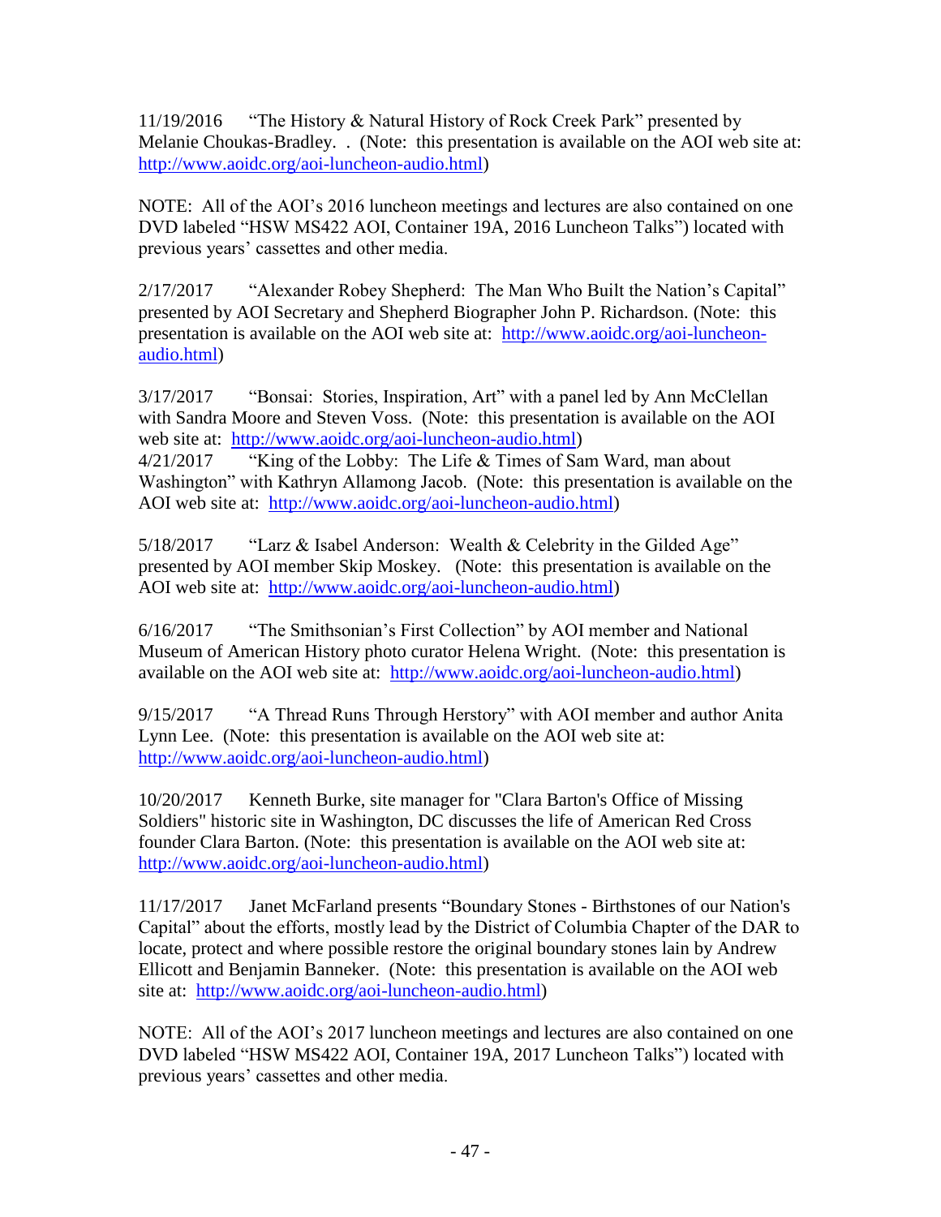11/19/2016 "The History & Natural History of Rock Creek Park" presented by Melanie Choukas-Bradley. . (Note: this presentation is available on the AOI web site at: http://www.aoidc.org/aoi-luncheon-audio.html)

NOTE: All of the AOI's 2016 luncheon meetings and lectures are also contained on one DVD labeled "HSW MS422 AOI, Container 19A, 2016 Luncheon Talks") located with previous years' cassettes and other media.

2/17/2017 "Alexander Robey Shepherd: The Man Who Built the Nation's Capital" presented by AOI Secretary and Shepherd Biographer John P. Richardson. (Note: this presentation is available on the AOI web site at: http://www.aoidc.org/aoi-luncheon-audio.html)

3/17/2017 "Bonsai: Stories, Inspiration, Art" with a panel led by Ann McClellan with Sandra Moore and Steven Voss. (Note: this presentation is available on the AOI web site at: http://www.aoidc.org/aoi-luncheon-audio.html)
4/21/2017 "King of the Lobby: The Life & Times of Sam Ward, man about Washington" with Kathryn Allamong Jacob. (Note: this presentation is available on the AOI web site at: http://www.aoidc.org/aoi-luncheon-audio.html)

5/18/2017 "Larz & Isabel Anderson: Wealth & Celebrity in the Gilded Age" presented by AOI member Skip Moskey. (Note: this presentation is available on the AOI web site at: http://www.aoidc.org/aoi-luncheon-audio.html)

6/16/2017 "The Smithsonian's First Collection" by AOI member and National Museum of American History photo curator Helena Wright. (Note: this presentation is available on the AOI web site at: http://www.aoidc.org/aoi-luncheon-audio.html)

9/15/2017 "A Thread Runs Through Herstory" with AOI member and author Anita Lynn Lee. (Note: this presentation is available on the AOI web site at: http://www.aoidc.org/aoi-luncheon-audio.html)

10/20/2017 Kenneth Burke, site manager for "Clara Barton's Office of Missing Soldiers" historic site in Washington, DC discusses the life of American Red Cross founder Clara Barton. (Note: this presentation is available on the AOI web site at: http://www.aoidc.org/aoi-luncheon-audio.html)

11/17/2017 Janet McFarland presents "Boundary Stones - Birthstones of our Nation's Capital" about the efforts, mostly lead by the District of Columbia Chapter of the DAR to locate, protect and where possible restore the original boundary stones lain by Andrew Ellicott and Benjamin Banneker. (Note: this presentation is available on the AOI web site at: http://www.aoidc.org/aoi-luncheon-audio.html)

NOTE: All of the AOI's 2017 luncheon meetings and lectures are also contained on one DVD labeled "HSW MS422 AOI, Container 19A, 2017 Luncheon Talks") located with previous years' cassettes and other media.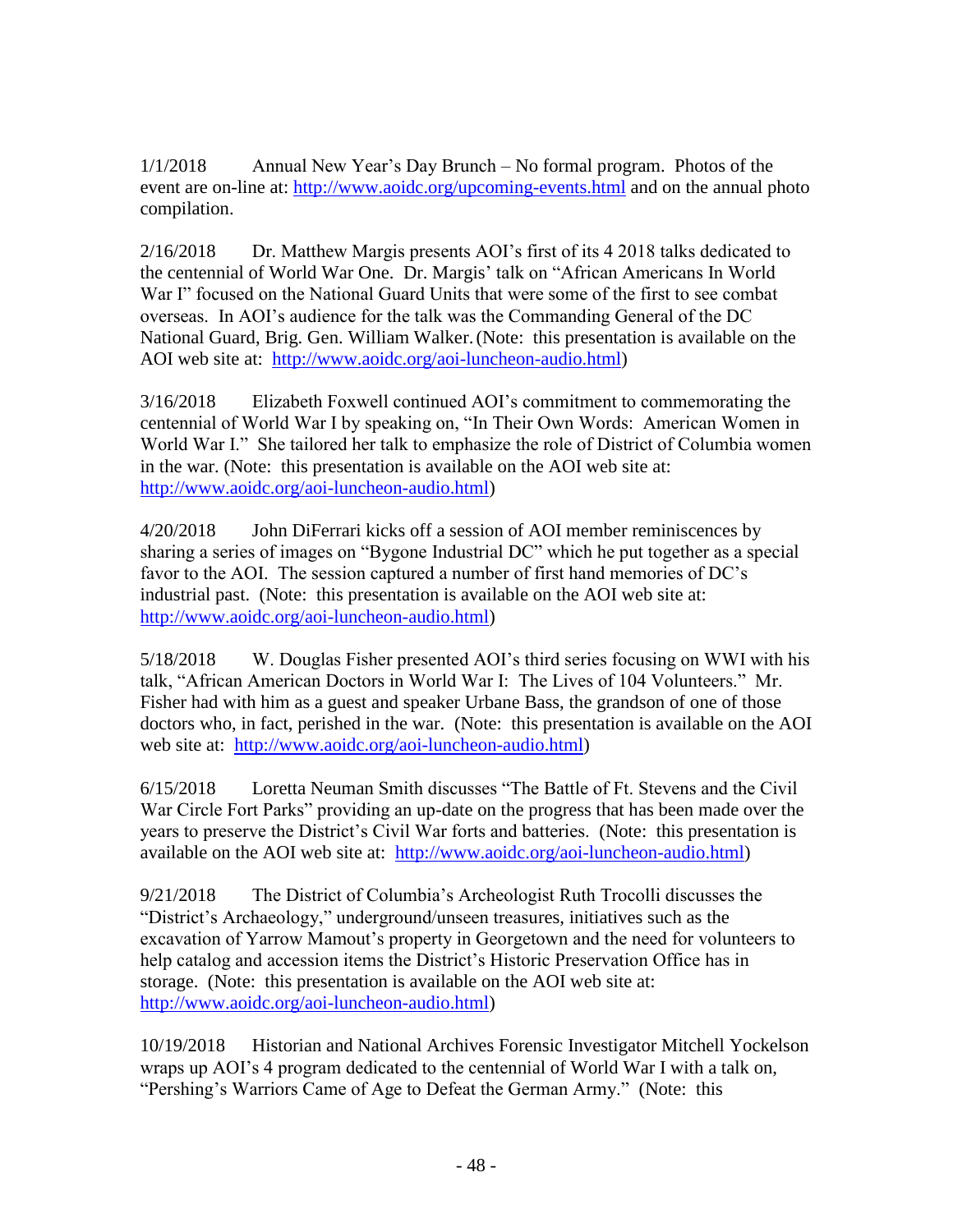1/1/2018 Annual New Year's Day Brunch – No formal program. Photos of the event are on-line at: http://www.aoidc.org/upcoming-events.html and on the annual photo compilation.

2/16/2018 Dr. Matthew Margis presents AOI's first of its 4 2018 talks dedicated to the centennial of World War One. Dr. Margis' talk on "African Americans In World War I" focused on the National Guard Units that were some of the first to see combat overseas. In AOI's audience for the talk was the Commanding General of the DC National Guard, Brig. Gen. William Walker. (Note: this presentation is available on the AOI web site at: http://www.aoidc.org/aoi-luncheon-audio.html)

3/16/2018 Elizabeth Foxwell continued AOI's commitment to commemorating the centennial of World War I by speaking on, "In Their Own Words: American Women in World War I." She tailored her talk to emphasize the role of District of Columbia women in the war. (Note: this presentation is available on the AOI web site at: http://www.aoidc.org/aoi-luncheon-audio.html)

4/20/2018 John DiFerrari kicks off a session of AOI member reminiscences by sharing a series of images on "Bygone Industrial DC" which he put together as a special favor to the AOI. The session captured a number of first hand memories of DC's industrial past. (Note: this presentation is available on the AOI web site at: http://www.aoidc.org/aoi-luncheon-audio.html)

5/18/2018 W. Douglas Fisher presented AOI's third series focusing on WWI with his talk, "African American Doctors in World War I: The Lives of 104 Volunteers." Mr. Fisher had with him as a guest and speaker Urbane Bass, the grandson of one of those doctors who, in fact, perished in the war. (Note: this presentation is available on the AOI web site at: http://www.aoidc.org/aoi-luncheon-audio.html)

6/15/2018 Loretta Neuman Smith discusses "The Battle of Ft. Stevens and the Civil War Circle Fort Parks" providing an up-date on the progress that has been made over the years to preserve the District's Civil War forts and batteries. (Note: this presentation is available on the AOI web site at: http://www.aoidc.org/aoi-luncheon-audio.html)

9/21/2018 The District of Columbia's Archeologist Ruth Trocolli discusses the "District's Archaeology," underground/unseen treasures, initiatives such as the excavation of Yarrow Mamout's property in Georgetown and the need for volunteers to help catalog and accession items the District's Historic Preservation Office has in storage. (Note: this presentation is available on the AOI web site at: http://www.aoidc.org/aoi-luncheon-audio.html)

10/19/2018 Historian and National Archives Forensic Investigator Mitchell Yockelson wraps up AOI's 4 program dedicated to the centennial of World War I with a talk on, "Pershing's Warriors Came of Age to Defeat the German Army." (Note: this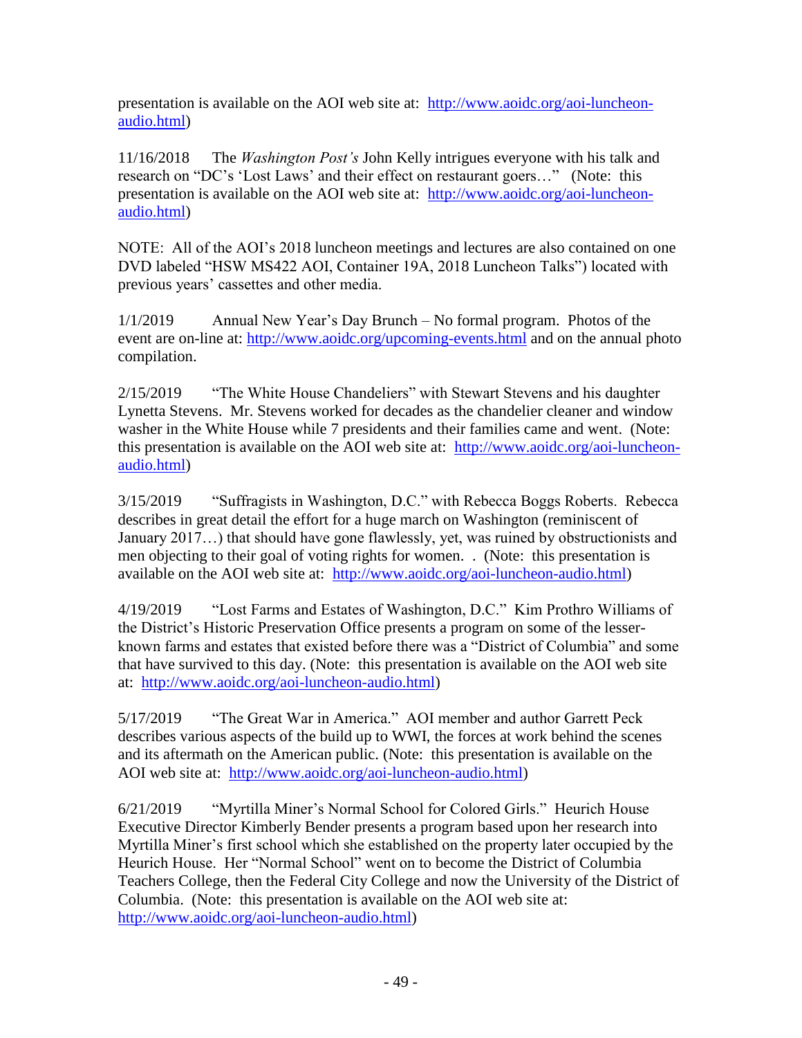presentation is available on the AOI web site at: http://www.aoidc.org/aoi-luncheon-audio.html)

11/16/2018 The *Washington Post's* John Kelly intrigues everyone with his talk and research on "DC's 'Lost Laws' and their effect on restaurant goers…" (Note: this presentation is available on the AOI web site at: http://www.aoidc.org/aoi-luncheon-audio.html)

NOTE: All of the AOI's 2018 luncheon meetings and lectures are also contained on one DVD labeled "HSW MS422 AOI, Container 19A, 2018 Luncheon Talks") located with previous years' cassettes and other media.

1/1/2019 Annual New Year's Day Brunch – No formal program. Photos of the event are on-line at: http://www.aoidc.org/upcoming-events.html and on the annual photo compilation.

2/15/2019 "The White House Chandeliers" with Stewart Stevens and his daughter Lynetta Stevens. Mr. Stevens worked for decades as the chandelier cleaner and window washer in the White House while 7 presidents and their families came and went. (Note: this presentation is available on the AOI web site at: http://www.aoidc.org/aoi-luncheon-audio.html)

3/15/2019 "Suffragists in Washington, D.C." with Rebecca Boggs Roberts. Rebecca describes in great detail the effort for a huge march on Washington (reminiscent of January 2017…) that should have gone flawlessly, yet, was ruined by obstructionists and men objecting to their goal of voting rights for women. . (Note: this presentation is available on the AOI web site at: http://www.aoidc.org/aoi-luncheon-audio.html)

4/19/2019 "Lost Farms and Estates of Washington, D.C." Kim Prothro Williams of the District's Historic Preservation Office presents a program on some of the lesser-known farms and estates that existed before there was a "District of Columbia" and some that have survived to this day. (Note: this presentation is available on the AOI web site at: http://www.aoidc.org/aoi-luncheon-audio.html)

5/17/2019 "The Great War in America." AOI member and author Garrett Peck describes various aspects of the build up to WWI, the forces at work behind the scenes and its aftermath on the American public. (Note: this presentation is available on the AOI web site at: http://www.aoidc.org/aoi-luncheon-audio.html)

6/21/2019 "Myrtilla Miner's Normal School for Colored Girls." Heurich House Executive Director Kimberly Bender presents a program based upon her research into Myrtilla Miner's first school which she established on the property later occupied by the Heurich House. Her "Normal School" went on to become the District of Columbia Teachers College, then the Federal City College and now the University of the District of Columbia. (Note: this presentation is available on the AOI web site at: http://www.aoidc.org/aoi-luncheon-audio.html)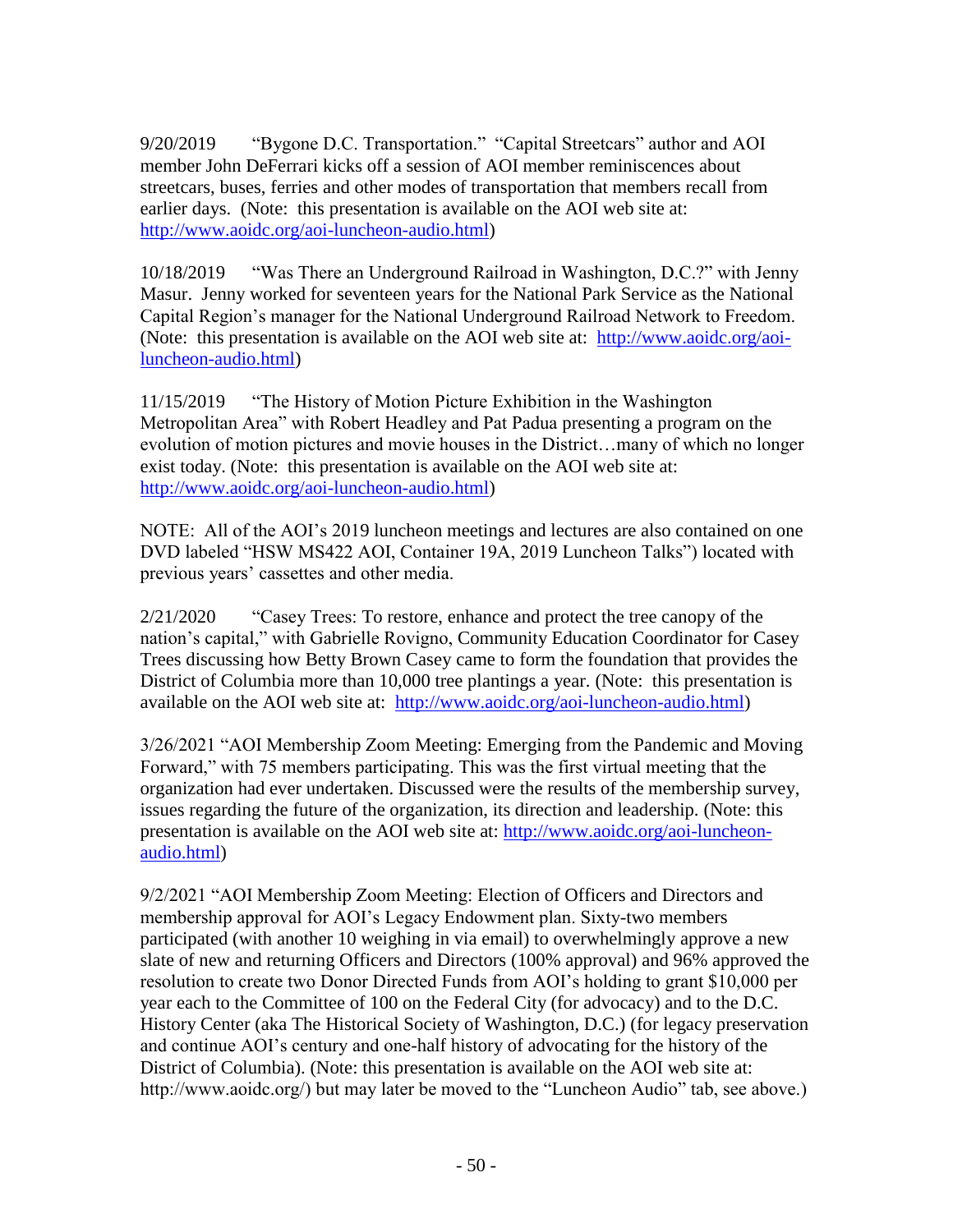9/20/2019 "Bygone D.C. Transportation." "Capital Streetcars" author and AOI member John DeFerrari kicks off a session of AOI member reminiscences about streetcars, buses, ferries and other modes of transportation that members recall from earlier days. (Note: this presentation is available on the AOI web site at: http://www.aoidc.org/aoi-luncheon-audio.html)

10/18/2019 "Was There an Underground Railroad in Washington, D.C.?" with Jenny Masur. Jenny worked for seventeen years for the National Park Service as the National Capital Region's manager for the National Underground Railroad Network to Freedom. (Note: this presentation is available on the AOI web site at: http://www.aoidc.org/aoi-luncheon-audio.html)

11/15/2019 "The History of Motion Picture Exhibition in the Washington Metropolitan Area" with Robert Headley and Pat Padua presenting a program on the evolution of motion pictures and movie houses in the District…many of which no longer exist today. (Note: this presentation is available on the AOI web site at: http://www.aoidc.org/aoi-luncheon-audio.html)

NOTE: All of the AOI's 2019 luncheon meetings and lectures are also contained on one DVD labeled "HSW MS422 AOI, Container 19A, 2019 Luncheon Talks") located with previous years' cassettes and other media.

2/21/2020 "Casey Trees: To restore, enhance and protect the tree canopy of the nation's capital," with Gabrielle Rovigno, Community Education Coordinator for Casey Trees discussing how Betty Brown Casey came to form the foundation that provides the District of Columbia more than 10,000 tree plantings a year. (Note: this presentation is available on the AOI web site at: http://www.aoidc.org/aoi-luncheon-audio.html)

3/26/2021 "AOI Membership Zoom Meeting: Emerging from the Pandemic and Moving Forward," with 75 members participating. This was the first virtual meeting that the organization had ever undertaken. Discussed were the results of the membership survey, issues regarding the future of the organization, its direction and leadership. (Note: this presentation is available on the AOI web site at: http://www.aoidc.org/aoi-luncheon-audio.html)

9/2/2021 "AOI Membership Zoom Meeting: Election of Officers and Directors and membership approval for AOI's Legacy Endowment plan. Sixty-two members participated (with another 10 weighing in via email) to overwhelmingly approve a new slate of new and returning Officers and Directors (100% approval) and 96% approved the resolution to create two Donor Directed Funds from AOI's holding to grant $10,000 per year each to the Committee of 100 on the Federal City (for advocacy) and to the D.C. History Center (aka The Historical Society of Washington, D.C.) (for legacy preservation and continue AOI's century and one-half history of advocating for the history of the District of Columbia). (Note: this presentation is available on the AOI web site at: http://www.aoidc.org/) but may later be moved to the "Luncheon Audio" tab, see above.)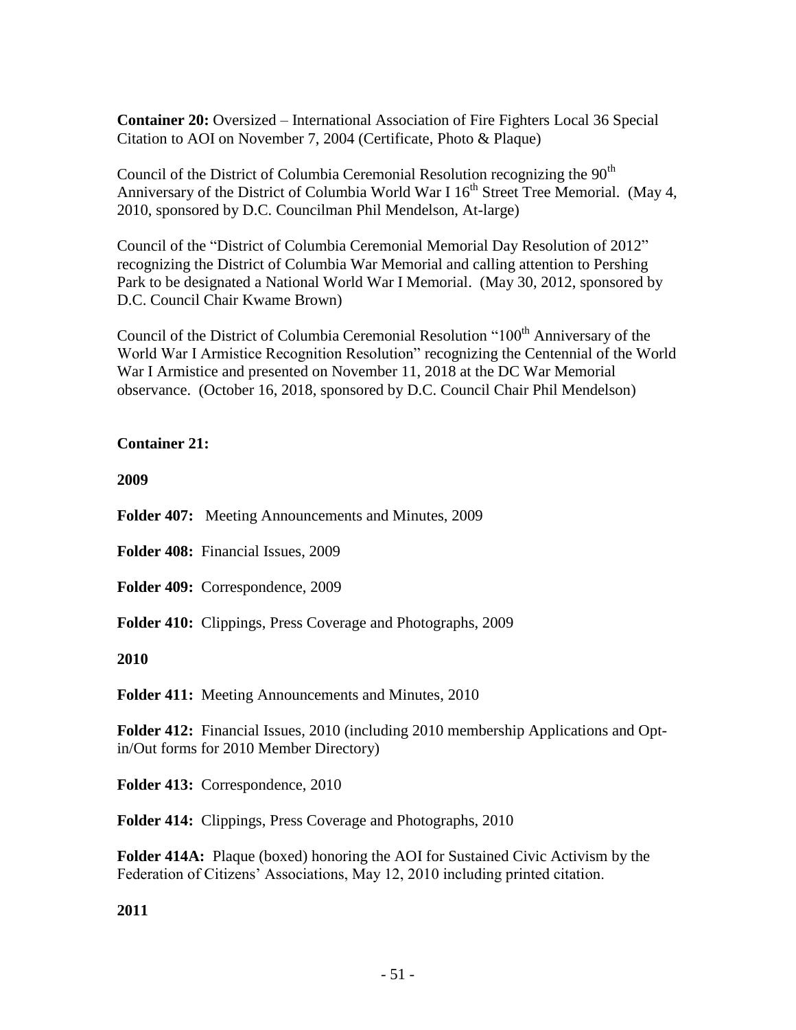**Container 20:** Oversized – International Association of Fire Fighters Local 36 Special Citation to AOI on November 7, 2004 (Certificate, Photo & Plaque)

Council of the District of Columbia Ceremonial Resolution recognizing the 90th Anniversary of the District of Columbia World War I 16th Street Tree Memorial. (May 4, 2010, sponsored by D.C. Councilman Phil Mendelson, At-large)

Council of the "District of Columbia Ceremonial Memorial Day Resolution of 2012" recognizing the District of Columbia War Memorial and calling attention to Pershing Park to be designated a National World War I Memorial. (May 30, 2012, sponsored by D.C. Council Chair Kwame Brown)

Council of the District of Columbia Ceremonial Resolution "100th Anniversary of the World War I Armistice Recognition Resolution" recognizing the Centennial of the World War I Armistice and presented on November 11, 2018 at the DC War Memorial observance. (October 16, 2018, sponsored by D.C. Council Chair Phil Mendelson)

**Container 21:**

**2009**

**Folder 407:** Meeting Announcements and Minutes, 2009

**Folder 408:** Financial Issues, 2009

**Folder 409:** Correspondence, 2009

**Folder 410:** Clippings, Press Coverage and Photographs, 2009

**2010**

**Folder 411:** Meeting Announcements and Minutes, 2010

**Folder 412:** Financial Issues, 2010 (including 2010 membership Applications and Opt-in/Out forms for 2010 Member Directory)

**Folder 413:** Correspondence, 2010

**Folder 414:** Clippings, Press Coverage and Photographs, 2010

**Folder 414A:** Plaque (boxed) honoring the AOI for Sustained Civic Activism by the Federation of Citizens' Associations, May 12, 2010 including printed citation.

**2011**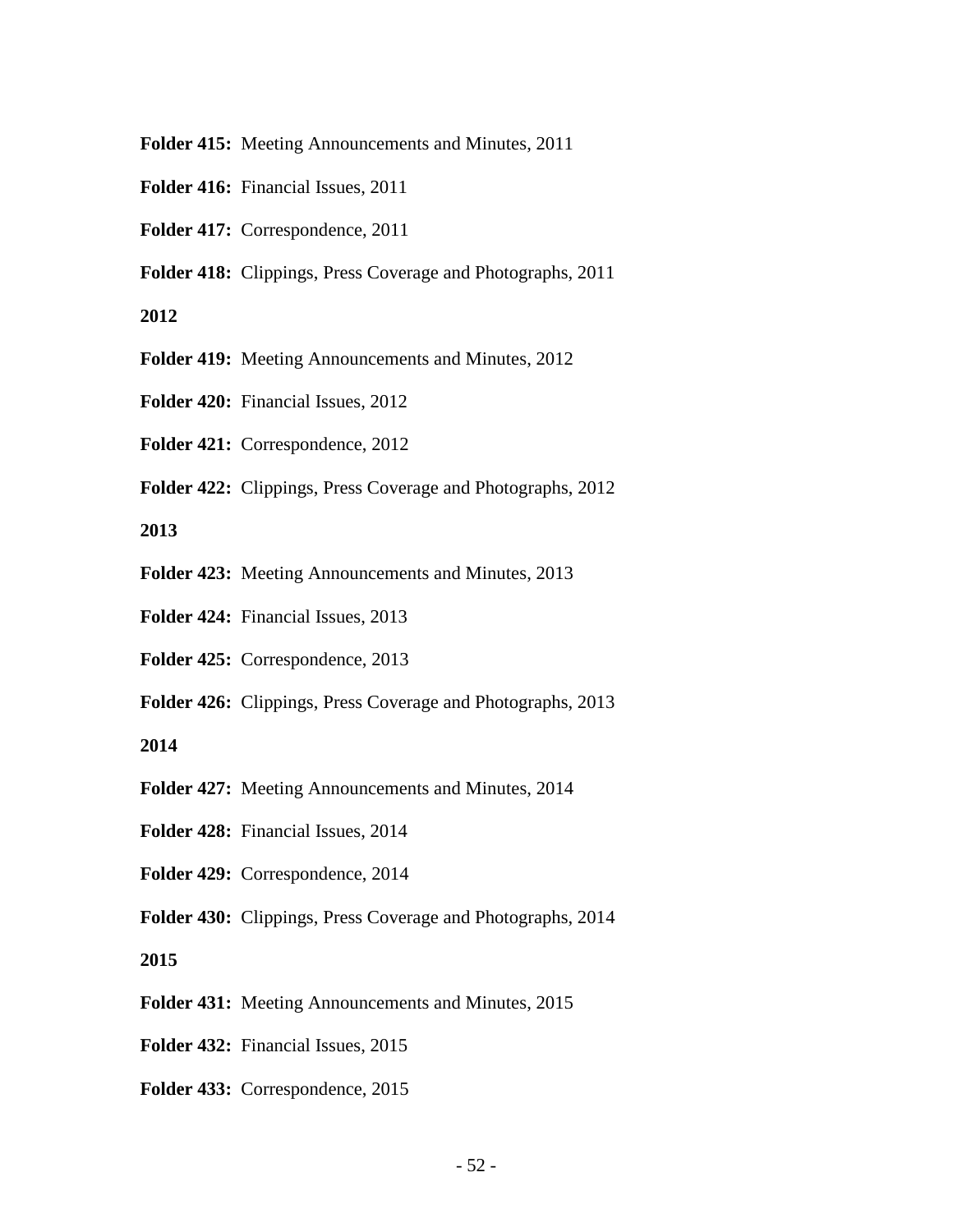**Folder 415:** Meeting Announcements and Minutes, 2011

**Folder 416:** Financial Issues, 2011

**Folder 417:** Correspondence, 2011

**Folder 418:** Clippings, Press Coverage and Photographs, 2011

**2012**

**Folder 419:** Meeting Announcements and Minutes, 2012

**Folder 420:** Financial Issues, 2012

**Folder 421:** Correspondence, 2012

**Folder 422:** Clippings, Press Coverage and Photographs, 2012

**2013**

**Folder 423:** Meeting Announcements and Minutes, 2013

**Folder 424:** Financial Issues, 2013

**Folder 425:** Correspondence, 2013

**Folder 426:** Clippings, Press Coverage and Photographs, 2013

**2014**

**Folder 427:** Meeting Announcements and Minutes, 2014

**Folder 428:** Financial Issues, 2014

**Folder 429:** Correspondence, 2014

**Folder 430:** Clippings, Press Coverage and Photographs, 2014

**2015**

**Folder 431:** Meeting Announcements and Minutes, 2015

**Folder 432:** Financial Issues, 2015

**Folder 433:** Correspondence, 2015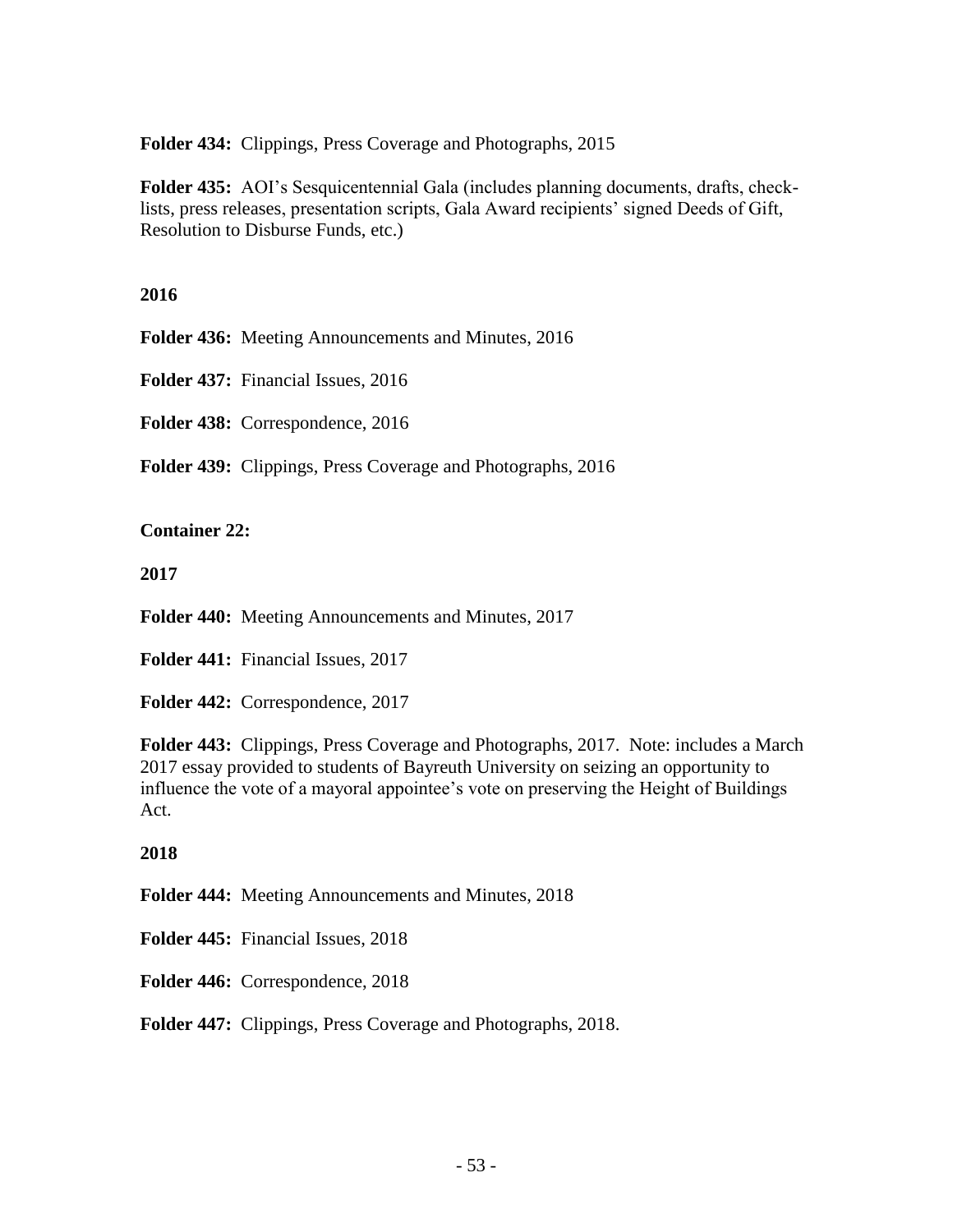**Folder 434:** Clippings, Press Coverage and Photographs, 2015

**Folder 435:** AOI's Sesquicentennial Gala (includes planning documents, drafts, check-lists, press releases, presentation scripts, Gala Award recipients' signed Deeds of Gift, Resolution to Disburse Funds, etc.)

**2016**

**Folder 436:** Meeting Announcements and Minutes, 2016

**Folder 437:** Financial Issues, 2016

**Folder 438:** Correspondence, 2016

**Folder 439:** Clippings, Press Coverage and Photographs, 2016

**Container 22:**

**2017**

**Folder 440:** Meeting Announcements and Minutes, 2017

**Folder 441:** Financial Issues, 2017

**Folder 442:** Correspondence, 2017

**Folder 443:** Clippings, Press Coverage and Photographs, 2017. Note: includes a March 2017 essay provided to students of Bayreuth University on seizing an opportunity to influence the vote of a mayoral appointee's vote on preserving the Height of Buildings Act.

**2018**

**Folder 444:** Meeting Announcements and Minutes, 2018

**Folder 445:** Financial Issues, 2018

**Folder 446:** Correspondence, 2018

**Folder 447:** Clippings, Press Coverage and Photographs, 2018.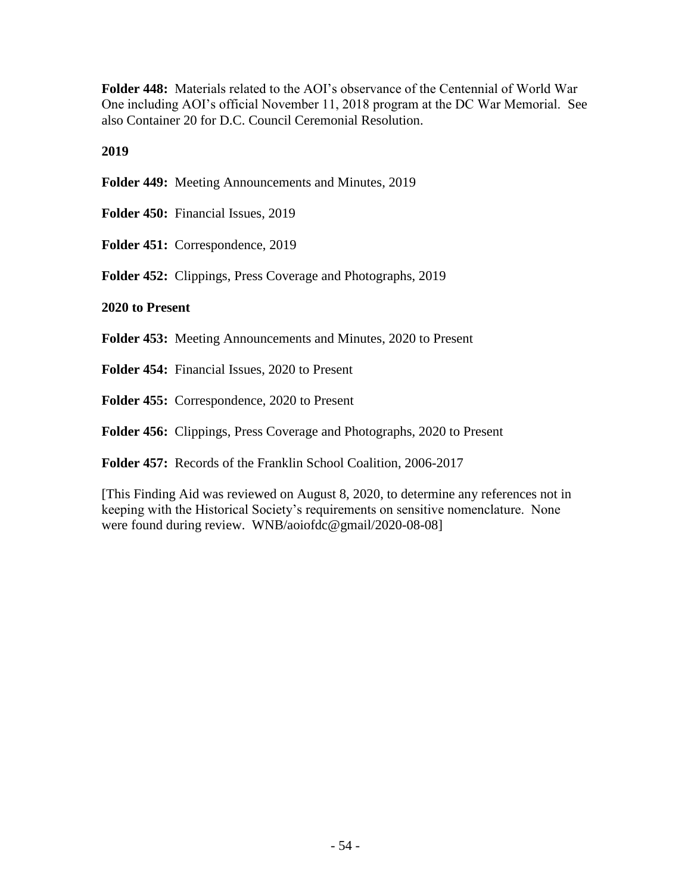**Folder 448:** Materials related to the AOI's observance of the Centennial of World War One including AOI's official November 11, 2018 program at the DC War Memorial. See also Container 20 for D.C. Council Ceremonial Resolution.

**2019**

**Folder 449:** Meeting Announcements and Minutes, 2019

**Folder 450:** Financial Issues, 2019

**Folder 451:** Correspondence, 2019

**Folder 452:** Clippings, Press Coverage and Photographs, 2019

**2020 to Present**

**Folder 453:** Meeting Announcements and Minutes, 2020 to Present

**Folder 454:** Financial Issues, 2020 to Present

**Folder 455:** Correspondence, 2020 to Present

**Folder 456:** Clippings, Press Coverage and Photographs, 2020 to Present

**Folder 457:** Records of the Franklin School Coalition, 2006-2017

[This Finding Aid was reviewed on August 8, 2020, to determine any references not in keeping with the Historical Society's requirements on sensitive nomenclature. None were found during review. WNB/aoiofdc@gmail/2020-08-08]